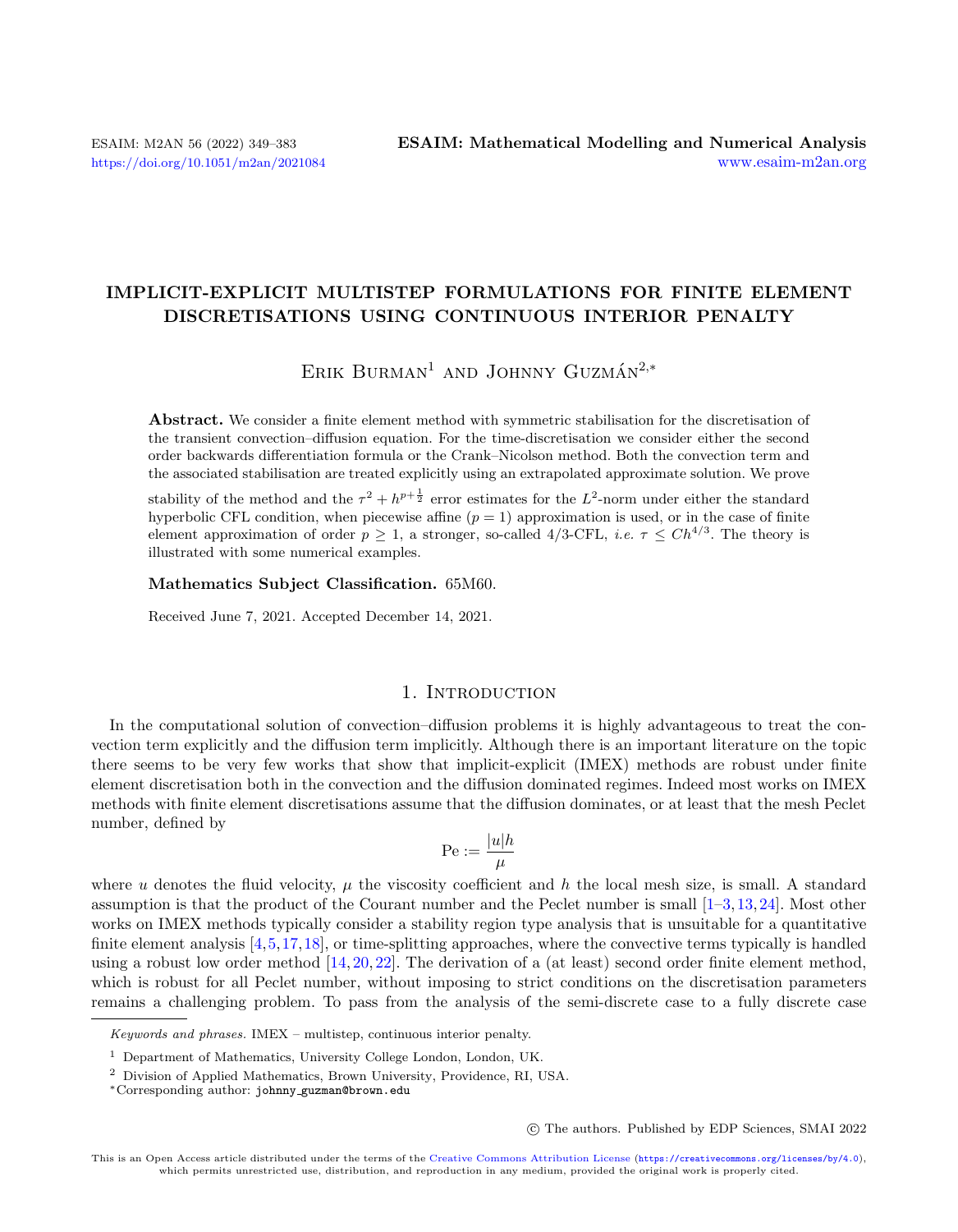# IMPLICIT-EXPLICIT MULTISTEP FORMULATIONS FOR FINITE ELEMENT DISCRETISATIONS USING CONTINUOUS INTERIOR PENALTY

Erik Burman[1] and Johnny Guzmán[2,*]

**Abstract.** We consider a finite element method with symmetric stabilisation for the discretisation of the transient convection–diffusion equation. For the time-discretisation we consider either the second order backwards differentiation formula or the Crank–Nicolson method. Both the convection term and the associated stabilisation are treated explicitly using an extrapolated approximate solution. We prove stability of the method and the $\tau^2 + h^{p+\frac{1}{2}}$ error estimates for the $L^2$-norm under either the standard hyperbolic CFL condition, when piecewise affine ($p = 1$) approximation is used, or in the case of finite element approximation of order $p \geq 1$, a stronger, so-called 4/3-CFL, *i.e.* $\tau \leq Ch^{4/3}$. The theory is illustrated with some numerical examples.

**Mathematics Subject Classification.** 65M60.

Received June 7, 2021. Accepted December 14, 2021.

## 1. Introduction

In the computational solution of convection–diffusion problems it is highly advantageous to treat the convection term explicitly and the diffusion term implicitly. Although there is an important literature on the topic there seems to be very few works that show that implicit-explicit (IMEX) methods are robust under finite element discretisation both in the convection and the diffusion dominated regimes. Indeed most works on IMEX methods with finite element discretisations assume that the diffusion dominates, or at least that the mesh Peclet number, defined by

$$\mathrm{Pe} := \frac{|u|h}{\mu}$$

where $u$ denotes the fluid velocity, $\mu$ the viscosity coefficient and $h$ the local mesh size, is small. A standard assumption is that the product of the Courant number and the Peclet number is small [1–3, 13, 24]. Most other works on IMEX methods typically consider a stability region type analysis that is unsuitable for a quantitative finite element analysis [4, 5, 17, 18], or time-splitting approaches, where the convective terms typically is handled using a robust low order method [14, 20, 22]. The derivation of a (at least) second order finite element method, which is robust for all Peclet number, without imposing to strict conditions on the discretisation parameters remains a challenging problem. To pass from the analysis of the semi-discrete case to a fully discrete case

---

*Keywords and phrases.* IMEX – multistep, continuous interior penalty.

[1] Department of Mathematics, University College London, London, UK.

[2] Division of Applied Mathematics, Brown University, Providence, RI, USA.

*Corresponding author: johnny_guzman@brown.edu

© The authors. Published by EDP Sciences, SMAI 2022

This is an Open Access article distributed under the terms of the Creative Commons Attribution License (https://creativecommons.org/licenses/by/4.0), which permits unrestricted use, distribution, and reproduction in any medium, provided the original work is properly cited.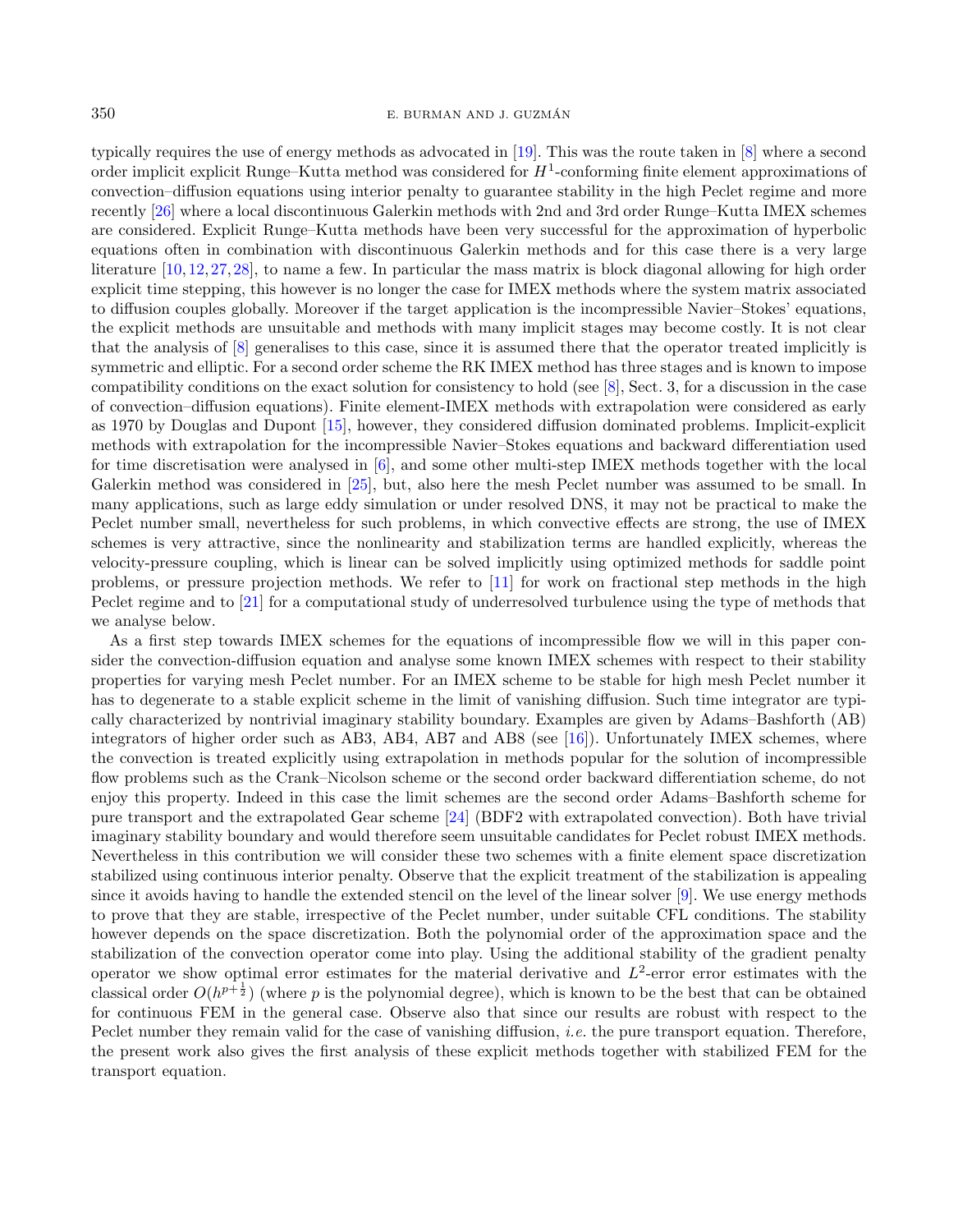typically requires the use of energy methods as advocated in [19]. This was the route taken in [8] where a second order implicit explicit Runge–Kutta method was considered for $H^1$-conforming finite element approximations of convection–diffusion equations using interior penalty to guarantee stability in the high Peclet regime and more recently [26] where a local discontinuous Galerkin methods with 2nd and 3rd order Runge–Kutta IMEX schemes are considered. Explicit Runge–Kutta methods have been very successful for the approximation of hyperbolic equations often in combination with discontinuous Galerkin methods and for this case there is a very large literature [10, 12, 27, 28], to name a few. In particular the mass matrix is block diagonal allowing for high order explicit time stepping, this however is no longer the case for IMEX methods where the system matrix associated to diffusion couples globally. Moreover if the target application is the incompressible Navier–Stokes' equations, the explicit methods are unsuitable and methods with many implicit stages may become costly. It is not clear that the analysis of [8] generalises to this case, since it is assumed there that the operator treated implicitly is symmetric and elliptic. For a second order scheme the RK IMEX method has three stages and is known to impose compatibility conditions on the exact solution for consistency to hold (see [8], Sect. 3, for a discussion in the case of convection–diffusion equations). Finite element-IMEX methods with extrapolation were considered as early as 1970 by Douglas and Dupont [15], however, they considered diffusion dominated problems. Implicit-explicit methods with extrapolation for the incompressible Navier–Stokes equations and backward differentiation used for time discretisation were analysed in [6], and some other multi-step IMEX methods together with the local Galerkin method was considered in [25], but, also here the mesh Peclet number was assumed to be small. In many applications, such as large eddy simulation or under resolved DNS, it may not be practical to make the Peclet number small, nevertheless for such problems, in which convective effects are strong, the use of IMEX schemes is very attractive, since the nonlinearity and stabilization terms are handled explicitly, whereas the velocity-pressure coupling, which is linear can be solved implicitly using optimized methods for saddle point problems, or pressure projection methods. We refer to [11] for work on fractional step methods in the high Peclet regime and to [21] for a computational study of underresolved turbulence using the type of methods that we analyse below.

As a first step towards IMEX schemes for the equations of incompressible flow we will in this paper consider the convection-diffusion equation and analyse some known IMEX schemes with respect to their stability properties for varying mesh Peclet number. For an IMEX scheme to be stable for high mesh Peclet number it has to degenerate to a stable explicit scheme in the limit of vanishing diffusion. Such time integrator are typically characterized by nontrivial imaginary stability boundary. Examples are given by Adams–Bashforth (AB) integrators of higher order such as AB3, AB4, AB7 and AB8 (see [16]). Unfortunately IMEX schemes, where the convection is treated explicitly using extrapolation in methods popular for the solution of incompressible flow problems such as the Crank–Nicolson scheme or the second order backward differentiation scheme, do not enjoy this property. Indeed in this case the limit schemes are the second order Adams–Bashforth scheme for pure transport and the extrapolated Gear scheme [24] (BDF2 with extrapolated convection). Both have trivial imaginary stability boundary and would therefore seem unsuitable candidates for Peclet robust IMEX methods. Nevertheless in this contribution we will consider these two schemes with a finite element space discretization stabilized using continuous interior penalty. Observe that the explicit treatment of the stabilization is appealing since it avoids having to handle the extended stencil on the level of the linear solver [9]. We use energy methods to prove that they are stable, irrespective of the Peclet number, under suitable CFL conditions. The stability however depends on the space discretization. Both the polynomial order of the approximation space and the stabilization of the convection operator come into play. Using the additional stability of the gradient penalty operator we show optimal error estimates for the material derivative and $L^2$-error error estimates with the classical order $O(h^{p+\frac{1}{2}})$ (where $p$ is the polynomial degree), which is known to be the best that can be obtained for continuous FEM in the general case. Observe also that since our results are robust with respect to the Peclet number they remain valid for the case of vanishing diffusion, *i.e.* the pure transport equation. Therefore, the present work also gives the first analysis of these explicit methods together with stabilized FEM for the transport equation.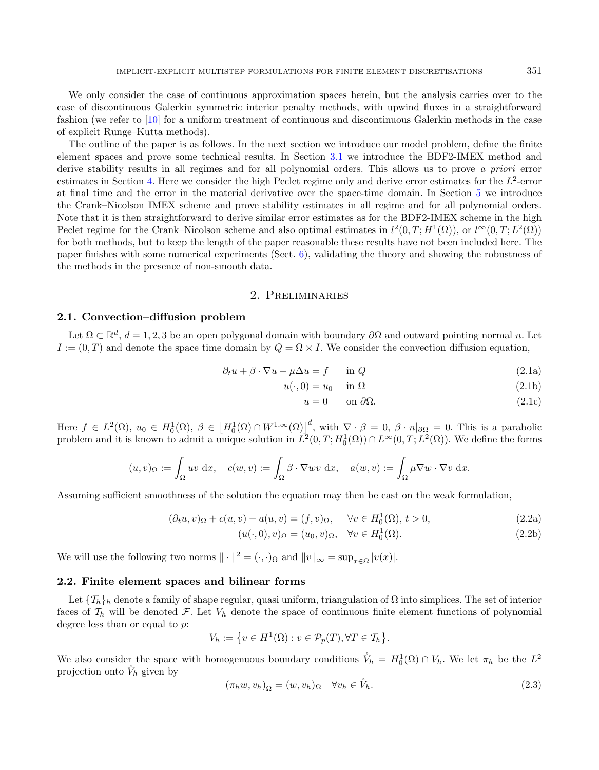We only consider the case of continuous approximation spaces herein, but the analysis carries over to the case of discontinuous Galerkin symmetric interior penalty methods, with upwind fluxes in a straightforward fashion (we refer to [10] for a uniform treatment of continuous and discontinuous Galerkin methods in the case of explicit Runge–Kutta methods).

The outline of the paper is as follows. In the next section we introduce our model problem, define the finite element spaces and prove some technical results. In Section 3.1 we introduce the BDF2-IMEX method and derive stability results in all regimes and for all polynomial orders. This allows us to prove *a priori* error estimates in Section 4. Here we consider the high Peclet regime only and derive error estimates for the $L^2$-error at final time and the error in the material derivative over the space-time domain. In Section 5 we introduce the Crank–Nicolson IMEX scheme and prove stability estimates in all regime and for all polynomial orders. Note that it is then straightforward to derive similar error estimates as for the BDF2-IMEX scheme in the high Peclet regime for the Crank–Nicolson scheme and also optimal estimates in $l^2(0,T;H^1(\Omega))$, or $l^\infty(0,T;L^2(\Omega))$ for both methods, but to keep the length of the paper reasonable these results have not been included here. The paper finishes with some numerical experiments (Sect. 6), validating the theory and showing the robustness of the methods in the presence of non-smooth data.

## 2. Preliminaries

### 2.1. Convection–diffusion problem

Let $\Omega \subset \mathbb{R}^d$, $d = 1, 2, 3$ be an open polygonal domain with boundary $\partial\Omega$ and outward pointing normal $n$. Let $I := (0,T)$ and denote the space time domain by $Q = \Omega \times I$. We consider the convection diffusion equation,

$$\partial_t u + \beta \cdot \nabla u - \mu \Delta u = f \quad \text{in } Q \tag{2.1a}$$

$$u(\cdot, 0) = u_0 \quad \text{in } \Omega \tag{2.1b}$$

$$u = 0 \quad \text{on } \partial\Omega. \tag{2.1c}$$

Here $f \in L^2(\Omega)$, $u_0 \in H^1_0(\Omega)$, $\beta \in \left[H^1_0(\Omega) \cap W^{1,\infty}(\Omega)\right]^d$, with $\nabla \cdot \beta = 0$, $\beta \cdot n|_{\partial\Omega} = 0$. This is a parabolic problem and it is known to admit a unique solution in $L^2(0,T;H^1_0(\Omega)) \cap L^\infty(0,T;L^2(\Omega))$. We define the forms

$$(u,v)_\Omega := \int_\Omega uv \,\mathrm{d}x, \quad c(w,v) := \int_\Omega \beta \cdot \nabla w v \,\mathrm{d}x, \quad a(w,v) := \int_\Omega \mu \nabla w \cdot \nabla v \,\mathrm{d}x.$$

Assuming sufficient smoothness of the solution the equation may then be cast on the weak formulation,

$$(\partial_t u, v)_\Omega + c(u,v) + a(u,v) = (f,v)_\Omega, \quad \forall v \in H^1_0(\Omega),\ t > 0, \tag{2.2a}$$

$$(u(\cdot,0), v)_\Omega = (u_0, v)_\Omega, \quad \forall v \in H^1_0(\Omega). \tag{2.2b}$$

We will use the following two norms $\|\cdot\|^2 = (\cdot,\cdot)_\Omega$ and $\|v\|_\infty = \sup_{x \in \overline{\Omega}} |v(x)|$.

### 2.2. Finite element spaces and bilinear forms

Let $\{\mathcal{T}_h\}_h$ denote a family of shape regular, quasi uniform, triangulation of $\Omega$ into simplices. The set of interior faces of $\mathcal{T}_h$ will be denoted $\mathcal{F}$. Let $V_h$ denote the space of continuous finite element functions of polynomial degree less than or equal to $p$:

$$V_h := \left\{ v \in H^1(\Omega) : v \in \mathcal{P}_p(T), \forall T \in \mathcal{T}_h \right\}.$$

We also consider the space with homogenuous boundary conditions $\mathring{V}_h = H^1_0(\Omega) \cap V_h$. We let $\pi_h$ be the $L^2$ projection onto $\mathring{V}_h$ given by

$$(\pi_h w, v_h)_\Omega = (w, v_h)_\Omega \quad \forall v_h \in \mathring{V}_h. \tag{2.3}$$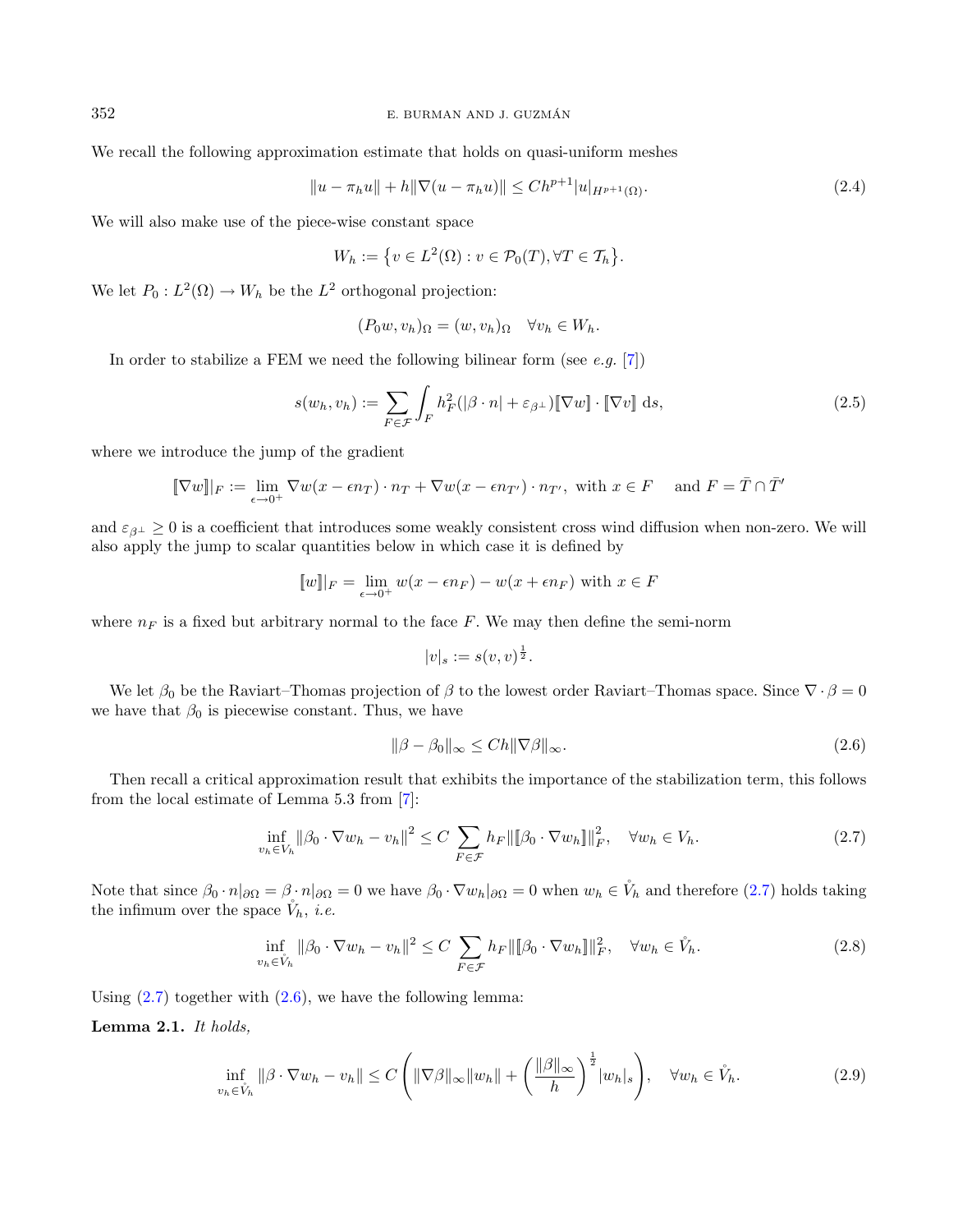We recall the following approximation estimate that holds on quasi-uniform meshes

$$\|u - \pi_h u\| + h\|\nabla(u - \pi_h u)\| \leq Ch^{p+1}|u|_{H^{p+1}(\Omega)}. \tag{2.4}$$

We will also make use of the piece-wise constant space

$$W_h := \{v \in L^2(\Omega) : v \in \mathcal{P}_0(T), \forall T \in \mathcal{T}_h\}.$$

We let $P_0 : L^2(\Omega) \to W_h$ be the $L^2$ orthogonal projection:

$$(P_0 w, v_h)_\Omega = (w, v_h)_\Omega \quad \forall v_h \in W_h.$$

In order to stabilize a FEM we need the following bilinear form (see *e.g.* [7])

$$s(w_h, v_h) := \sum_{F \in \mathcal{F}} \int_F h_F^2 (|\beta \cdot n| + \varepsilon_{\beta^\perp}) [\![\nabla w]\!] \cdot [\![\nabla v]\!] \, \mathrm{d}s, \tag{2.5}$$

where we introduce the jump of the gradient

$$[\![\nabla w]\!]|_F := \lim_{\epsilon \to 0^+} \nabla w(x - \epsilon n_T) \cdot n_T + \nabla w(x - \epsilon n_{T'}) \cdot n_{T'}, \text{ with } x \in F \quad \text{ and } F = \bar{T} \cap \bar{T}'$$

and $\varepsilon_{\beta^\perp} \geq 0$ is a coefficient that introduces some weakly consistent cross wind diffusion when non-zero. We will also apply the jump to scalar quantities below in which case it is defined by

$$[\![w]\!]|_F = \lim_{\epsilon \to 0^+} w(x - \epsilon n_F) - w(x + \epsilon n_F) \text{ with } x \in F$$

where $n_F$ is a fixed but arbitrary normal to the face $F$. We may then define the semi-norm

$$|v|_s := s(v, v)^{\frac{1}{2}}.$$

We let $\beta_0$ be the Raviart–Thomas projection of $\beta$ to the lowest order Raviart–Thomas space. Since $\nabla \cdot \beta = 0$ we have that $\beta_0$ is piecewise constant. Thus, we have

$$\|\beta - \beta_0\|_\infty \leq Ch\|\nabla \beta\|_\infty. \tag{2.6}$$

Then recall a critical approximation result that exhibits the importance of the stabilization term, this follows from the local estimate of Lemma 5.3 from [7]:

$$\inf_{v_h \in V_h} \|\beta_0 \cdot \nabla w_h - v_h\|^2 \leq C \sum_{F \in \mathcal{F}} h_F \|[\![\beta_0 \cdot \nabla w_h]\!]\|_F^2, \quad \forall w_h \in V_h. \tag{2.7}$$

Note that since $\beta_0 \cdot n|_{\partial\Omega} = \beta \cdot n|_{\partial\Omega} = 0$ we have $\beta_0 \cdot \nabla w_h|_{\partial\Omega} = 0$ when $w_h \in \mathring{V}_h$ and therefore (2.7) holds taking the infimum over the space $\mathring{V}_h$, *i.e.*

$$\inf_{v_h \in \mathring{V}_h} \|\beta_0 \cdot \nabla w_h - v_h\|^2 \leq C \sum_{F \in \mathcal{F}} h_F \|[\![\beta_0 \cdot \nabla w_h]\!]\|_F^2, \quad \forall w_h \in \mathring{V}_h. \tag{2.8}$$

Using (2.7) together with (2.6), we have the following lemma:

**Lemma 2.1.** *It holds,*

$$\inf_{v_h \in \mathring{V}_h} \|\beta \cdot \nabla w_h - v_h\| \leq C \left( \|\nabla \beta\|_\infty \|w_h\| + \left( \frac{\|\beta\|_\infty}{h} \right)^{\frac{1}{2}} |w_h|_s \right), \quad \forall w_h \in \mathring{V}_h. \tag{2.9}$$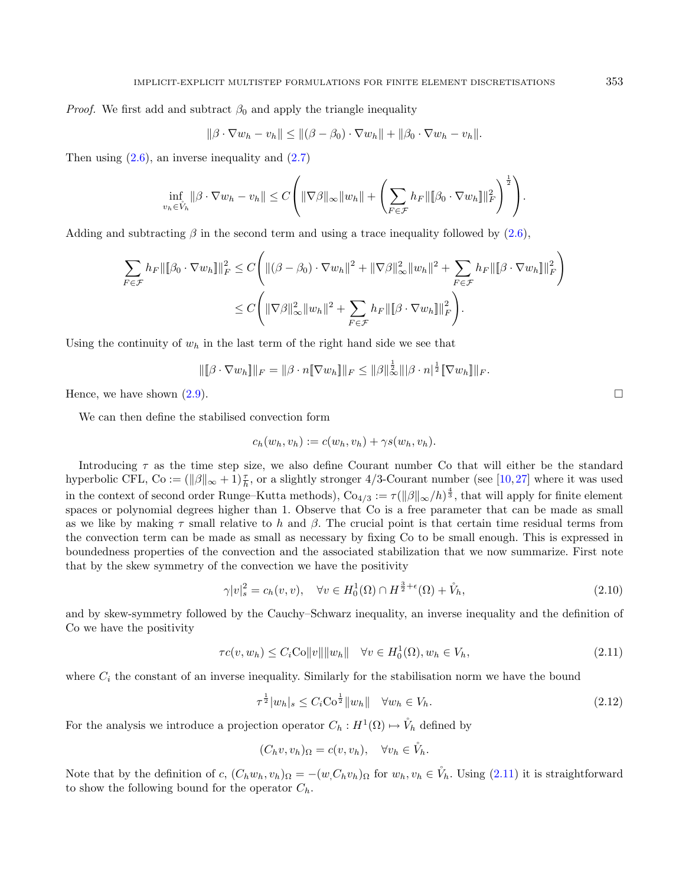*Proof.* We first add and subtract $\beta_0$ and apply the triangle inequality

$$\|\beta \cdot \nabla w_h - v_h\| \leq \|(\beta - \beta_0) \cdot \nabla w_h\| + \|\beta_0 \cdot \nabla w_h - v_h\|.$$

Then using (2.6), an inverse inequality and (2.7)

$$\inf_{v_h \in \mathring{V}_h} \|\beta \cdot \nabla w_h - v_h\| \leq C \left( \|\nabla \beta\|_\infty \|w_h\| + \left( \sum_{F \in \mathcal{F}} h_F \|[\![\beta_0 \cdot \nabla w_h]\!]\|_F^2 \right)^{\frac{1}{2}} \right).$$

Adding and subtracting $\beta$ in the second term and using a trace inequality followed by (2.6),

$$\begin{aligned}
\sum_{F \in \mathcal{F}} h_F \|[\![\beta_0 \cdot \nabla w_h]\!]\|_F^2 &\leq C \left( \|(\beta - \beta_0) \cdot \nabla w_h\|^2 + \|\nabla \beta\|_\infty^2 \|w_h\|^2 + \sum_{F \in \mathcal{F}} h_F \|[\![\beta \cdot \nabla w_h]\!]\|_F^2 \right) \\
&\leq C \left( \|\nabla \beta\|_\infty^2 \|w_h\|^2 + \sum_{F \in \mathcal{F}} h_F \|[\![\beta \cdot \nabla w_h]\!]\|_F^2 \right).
\end{aligned}$$

Using the continuity of $w_h$ in the last term of the right hand side we see that

$$\|[\![\beta \cdot \nabla w_h]\!]\|_F = \|\beta \cdot n [\![\nabla w_h]\!]\|_F \leq \|\beta\|_\infty^{\frac{1}{2}} \||\beta \cdot n|^{\frac{1}{2}} [\![\nabla w_h]\!]\|_F.$$

Hence, we have shown (2.9). $\square$

We can then define the stabilised convection form

$$c_h(w_h, v_h) := c(w_h, v_h) + \gamma s(w_h, v_h).$$

Introducing $\tau$ as the time step size, we also define Courant number Co that will either be the standard hyperbolic CFL, $\text{Co} := (\|\beta\|_\infty + 1)\frac{\tau}{h}$, or a slightly stronger 4/3-Courant number (see [10,27] where it was used in the context of second order Runge–Kutta methods), $\text{Co}_{4/3} := \tau(\|\beta\|_\infty/h)^{\frac{4}{3}}$, that will apply for finite element spaces or polynomial degrees higher than 1. Observe that Co is a free parameter that can be made as small as we like by making $\tau$ small relative to $h$ and $\beta$. The crucial point is that certain time residual terms from the convection term can be made as small as necessary by fixing Co to be small enough. This is expressed in boundedness properties of the convection and the associated stabilization that we now summarize. First note that by the skew symmetry of the convection we have the positivity

$$\gamma |v|_s^2 = c_h(v, v), \quad \forall v \in H_0^1(\Omega) \cap H^{\frac{3}{2}+\epsilon}(\Omega) + \mathring{V}_h, \tag{2.10}$$

and by skew-symmetry followed by the Cauchy–Schwarz inequality, an inverse inequality and the definition of Co we have the positivity

$$\tau c(v, w_h) \leq C_i \text{Co} \|v\| \|w_h\| \quad \forall v \in H_0^1(\Omega), w_h \in V_h, \tag{2.11}$$

where $C_i$ the constant of an inverse inequality. Similarly for the stabilisation norm we have the bound

$$\tau^{\frac{1}{2}} |w_h|_s \leq C_i \text{Co}^{\frac{1}{2}} \|w_h\| \quad \forall w_h \in V_h. \tag{2.12}$$

For the analysis we introduce a projection operator $C_h : H^1(\Omega) \mapsto \mathring{V}_h$ defined by

$$(C_h v, v_h)_\Omega = c(v, v_h), \quad \forall v_h \in \mathring{V}_h.$$

Note that by the definition of $c$, $(C_h w_h, v_h)_\Omega = -(w, C_h v_h)_\Omega$ for $w_h, v_h \in \mathring{V}_h$. Using (2.11) it is straightforward to show the following bound for the operator $C_h$.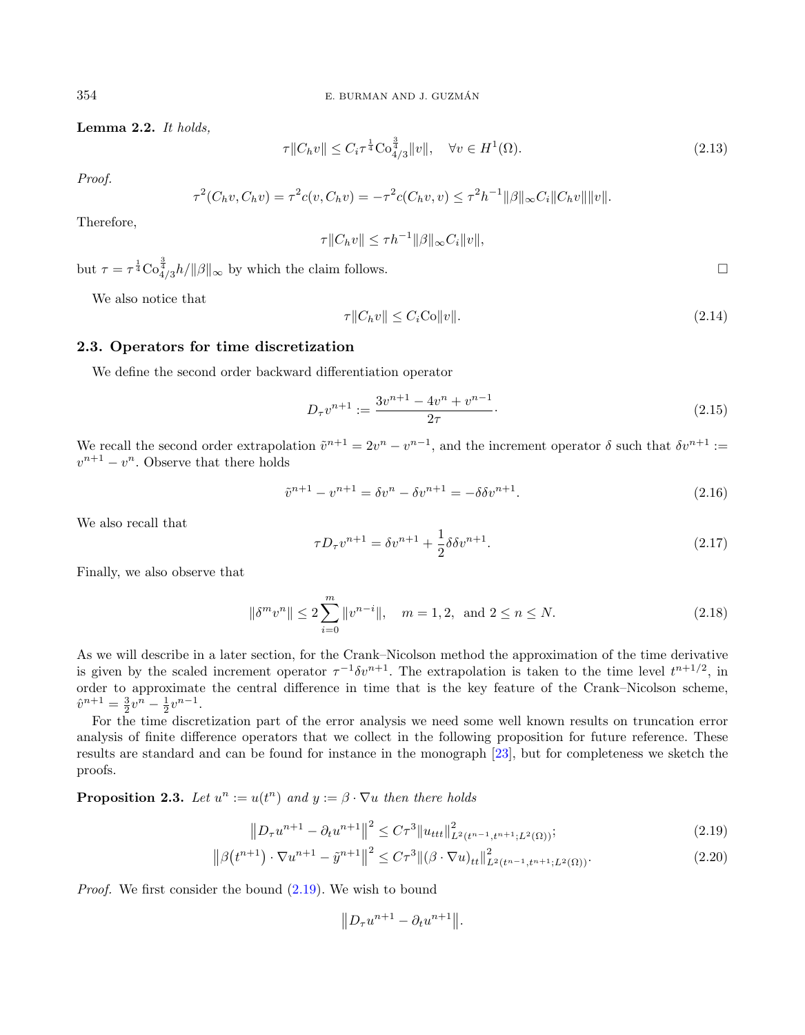**Lemma 2.2.** *It holds,*

$$\tau\|C_h v\| \leq C_i \tau^{\frac{1}{4}} \mathrm{Co}_{4/3}^{\frac{3}{4}} \|v\|, \quad \forall v \in H^1(\Omega). \tag{2.13}$$

*Proof.*

$$\tau^2 (C_h v, C_h v) = \tau^2 c(v, C_h v) = -\tau^2 c(C_h v, v) \leq \tau^2 h^{-1} \|\beta\|_\infty C_i \|C_h v\| \|v\|.$$

Therefore,

$$\tau \|C_h v\| \leq \tau h^{-1} \|\beta\|_\infty C_i \|v\|,$$

but $\tau = \tau^{\frac{1}{4}} \mathrm{Co}_{4/3}^{\frac{3}{4}} h / \|\beta\|_\infty$ by which the claim follows. □

We also notice that

$$\tau \|C_h v\| \leq C_i \mathrm{Co} \|v\|. \tag{2.14}$$

### 2.3. Operators for time discretization

We define the second order backward differentiation operator

$$D_\tau v^{n+1} := \frac{3v^{n+1} - 4v^n + v^{n-1}}{2\tau}. \tag{2.15}$$

We recall the second order extrapolation $\tilde{v}^{n+1} = 2v^n - v^{n-1}$, and the increment operator $\delta$ such that $\delta v^{n+1} := v^{n+1} - v^n$. Observe that there holds

$$\tilde{v}^{n+1} - v^{n+1} = \delta v^n - \delta v^{n+1} = -\delta\delta v^{n+1}. \tag{2.16}$$

We also recall that

$$\tau D_\tau v^{n+1} = \delta v^{n+1} + \frac{1}{2} \delta\delta v^{n+1}. \tag{2.17}$$

Finally, we also observe that

$$\|\delta^m v^n\| \leq 2 \sum_{i=0}^{m} \|v^{n-i}\|, \quad m = 1, 2, \text{ and } 2 \leq n \leq N. \tag{2.18}$$

As we will describe in a later section, for the Crank–Nicolson method the approximation of the time derivative is given by the scaled increment operator $\tau^{-1} \delta v^{n+1}$. The extrapolation is taken to the time level $t^{n+1/2}$, in order to approximate the central difference in time that is the key feature of the Crank–Nicolson scheme, $\hat{v}^{n+1} = \frac{3}{2} v^n - \frac{1}{2} v^{n-1}$.

For the time discretization part of the error analysis we need some well known results on truncation error analysis of finite difference operators that we collect in the following proposition for future reference. These results are standard and can be found for instance in the monograph [23], but for completeness we sketch the proofs.

**Proposition 2.3.** *Let $u^n := u(t^n)$ and $y := \beta \cdot \nabla u$ then there holds*

$$\left\| D_\tau u^{n+1} - \partial_t u^{n+1} \right\|^2 \leq C\tau^3 \|u_{ttt}\|^2_{L^2(t^{n-1}, t^{n+1}; L^2(\Omega))}; \tag{2.19}$$

$$\left\| \beta(t^{n+1}) \cdot \nabla u^{n+1} - \tilde{y}^{n+1} \right\|^2 \leq C\tau^3 \|(\beta \cdot \nabla u)_{tt}\|^2_{L^2(t^{n-1}, t^{n+1}; L^2(\Omega))}. \tag{2.20}$$

*Proof.* We first consider the bound (2.19). We wish to bound

$$\left\| D_\tau u^{n+1} - \partial_t u^{n+1} \right\|.$$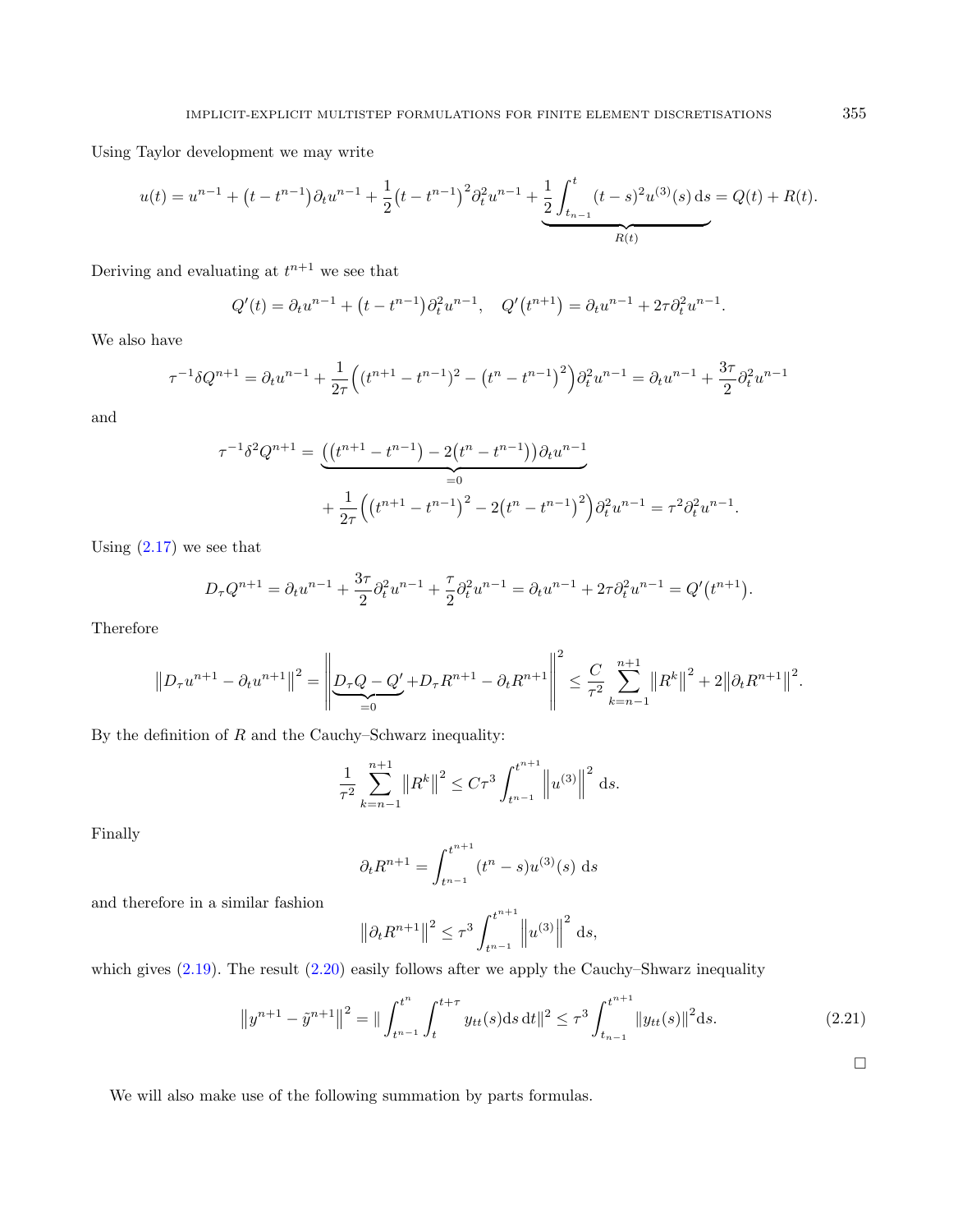Using Taylor development we may write

$$u(t) = u^{n-1} + \left(t - t^{n-1}\right)\partial_t u^{n-1} + \frac{1}{2}\left(t - t^{n-1}\right)^2 \partial_t^2 u^{n-1} + \underbrace{\frac{1}{2}\int_{t_{n-1}}^{t} (t-s)^2 u^{(3)}(s)\,\mathrm{d}s}_{R(t)} = Q(t) + R(t).$$

Deriving and evaluating at $t^{n+1}$ we see that

$$Q'(t) = \partial_t u^{n-1} + \left(t - t^{n-1}\right)\partial_t^2 u^{n-1}, \quad Q'\left(t^{n+1}\right) = \partial_t u^{n-1} + 2\tau \partial_t^2 u^{n-1}.$$

We also have

$$\tau^{-1}\delta Q^{n+1} = \partial_t u^{n-1} + \frac{1}{2\tau}\Big((t^{n+1} - t^{n-1})^2 - \left(t^n - t^{n-1}\right)^2\Big)\partial_t^2 u^{n-1} = \partial_t u^{n-1} + \frac{3\tau}{2}\partial_t^2 u^{n-1}$$

and

$$\tau^{-1}\delta^2 Q^{n+1} = \underbrace{\left(\left(t^{n+1} - t^{n-1}\right) - 2\left(t^n - t^{n-1}\right)\right)\partial_t u^{n-1}}_{=0} + \frac{1}{2\tau}\Big(\left(t^{n+1} - t^{n-1}\right)^2 - 2\left(t^n - t^{n-1}\right)^2\Big)\partial_t^2 u^{n-1} = \tau^2 \partial_t^2 u^{n-1}.$$

Using (2.17) we see that

$$D_\tau Q^{n+1} = \partial_t u^{n-1} + \frac{3\tau}{2}\partial_t^2 u^{n-1} + \frac{\tau}{2}\partial_t^2 u^{n-1} = \partial_t u^{n-1} + 2\tau \partial_t^2 u^{n-1} = Q'\left(t^{n+1}\right).$$

Therefore

$$\left\|D_\tau u^{n+1} - \partial_t u^{n+1}\right\|^2 = \left\|\underbrace{D_\tau Q - Q'}_{=0} + D_\tau R^{n+1} - \partial_t R^{n+1}\right\|^2 \leq \frac{C}{\tau^2}\sum_{k=n-1}^{n+1}\left\|R^k\right\|^2 + 2\left\|\partial_t R^{n+1}\right\|^2.$$

By the definition of $R$ and the Cauchy–Schwarz inequality:

$$\frac{1}{\tau^2}\sum_{k=n-1}^{n+1}\left\|R^k\right\|^2 \leq C\tau^3 \int_{t^{n-1}}^{t^{n+1}} \left\|u^{(3)}\right\|^2 \,\mathrm{d}s.$$

Finally

$$\partial_t R^{n+1} = \int_{t^{n-1}}^{t^{n+1}} (t^n - s) u^{(3)}(s)\,\mathrm{d}s$$

and therefore in a similar fashion

$$\left\|\partial_t R^{n+1}\right\|^2 \leq \tau^3 \int_{t^{n-1}}^{t^{n+1}} \left\|u^{(3)}\right\|^2 \,\mathrm{d}s,$$

which gives (2.19). The result (2.20) easily follows after we apply the Cauchy–Shwarz inequality

$$\left\|y^{n+1} - \tilde{y}^{n+1}\right\|^2 = \|\int_{t^{n-1}}^{t^n}\int_t^{t+\tau} y_{tt}(s)\mathrm{d}s\,\mathrm{d}t\|^2 \leq \tau^3 \int_{t_{n-1}}^{t^{n+1}} \|y_{tt}(s)\|^2 \mathrm{d}s. \tag{2.21}$$

□

We will also make use of the following summation by parts formulas.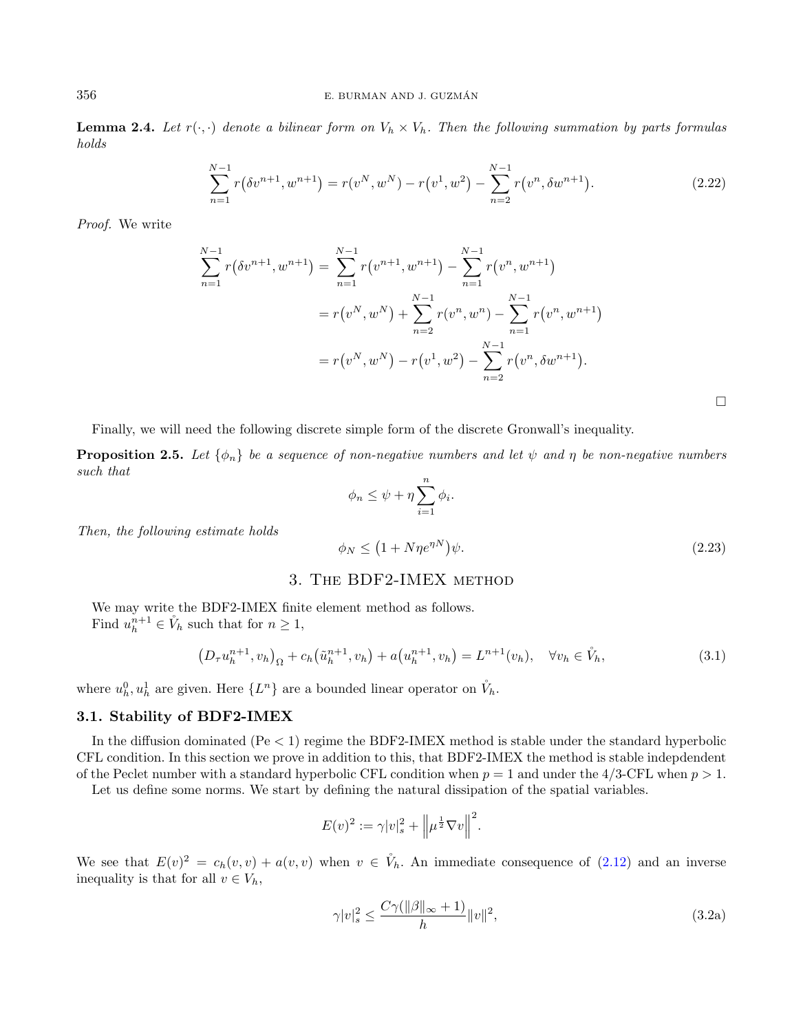**Lemma 2.4.** *Let $r(\cdot,\cdot)$ denote a bilinear form on $V_h \times V_h$. Then the following summation by parts formulas holds*

$$\sum_{n=1}^{N-1} r\big(\delta v^{n+1}, w^{n+1}\big) = r\big(v^N, w^N\big) - r\big(v^1, w^2\big) - \sum_{n=2}^{N-1} r\big(v^n, \delta w^{n+1}\big). \tag{2.22}$$

*Proof.* We write

$$\begin{aligned}
\sum_{n=1}^{N-1} r\big(\delta v^{n+1}, w^{n+1}\big) &= \sum_{n=1}^{N-1} r\big(v^{n+1}, w^{n+1}\big) - \sum_{n=1}^{N-1} r\big(v^n, w^{n+1}\big) \\
&= r\big(v^N, w^N\big) + \sum_{n=2}^{N-1} r\big(v^n, w^n\big) - \sum_{n=1}^{N-1} r\big(v^n, w^{n+1}\big) \\
&= r\big(v^N, w^N\big) - r\big(v^1, w^2\big) - \sum_{n=2}^{N-1} r\big(v^n, \delta w^{n+1}\big).
\end{aligned}$$

□

Finally, we will need the following discrete simple form of the discrete Gronwall's inequality.

**Proposition 2.5.** *Let $\{\phi_n\}$ be a sequence of non-negative numbers and let $\psi$ and $\eta$ be non-negative numbers such that*

$$\phi_n \le \psi + \eta \sum_{i=1}^{n} \phi_i.$$

*Then, the following estimate holds*

$$\phi_N \le \big(1 + N\eta e^{\eta N}\big)\psi. \tag{2.23}$$

## 3. The BDF2-IMEX method

We may write the BDF2-IMEX finite element method as follows.
Find $u_h^{n+1} \in \mathring{V}_h$ such that for $n \ge 1$,

$$\big(D_\tau u_h^{n+1}, v_h\big)_\Omega + c_h\big(\tilde{u}_h^{n+1}, v_h\big) + a\big(u_h^{n+1}, v_h\big) = L^{n+1}(v_h), \quad \forall v_h \in \mathring{V}_h, \tag{3.1}$$

where $u_h^0, u_h^1$ are given. Here $\{L^n\}$ are a bounded linear operator on $\mathring{V}_h$.

### 3.1. Stability of BDF2-IMEX

In the diffusion dominated (Pe $< 1$) regime the BDF2-IMEX method is stable under the standard hyperbolic CFL condition. In this section we prove in addition to this, that BDF2-IMEX the method is stable indepdendent of the Peclet number with a standard hyperbolic CFL condition when $p = 1$ and under the 4/3-CFL when $p > 1$.

Let us define some norms. We start by defining the natural dissipation of the spatial variables.

$$E(v)^2 := \gamma |v|_s^2 + \left\| \mu^{\frac{1}{2}} \nabla v \right\|^2.$$

We see that $E(v)^2 = c_h(v,v) + a(v,v)$ when $v \in \mathring{V}_h$. An immediate consequence of (2.12) and an inverse inequality is that for all $v \in V_h$,

$$\gamma |v|_s^2 \le \frac{C\gamma(\|\beta\|_\infty + 1)}{h} \|v\|^2, \tag{3.2a}$$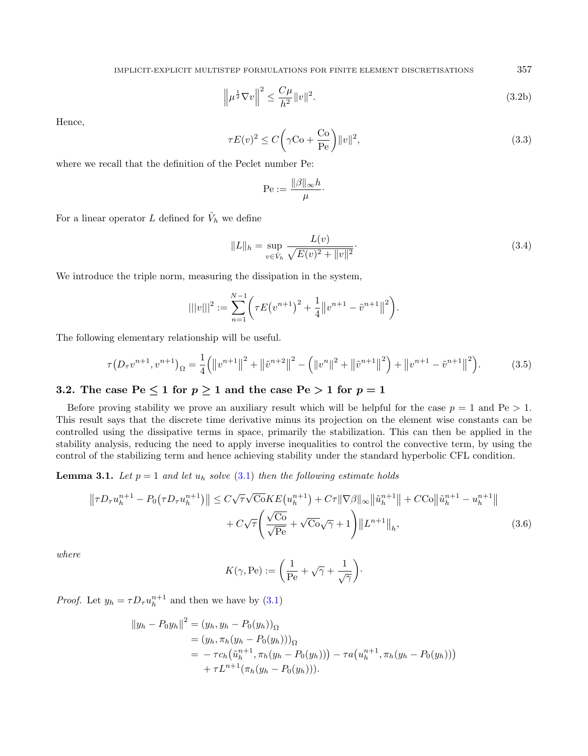$$\left\|\mu^{\frac{1}{2}}\nabla v\right\|^2 \leq \frac{C\mu}{h^2}\|v\|^2. \tag{3.2b}$$

Hence,

$$\tau E(v)^2 \leq C\left(\gamma \mathrm{Co} + \frac{\mathrm{Co}}{\mathrm{Pe}}\right)\|v\|^2, \tag{3.3}$$

where we recall that the definition of the Peclet number Pe:

$$\mathrm{Pe} := \frac{\|\beta\|_\infty h}{\mu}.$$

For a linear operator $L$ defined for $\mathring{V}_h$ we define

$$\|L\|_h = \sup_{v \in \mathring{V}_h} \frac{L(v)}{\sqrt{E(v)^2 + \|v\|^2}}. \tag{3.4}$$

We introduce the triple norm, measuring the dissipation in the system,

$$|||v|||^2 := \sum_{n=1}^{N-1}\left(\tau E\left(v^{n+1}\right)^2 + \frac{1}{4}\left\|v^{n+1} - \tilde{v}^{n+1}\right\|^2\right).$$

The following elementary relationship will be useful.

$$\tau\left(D_\tau v^{n+1}, v^{n+1}\right)_\Omega = \frac{1}{4}\left(\left\|v^{n+1}\right\|^2 + \left\|\tilde{v}^{n+2}\right\|^2 - \left(\|v^n\|^2 + \left\|\tilde{v}^{n+1}\right\|^2\right) + \left\|v^{n+1} - \tilde{v}^{n+1}\right\|^2\right). \tag{3.5}$$

## 3.2. The case Pe $\leq 1$ for $p \geq 1$ and the case Pe $> 1$ for $p = 1$

Before proving stability we prove an auxiliary result which will be helpful for the case $p = 1$ and $\mathrm{Pe} > 1$. This result says that the discrete time derivative minus its projection on the element wise constants can be controlled using the dissipative terms in space, primarily the stabilization. This can then be applied in the stability analysis, reducing the need to apply inverse inequalities to control the convective term, by using the control of the stabilizing term and hence achieving stability under the standard hyperbolic CFL condition.

**Lemma 3.1.** *Let $p = 1$ and let $u_h$ solve (3.1) then the following estimate holds*

$$\begin{aligned}
\left\|\tau D_\tau u_h^{n+1} - P_0\left(\tau D_\tau u_h^{n+1}\right)\right\| \leq{} & C\sqrt{\tau}\sqrt{\mathrm{Co}}KE\left(u_h^{n+1}\right) + C\tau\|\nabla\beta\|_\infty\left\|\tilde{u}_h^{n+1}\right\| + C\mathrm{Co}\left\|\tilde{u}_h^{n+1} - u_h^{n+1}\right\| \\
& + C\sqrt{\tau}\left(\frac{\sqrt{\mathrm{Co}}}{\sqrt{\mathrm{Pe}}} + \sqrt{\mathrm{Co}}\sqrt{\gamma} + 1\right)\left\|L^{n+1}\right\|_h,
\end{aligned} \tag{3.6}$$

*where*

$$K(\gamma, \mathrm{Pe}) := \left(\frac{1}{\mathrm{Pe}} + \sqrt{\gamma} + \frac{1}{\sqrt{\gamma}}\right).$$

*Proof.* Let $y_h = \tau D_\tau u_h^{n+1}$ and then we have by (3.1)

$$\begin{aligned}
\|y_h - P_0 y_h\|^2 &= (y_h, y_h - P_0(y_h))_\Omega \\
&= (y_h, \pi_h(y_h - P_0(y_h)))_\Omega \\
&= -\tau c_h\left(\tilde{u}_h^{n+1}, \pi_h(y_h - P_0(y_h))\right) - \tau a\left(u_h^{n+1}, \pi_h(y_h - P_0(y_h))\right) \\
&\quad + \tau L^{n+1}(\pi_h(y_h - P_0(y_h))).
\end{aligned}$$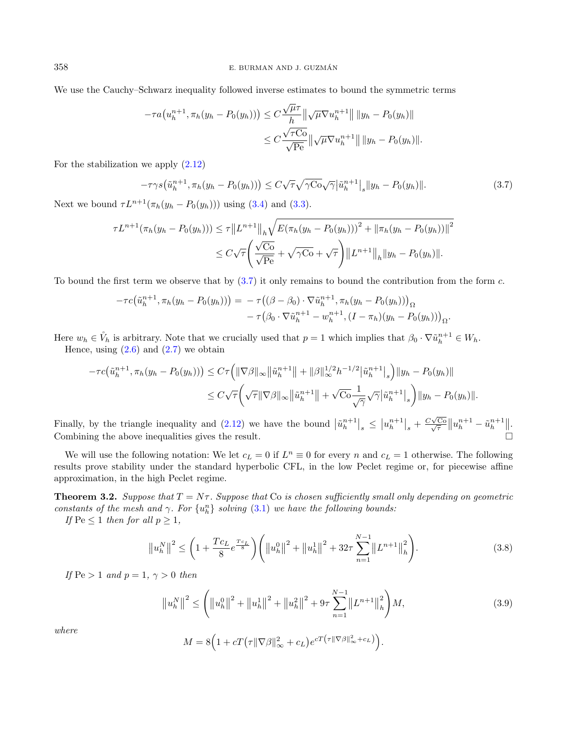We use the Cauchy–Schwarz inequality followed inverse estimates to bound the symmetric terms

$$
\begin{aligned}
-\tau a\big(u_h^{n+1}, \pi_h(y_h - P_0(y_h))\big) &\leq C\frac{\sqrt{\mu}\tau}{h}\big\|\sqrt{\mu}\nabla u_h^{n+1}\big\|\,\|y_h - P_0(y_h)\| \\
&\leq C\frac{\sqrt{\tau \mathrm{Co}}}{\sqrt{\mathrm{Pe}}}\big\|\sqrt{\mu}\nabla u_h^{n+1}\big\|\,\|y_h - P_0(y_h)\|.
\end{aligned}
$$

For the stabilization we apply (2.12)

$$
-\tau\gamma s\big(\tilde{u}_h^{n+1}, \pi_h(y_h - P_0(y_h))\big) \leq C\sqrt{\tau}\sqrt{\gamma \mathrm{Co}}\sqrt{\gamma}\big|\tilde{u}_h^{n+1}\big|_s\|y_h - P_0(y_h)\|. \tag{3.7}
$$

Next we bound $\tau L^{n+1}(\pi_h(y_h - P_0(y_h)))$ using (3.4) and (3.3).

$$
\begin{aligned}
\tau L^{n+1}(\pi_h(y_h - P_0(y_h))) &\leq \tau\big\|L^{n+1}\big\|_h\sqrt{E(\pi_h(y_h - P_0(y_h)))^2 + \|\pi_h(y_h - P_0(y_h))\|^2} \\
&\leq C\sqrt{\tau}\left(\frac{\sqrt{\mathrm{Co}}}{\sqrt{\mathrm{Pe}}} + \sqrt{\gamma \mathrm{Co}} + \sqrt{\tau}\right)\big\|L^{n+1}\big\|_h\|y_h - P_0(y_h)\|.
\end{aligned}
$$

To bound the first term we observe that by (3.7) it only remains to bound the contribution from the form $c$.

$$
\begin{aligned}
-\tau c\big(\tilde{u}_h^{n+1}, \pi_h(y_h - P_0(y_h))\big) = &-\tau\big((\beta - \beta_0)\cdot\nabla\tilde{u}_h^{n+1}, \pi_h(y_h - P_0(y_h))\big)_\Omega \\
&-\tau\big(\beta_0\cdot\nabla\tilde{u}_h^{n+1} - w_h^{n+1}, (I - \pi_h)(y_h - P_0(y_h))\big)_\Omega.
\end{aligned}
$$

Here $w_h \in \mathring{V}_h$ is arbitrary. Note that we crucially used that $p = 1$ which implies that $\beta_0\cdot\nabla\tilde{u}_h^{n+1} \in W_h$.

Hence, using (2.6) and (2.7) we obtain

$$
\begin{aligned}
-\tau c\big(\tilde{u}_h^{n+1}, \pi_h(y_h - P_0(y_h))\big) &\leq C\tau\Big(\|\nabla\beta\|_\infty\big\|\tilde{u}_h^{n+1}\big\| + \|\beta\|_\infty^{1/2}h^{-1/2}\big|\tilde{u}_h^{n+1}\big|_s\Big)\|y_h - P_0(y_h)\| \\
&\leq C\sqrt{\tau}\left(\sqrt{\tau}\|\nabla\beta\|_\infty\big\|\tilde{u}_h^{n+1}\big\| + \sqrt{\mathrm{Co}}\frac{1}{\sqrt{\gamma}}\sqrt{\gamma}\big|\tilde{u}_h^{n+1}\big|_s\right)\|y_h - P_0(y_h)\|.
\end{aligned}
$$

Finally, by the triangle inequality and (2.12) we have the bound $\big|\tilde{u}_h^{n+1}\big|_s \leq \big|u_h^{n+1}\big|_s + \frac{C\sqrt{\mathrm{Co}}}{\sqrt{\tau}}\big\|u_h^{n+1} - \tilde{u}_h^{n+1}\big\|$. Combining the above inequalities gives the result. $\square$

We will use the following notation: We let $c_L = 0$ if $L^n \equiv 0$ for every $n$ and $c_L = 1$ otherwise. The following results prove stability under the standard hyperbolic CFL, in the low Peclet regime or, for piecewise affine approximation, in the high Peclet regime.

**Theorem 3.2.** *Suppose that $T = N\tau$. Suppose that* Co *is chosen sufficiently small only depending on geometric constants of the mesh and $\gamma$. For $\{u_h^n\}$ solving (3.1) we have the following bounds:*

*If* $\mathrm{Pe} \leq 1$ *then for all* $p \geq 1$,

$$
\big\|u_h^N\big\|^2 \leq \left(1 + \frac{Tc_L}{8}e^{\frac{Tc_L}{8}}\right)\left(\big\|u_h^0\big\|^2 + \big\|u_h^1\big\|^2 + 32\tau\sum_{n=1}^{N-1}\big\|L^{n+1}\big\|_h^2\right). \tag{3.8}
$$

*If* $\mathrm{Pe} > 1$ *and* $p = 1$, $\gamma > 0$ *then*

$$
\big\|u_h^N\big\|^2 \leq \left(\big\|u_h^0\big\|^2 + \big\|u_h^1\big\|^2 + \big\|u_h^2\big\|^2 + 9\tau\sum_{n=1}^{N-1}\big\|L^{n+1}\big\|_h^2\right)M, \tag{3.9}
$$

*where*

$$
M = 8\Big(1 + cT\big(\tau\|\nabla\beta\|_\infty^2 + c_L\big)e^{cT\left(\tau\|\nabla\beta\|_\infty^2 + c_L\right)}\Big).
$$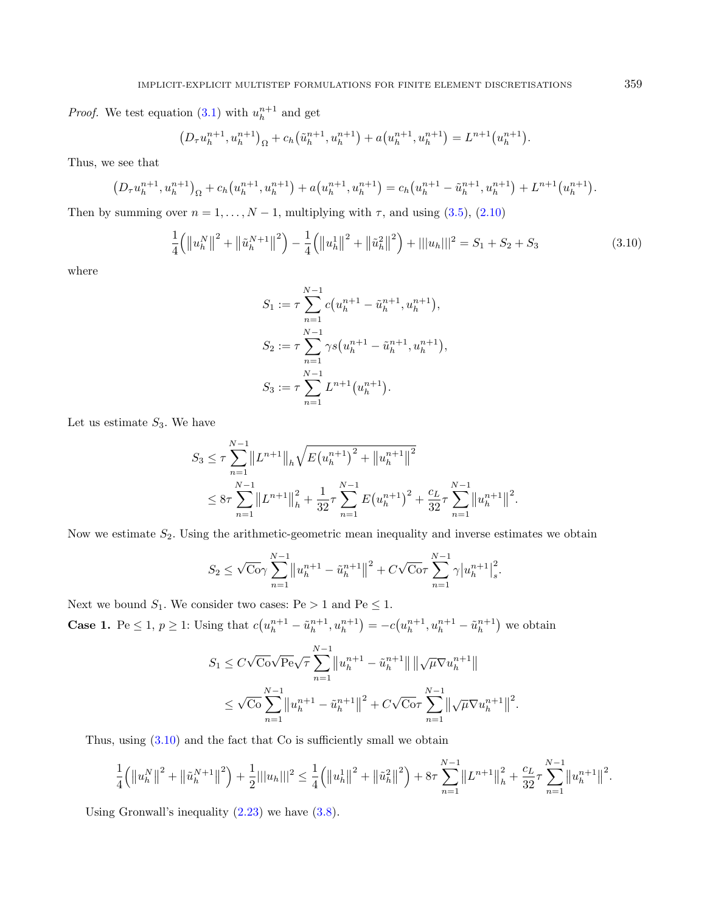*Proof.* We test equation (3.1) with $u_h^{n+1}$ and get

$$\left(D_\tau u_h^{n+1}, u_h^{n+1}\right)_\Omega + c_h\left(\tilde{u}_h^{n+1}, u_h^{n+1}\right) + a\left(u_h^{n+1}, u_h^{n+1}\right) = L^{n+1}\left(u_h^{n+1}\right).$$

Thus, we see that

$$\left(D_\tau u_h^{n+1}, u_h^{n+1}\right)_\Omega + c_h\left(u_h^{n+1}, u_h^{n+1}\right) + a\left(u_h^{n+1}, u_h^{n+1}\right) = c_h\left(u_h^{n+1} - \tilde{u}_h^{n+1}, u_h^{n+1}\right) + L^{n+1}\left(u_h^{n+1}\right).$$

Then by summing over $n = 1, \ldots, N-1$, multiplying with $\tau$, and using (3.5), (2.10)

$$\frac{1}{4}\left(\left\|u_h^N\right\|^2 + \left\|\tilde{u}_h^{N+1}\right\|^2\right) - \frac{1}{4}\left(\left\|u_h^1\right\|^2 + \left\|\tilde{u}_h^2\right\|^2\right) + |||u_h|||^2 = S_1 + S_2 + S_3 \tag{3.10}$$

where

$$S_1 := \tau \sum_{n=1}^{N-1} c\left(u_h^{n+1} - \tilde{u}_h^{n+1}, u_h^{n+1}\right),$$

$$S_2 := \tau \sum_{n=1}^{N-1} \gamma s\left(u_h^{n+1} - \tilde{u}_h^{n+1}, u_h^{n+1}\right),$$

$$S_3 := \tau \sum_{n=1}^{N-1} L^{n+1}\left(u_h^{n+1}\right).$$

Let us estimate $S_3$. We have

$$\begin{aligned}
S_3 &\leq \tau \sum_{n=1}^{N-1} \left\|L^{n+1}\right\|_h \sqrt{E\left(u_h^{n+1}\right)^2 + \left\|u_h^{n+1}\right\|^2} \\
&\leq 8\tau \sum_{n=1}^{N-1} \left\|L^{n+1}\right\|_h^2 + \frac{1}{32}\tau \sum_{n=1}^{N-1} E\left(u_h^{n+1}\right)^2 + \frac{c_L}{32}\tau \sum_{n=1}^{N-1} \left\|u_h^{n+1}\right\|^2.
\end{aligned}$$

Now we estimate $S_2$. Using the arithmetic-geometric mean inequality and inverse estimates we obtain

$$S_2 \leq \sqrt{\mathrm{Co}}\gamma \sum_{n=1}^{N-1} \left\|u_h^{n+1} - \tilde{u}_h^{n+1}\right\|^2 + C\sqrt{\mathrm{Co}}\tau \sum_{n=1}^{N-1} \gamma \left|u_h^{n+1}\right|_s^2.$$

Next we bound $S_1$. We consider two cases: $\mathrm{Pe} > 1$ and $\mathrm{Pe} \leq 1$.

**Case 1.** $\mathrm{Pe} \leq 1$, $p \geq 1$: Using that $c\left(u_h^{n+1} - \tilde{u}_h^{n+1}, u_h^{n+1}\right) = -c\left(u_h^{n+1}, u_h^{n+1} - \tilde{u}_h^{n+1}\right)$ we obtain

$$\begin{aligned}
S_1 &\leq C\sqrt{\mathrm{Co}}\sqrt{\mathrm{Pe}}\sqrt{\tau} \sum_{n=1}^{N-1} \left\|u_h^{n+1} - \tilde{u}_h^{n+1}\right\| \left\|\sqrt{\mu}\nabla u_h^{n+1}\right\| \\
&\leq \sqrt{\mathrm{Co}} \sum_{n=1}^{N-1} \left\|u_h^{n+1} - \tilde{u}_h^{n+1}\right\|^2 + C\sqrt{\mathrm{Co}}\tau \sum_{n=1}^{N-1} \left\|\sqrt{\mu}\nabla u_h^{n+1}\right\|^2.
\end{aligned}$$

Thus, using (3.10) and the fact that Co is sufficiently small we obtain

$$\frac{1}{4}\left(\left\|u_h^N\right\|^2 + \left\|\tilde{u}_h^{N+1}\right\|^2\right) + \frac{1}{2}|||u_h|||^2 \leq \frac{1}{4}\left(\left\|u_h^1\right\|^2 + \left\|\tilde{u}_h^2\right\|^2\right) + 8\tau \sum_{n=1}^{N-1} \left\|L^{n+1}\right\|_h^2 + \frac{c_L}{32}\tau \sum_{n=1}^{N-1} \left\|u_h^{n+1}\right\|^2.$$

Using Gronwall's inequality (2.23) we have (3.8).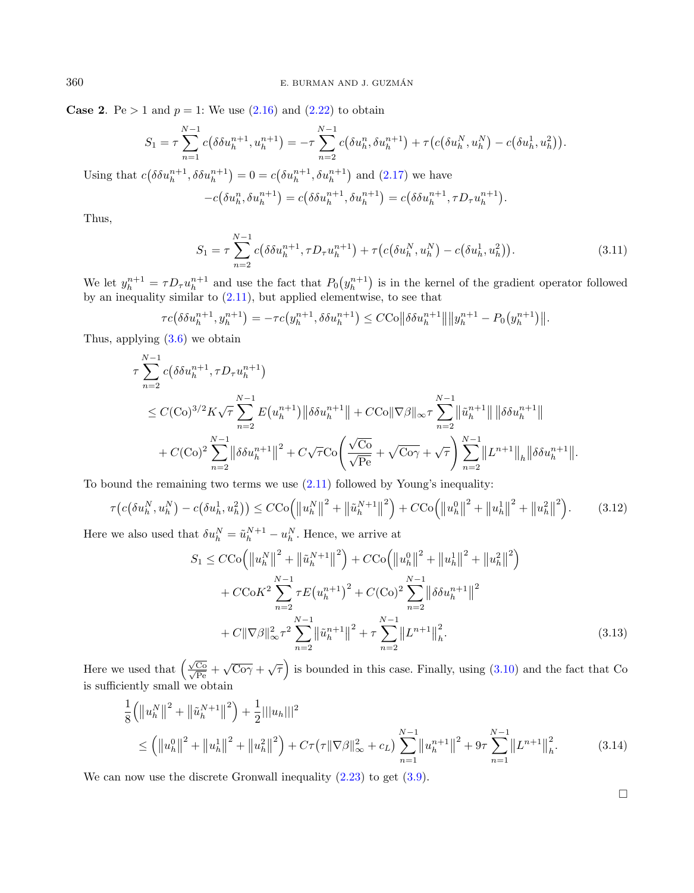**Case 2**. $\mathrm{Pe} > 1$ and $p = 1$: We use (2.16) and (2.22) to obtain

$$S_1 = \tau \sum_{n=1}^{N-1} c\big(\delta\delta u_h^{n+1}, u_h^{n+1}\big) = -\tau \sum_{n=2}^{N-1} c\big(\delta u_h^{n}, \delta u_h^{n+1}\big) + \tau\big(c\big(\delta u_h^{N}, u_h^{N}\big) - c\big(\delta u_h^{1}, u_h^{2}\big)\big).$$

Using that $c\big(\delta\delta u_h^{n+1}, \delta\delta u_h^{n+1}\big) = 0 = c\big(\delta u_h^{n+1}, \delta u_h^{n+1}\big)$ and (2.17) we have

$$-c\big(\delta u_h^{n}, \delta u_h^{n+1}\big) = c\big(\delta\delta u_h^{n+1}, \delta u_h^{n+1}\big) = c\big(\delta\delta u_h^{n+1}, \tau D_\tau u_h^{n+1}\big).$$

Thus,

$$S_1 = \tau \sum_{n=2}^{N-1} c\big(\delta\delta u_h^{n+1}, \tau D_\tau u_h^{n+1}\big) + \tau\big(c\big(\delta u_h^{N}, u_h^{N}\big) - c\big(\delta u_h^{1}, u_h^{2}\big)\big). \tag{3.11}$$

We let $y_h^{n+1} = \tau D_\tau u_h^{n+1}$ and use the fact that $P_0\big(y_h^{n+1}\big)$ is in the kernel of the gradient operator followed by an inequality similar to (2.11), but applied elementwise, to see that

$$\tau c\big(\delta\delta u_h^{n+1}, y_h^{n+1}\big) = -\tau c\big(y_h^{n+1}, \delta\delta u_h^{n+1}\big) \le C\mathrm{Co}\big\|\delta\delta u_h^{n+1}\big\|\big\|y_h^{n+1} - P_0\big(y_h^{n+1}\big)\big\|.$$

Thus, applying (3.6) we obtain

$$\begin{aligned}
&\tau \sum_{n=2}^{N-1} c\big(\delta\delta u_h^{n+1}, \tau D_\tau u_h^{n+1}\big) \\
&\quad \le C(\mathrm{Co})^{3/2} K\sqrt{\tau} \sum_{n=2}^{N-1} E\big(u_h^{n+1}\big)\big\|\delta\delta u_h^{n+1}\big\| + C\mathrm{Co}\|\nabla\beta\|_\infty \tau \sum_{n=2}^{N-1} \big\|\tilde{u}_h^{n+1}\big\|\,\big\|\delta\delta u_h^{n+1}\big\| \\
&\qquad + C(\mathrm{Co})^2 \sum_{n=2}^{N-1} \big\|\delta\delta u_h^{n+1}\big\|^2 + C\sqrt{\tau}\mathrm{Co}\left(\frac{\sqrt{\mathrm{Co}}}{\sqrt{\mathrm{Pe}}} + \sqrt{\mathrm{Co}\gamma} + \sqrt{\tau}\right) \sum_{n=2}^{N-1} \big\|L^{n+1}\big\|_h \big\|\delta\delta u_h^{n+1}\big\|.
\end{aligned}$$

To bound the remaining two terms we use (2.11) followed by Young's inequality:

$$\tau\big(c\big(\delta u_h^{N}, u_h^{N}\big) - c\big(\delta u_h^{1}, u_h^{2}\big)\big) \le C\mathrm{Co}\Big(\big\|u_h^N\big\|^2 + \big\|\tilde{u}_h^{N+1}\big\|^2\Big) + C\mathrm{Co}\Big(\big\|u_h^0\big\|^2 + \big\|u_h^1\big\|^2 + \big\|u_h^2\big\|^2\Big). \tag{3.12}$$

Here we also used that $\delta u_h^N = \tilde{u}_h^{N+1} - u_h^N$. Hence, we arrive at

$$\begin{aligned}
S_1 &\le C\mathrm{Co}\Big(\big\|u_h^N\big\|^2 + \big\|\tilde{u}_h^{N+1}\big\|^2\Big) + C\mathrm{Co}\Big(\big\|u_h^0\big\|^2 + \big\|u_h^1\big\|^2 + \big\|u_h^2\big\|^2\Big) \\
&\quad + C\mathrm{Co}K^2 \sum_{n=2}^{N-1} \tau E\big(u_h^{n+1}\big)^2 + C(\mathrm{Co})^2 \sum_{n=2}^{N-1} \big\|\delta\delta u_h^{n+1}\big\|^2 \\
&\quad + C\|\nabla\beta\|_\infty^2 \tau^2 \sum_{n=2}^{N-1} \big\|\tilde{u}_h^{n+1}\big\|^2 + \tau \sum_{n=2}^{N-1} \big\|L^{n+1}\big\|_h^2.
\end{aligned} \tag{3.13}$$

Here we used that $\left(\frac{\sqrt{\mathrm{Co}}}{\sqrt{\mathrm{Pe}}} + \sqrt{\mathrm{Co}\gamma} + \sqrt{\tau}\right)$ is bounded in this case. Finally, using (3.10) and the fact that Co is sufficiently small we obtain

$$\begin{aligned}
&\frac{1}{8}\Big(\big\|u_h^N\big\|^2 + \big\|\tilde{u}_h^{N+1}\big\|^2\Big) + \frac{1}{2}|||u_h|||^2 \\
&\quad \le \Big(\big\|u_h^0\big\|^2 + \big\|u_h^1\big\|^2 + \big\|u_h^2\big\|^2\Big) + C\tau\big(\tau\|\nabla\beta\|_\infty^2 + c_L\big) \sum_{n=1}^{N-1} \big\|u_h^{n+1}\big\|^2 + 9\tau \sum_{n=1}^{N-1} \big\|L^{n+1}\big\|_h^2.
\end{aligned} \tag{3.14}$$

We can now use the discrete Gronwall inequality (2.23) to get (3.9).

$\square$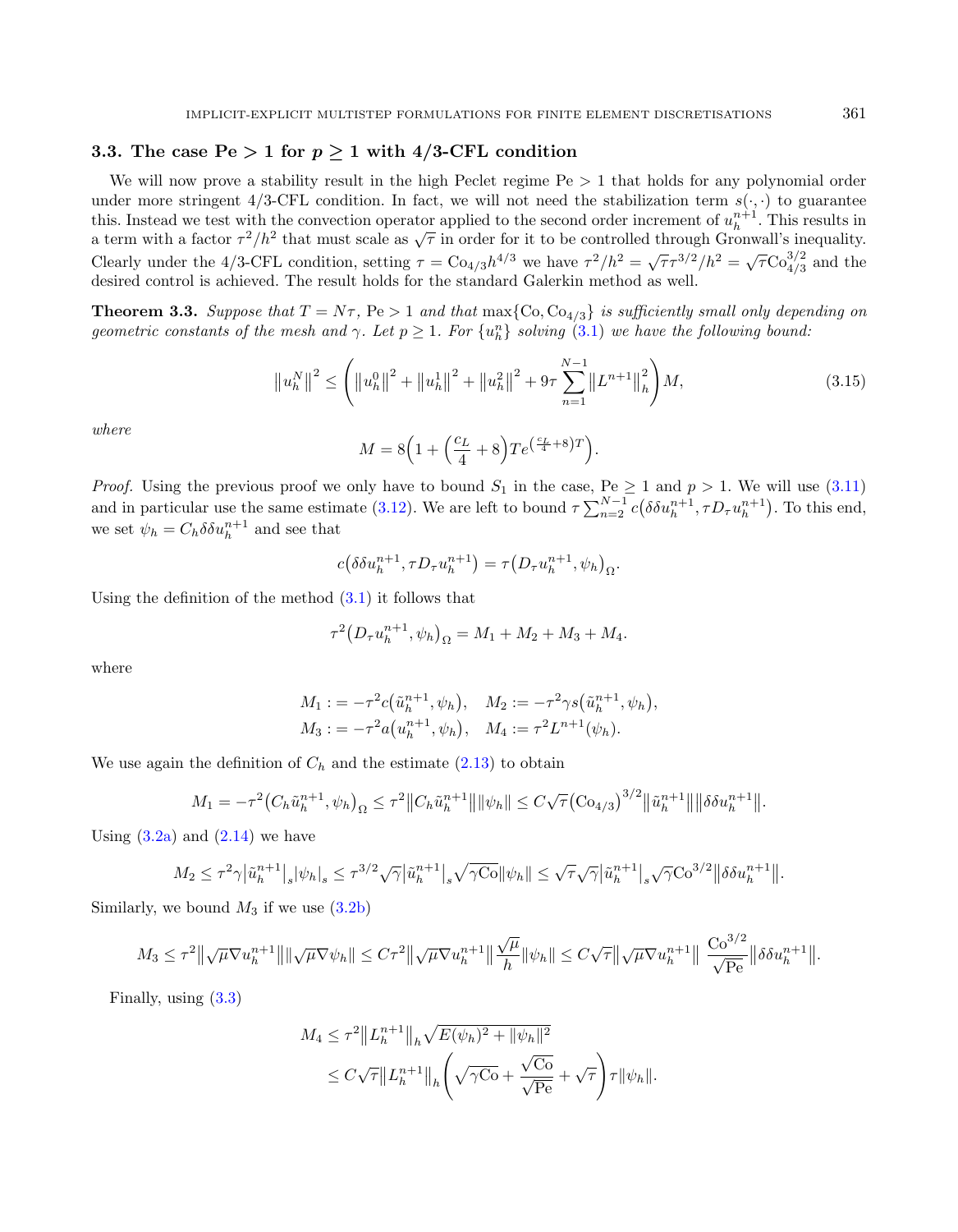### 3.3. The case Pe > 1 for $p \geq 1$ with 4/3-CFL condition

We will now prove a stability result in the high Peclet regime Pe > 1 that holds for any polynomial order under more stringent 4/3-CFL condition. In fact, we will not need the stabilization term $s(\cdot,\cdot)$ to guarantee this. Instead we test with the convection operator applied to the second order increment of $u_h^{n+1}$. This results in a term with a factor $\tau^2/h^2$ that must scale as $\sqrt{\tau}$ in order for it to be controlled through Gronwall's inequality. Clearly under the 4/3-CFL condition, setting $\tau = \mathrm{Co}_{4/3} h^{4/3}$ we have $\tau^2/h^2 = \sqrt{\tau}\tau^{3/2}/h^2 = \sqrt{\tau}\mathrm{Co}_{4/3}^{3/2}$ and the desired control is achieved. The result holds for the standard Galerkin method as well.

**Theorem 3.3.** *Suppose that $T = N\tau$, $\mathrm{Pe} > 1$ and that $\max\{\mathrm{Co}, \mathrm{Co}_{4/3}\}$ is sufficiently small only depending on geometric constants of the mesh and $\gamma$. Let $p \geq 1$. For $\{u_h^n\}$ solving (3.1) we have the following bound:*

$$\|u_h^N\|^2 \leq \left(\|u_h^0\|^2 + \|u_h^1\|^2 + \|u_h^2\|^2 + 9\tau \sum_{n=1}^{N-1} \|L^{n+1}\|_h^2\right) M, \tag{3.15}$$

*where*

$$M = 8\Big(1 + \Big(\frac{c_L}{4} + 8\Big) T e^{\left(\frac{c_L}{4}+8\right)T}\Big).$$

*Proof.* Using the previous proof we only have to bound $S_1$ in the case, $\mathrm{Pe} \geq 1$ and $p > 1$. We will use (3.11) and in particular use the same estimate (3.12). We are left to bound $\tau\sum_{n=2}^{N-1} c\big(\delta\delta u_h^{n+1}, \tau D_\tau u_h^{n+1}\big)$. To this end, we set $\psi_h = C_h \delta\delta u_h^{n+1}$ and see that

$$c\big(\delta\delta u_h^{n+1}, \tau D_\tau u_h^{n+1}\big) = \tau\big(D_\tau u_h^{n+1}, \psi_h\big)_\Omega.$$

Using the definition of the method (3.1) it follows that

$$\tau^2\big(D_\tau u_h^{n+1}, \psi_h\big)_\Omega = M_1 + M_2 + M_3 + M_4.$$

where

$$M_1 := -\tau^2 c\big(\tilde{u}_h^{n+1}, \psi_h\big), \quad M_2 := -\tau^2 \gamma s\big(\tilde{u}_h^{n+1}, \psi_h\big),$$
$$M_3 := -\tau^2 a\big(u_h^{n+1}, \psi_h\big), \quad M_4 := \tau^2 L^{n+1}(\psi_h).$$

We use again the definition of $C_h$ and the estimate (2.13) to obtain

$$M_1 = -\tau^2\big(C_h \tilde{u}_h^{n+1}, \psi_h\big)_\Omega \leq \tau^2 \|C_h \tilde{u}_h^{n+1}\| \|\psi_h\| \leq C\sqrt{\tau}\big(\mathrm{Co}_{4/3}\big)^{3/2} \|\tilde{u}_h^{n+1}\| \|\delta\delta u_h^{n+1}\|.$$

Using (3.2a) and (2.14) we have

$$M_2 \leq \tau^2\gamma \big|\tilde{u}_h^{n+1}\big|_s |\psi_h|_s \leq \tau^{3/2}\sqrt{\gamma}\big|\tilde{u}_h^{n+1}\big|_s \sqrt{\gamma \mathrm{Co}}\|\psi_h\| \leq \sqrt{\tau}\sqrt{\gamma}\big|\tilde{u}_h^{n+1}\big|_s \sqrt{\gamma}\mathrm{Co}^{3/2}\|\delta\delta u_h^{n+1}\|.$$

Similarly, we bound $M_3$ if we use (3.2b)

$$M_3 \leq \tau^2\|\sqrt{\mu}\nabla u_h^{n+1}\| \|\sqrt{\mu}\nabla\psi_h\| \leq C\tau^2\|\sqrt{\mu}\nabla u_h^{n+1}\| \frac{\sqrt{\mu}}{h}\|\psi_h\| \leq C\sqrt{\tau}\|\sqrt{\mu}\nabla u_h^{n+1}\| \frac{\mathrm{Co}^{3/2}}{\sqrt{\mathrm{Pe}}}\|\delta\delta u_h^{n+1}\|.$$

Finally, using (3.3)

$$\begin{aligned}
M_4 &\leq \tau^2 \|L_h^{n+1}\|_h \sqrt{E(\psi_h)^2 + \|\psi_h\|^2} \\
&\leq C\sqrt{\tau}\|L_h^{n+1}\|_h \left(\sqrt{\gamma \mathrm{Co}} + \frac{\sqrt{\mathrm{Co}}}{\sqrt{\mathrm{Pe}}} + \sqrt{\tau}\right)\tau\|\psi_h\|.
\end{aligned}$$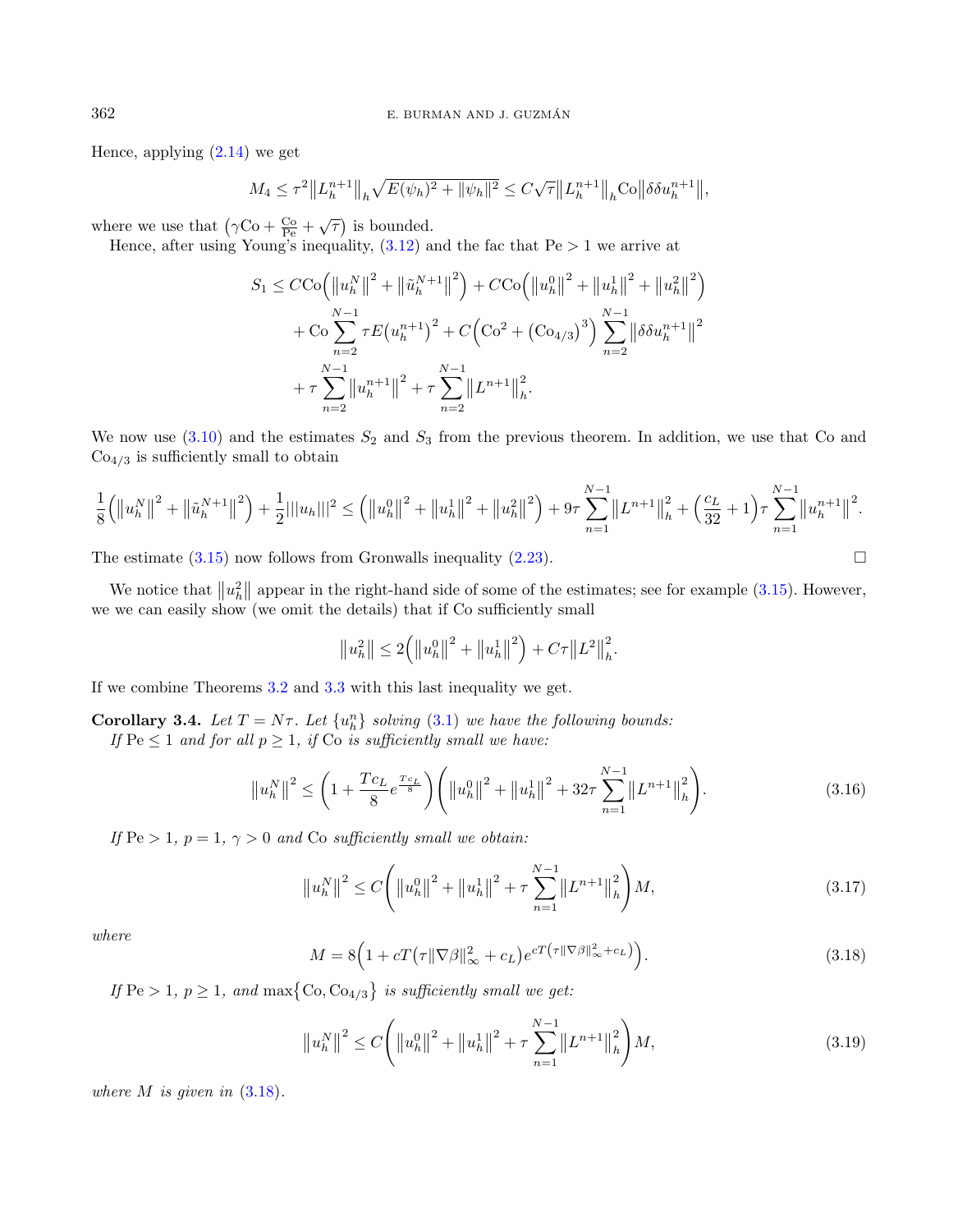Hence, applying (2.14) we get

$$M_4 \leq \tau^2 \|L_h^{n+1}\|_h \sqrt{E(\psi_h)^2 + \|\psi_h\|^2} \leq C\sqrt{\tau}\|L_h^{n+1}\|_h \text{Co}\|\delta\delta u_h^{n+1}\|,$$

where we use that $\left(\gamma \text{Co} + \frac{\text{Co}}{\text{Pe}} + \sqrt{\tau}\right)$ is bounded.

Hence, after using Young's inequality, (3.12) and the fac that $\text{Pe} > 1$ we arrive at

$$\begin{aligned}
S_1 \leq\, & C\text{Co}\left(\|u_h^N\|^2 + \|\tilde{u}_h^{N+1}\|^2\right) + C\text{Co}\left(\|u_h^0\|^2 + \|u_h^1\|^2 + \|u_h^2\|^2\right) \\
&+ \text{Co}\sum_{n=2}^{N-1} \tau E\left(u_h^{n+1}\right)^2 + C\left(\text{Co}^2 + \left(\text{Co}_{4/3}\right)^3\right)\sum_{n=2}^{N-1}\|\delta\delta u_h^{n+1}\|^2 \\
&+ \tau\sum_{n=2}^{N-1}\|u_h^{n+1}\|^2 + \tau\sum_{n=2}^{N-1}\|L^{n+1}\|_h^2.
\end{aligned}$$

We now use (3.10) and the estimates $S_2$ and $S_3$ from the previous theorem. In addition, we use that Co and $\text{Co}_{4/3}$ is sufficiently small to obtain

$$\frac{1}{8}\left(\|u_h^N\|^2 + \|\tilde{u}_h^{N+1}\|^2\right) + \frac{1}{2}|||u_h|||^2 \leq \left(\|u_h^0\|^2 + \|u_h^1\|^2 + \|u_h^2\|^2\right) + 9\tau\sum_{n=1}^{N-1}\|L^{n+1}\|_h^2 + \left(\frac{c_L}{32} + 1\right)\tau\sum_{n=1}^{N-1}\|u_h^{n+1}\|^2.$$

The estimate (3.15) now follows from Gronwalls inequality (2.23). $\square$

We notice that $\|u_h^2\|$ appear in the right-hand side of some of the estimates; see for example (3.15). However, we we can easily show (we omit the details) that if Co sufficiently small

$$\|u_h^2\| \leq 2\left(\|u_h^0\|^2 + \|u_h^1\|^2\right) + C\tau\|L^2\|_h^2.$$

If we combine Theorems 3.2 and 3.3 with this last inequality we get.

**Corollary 3.4.** *Let $T = N\tau$. Let $\{u_h^n\}$ solving (3.1) we have the following bounds:*

*If $\text{Pe} \leq 1$ and for all $p \geq 1$, if Co is sufficiently small we have:*

$$\|u_h^N\|^2 \leq \left(1 + \frac{Tc_L}{8}e^{\frac{Tc_L}{8}}\right)\left(\|u_h^0\|^2 + \|u_h^1\|^2 + 32\tau\sum_{n=1}^{N-1}\|L^{n+1}\|_h^2\right). \tag{3.16}$$

*If $\text{Pe} > 1$, $p = 1$, $\gamma > 0$ and Co sufficiently small we obtain:*

$$\|u_h^N\|^2 \leq C\left(\|u_h^0\|^2 + \|u_h^1\|^2 + \tau\sum_{n=1}^{N-1}\|L^{n+1}\|_h^2\right)M, \tag{3.17}$$

*where*

$$M = 8\left(1 + cT\left(\tau\|\nabla\beta\|_\infty^2 + c_L\right)e^{cT\left(\tau\|\nabla\beta\|_\infty^2 + c_L\right)}\right). \tag{3.18}$$

*If $\text{Pe} > 1$, $p \geq 1$, and $\max\{\text{Co}, \text{Co}_{4/3}\}$ is sufficiently small we get:*

$$\|u_h^N\|^2 \leq C\left(\|u_h^0\|^2 + \|u_h^1\|^2 + \tau\sum_{n=1}^{N-1}\|L^{n+1}\|_h^2\right)M, \tag{3.19}$$

*where $M$ is given in (3.18).*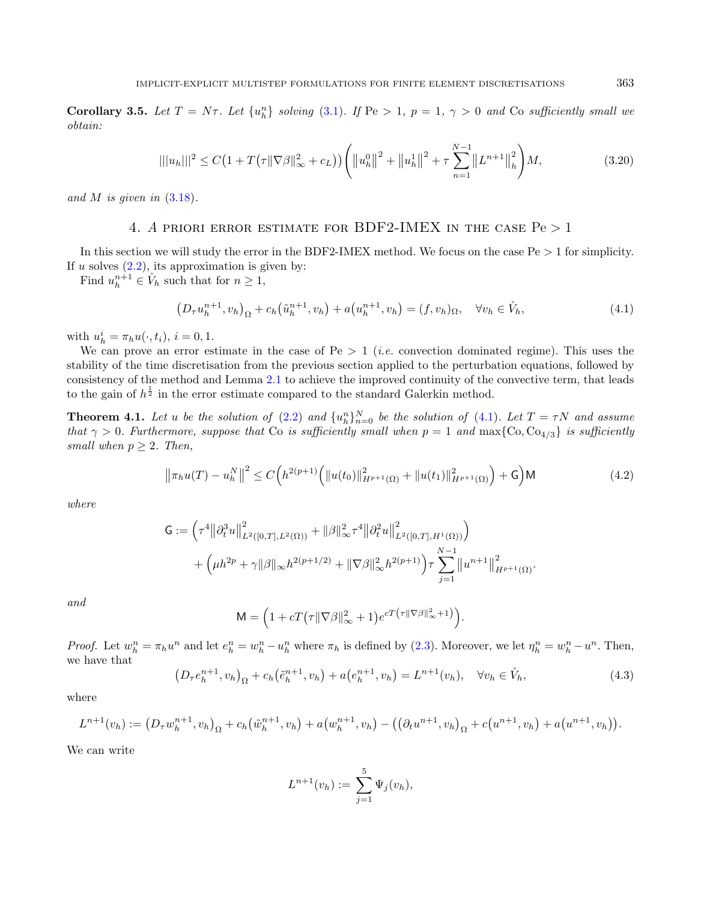**Corollary 3.5.** *Let $T = N\tau$. Let $\{u_h^n\}$ solving (3.1). If $\mathrm{Pe} > 1$, $p = 1$, $\gamma > 0$ and $\mathrm{Co}$ sufficiently small we obtain:*

$$|||u_h|||^2 \leq C\big(1 + T\big(\tau\|\nabla\beta\|_\infty^2 + c_L\big)\big)\left(\left\|u_h^0\right\|^2 + \left\|u_h^1\right\|^2 + \tau\sum_{n=1}^{N-1}\left\|L^{n+1}\right\|_h^2\right)M, \tag{3.20}$$

*and $M$ is given in (3.18).*

## 4. A priori error estimate for BDF2-IMEX in the case $\mathrm{Pe} > 1$

In this section we will study the error in the BDF2-IMEX method. We focus on the case $\mathrm{Pe} > 1$ for simplicity. If $u$ solves (2.2), its approximation is given by:

Find $u_h^{n+1} \in \mathring{V}_h$ such that for $n \geq 1$,

$$\big(D_\tau u_h^{n+1}, v_h\big)_\Omega + c_h\big(\tilde{u}_h^{n+1}, v_h\big) + a\big(u_h^{n+1}, v_h\big) = (f, v_h)_\Omega, \quad \forall v_h \in \mathring{V}_h, \tag{4.1}$$

with $u_h^i = \pi_h u(\cdot, t_i)$, $i = 0, 1$.

We can prove an error estimate in the case of $\mathrm{Pe} > 1$ (*i.e.* convection dominated regime). This uses the stability of the time discretisation from the previous section applied to the perturbation equations, followed by consistency of the method and Lemma 2.1 to achieve the improved continuity of the convective term, that leads to the gain of $h^{\frac{1}{2}}$ in the error estimate compared to the standard Galerkin method.

**Theorem 4.1.** *Let $u$ be the solution of (2.2) and $\{u_h^n\}_{n=0}^N$ be the solution of (4.1). Let $T = \tau N$ and assume that $\gamma > 0$. Furthermore, suppose that $\mathrm{Co}$ is sufficiently small when $p = 1$ and $\max\{\mathrm{Co}, \mathrm{Co}_{4/3}\}$ is sufficiently small when $p \geq 2$. Then,*

$$\left\|\pi_h u(T) - u_h^N\right\|^2 \leq C\Big(h^{2(p+1)}\Big(\|u(t_0)\|_{H^{p+1}(\Omega)}^2 + \|u(t_1)\|_{H^{p+1}(\Omega)}^2\Big) + \mathsf{G}\Big)\mathsf{M} \tag{4.2}$$

*where*

$$\mathsf{G} := \Big(\tau^4\left\|\partial_t^3 u\right\|_{L^2([0,T],L^2(\Omega))}^2 + \|\beta\|_\infty^2\tau^4\left\|\partial_t^2 u\right\|_{L^2([0,T],H^1(\Omega))}^2\Big)$$
$$+ \Big(\mu h^{2p} + \gamma\|\beta\|_\infty h^{2(p+1/2)} + \|\nabla\beta\|_\infty^2 h^{2(p+1)}\Big)\tau\sum_{j=1}^{N-1}\left\|u^{n+1}\right\|_{H^{p+1}(\Omega)}^2.$$

*and*

$$\mathsf{M} = \Big(1 + cT\big(\tau\|\nabla\beta\|_\infty^2 + 1\big)e^{cT\left(\tau\|\nabla\beta\|_\infty^2 + 1\right)}\Big).$$

*Proof.* Let $w_h^n = \pi_h u^n$ and let $e_h^n = w_h^n - u_h^n$ where $\pi_h$ is defined by (2.3). Moreover, we let $\eta_h^n = w_h^n - u^n$. Then, we have that

$$\big(D_\tau e_h^{n+1}, v_h\big)_\Omega + c_h\big(\tilde{e}_h^{n+1}, v_h\big) + a\big(e_h^{n+1}, v_h\big) = L^{n+1}(v_h), \quad \forall v_h \in \mathring{V}_h, \tag{4.3}$$

where

$$L^{n+1}(v_h) := \big(D_\tau w_h^{n+1}, v_h\big)_\Omega + c_h\big(\tilde{w}_h^{n+1}, v_h\big) + a\big(w_h^{n+1}, v_h\big) - \big(\big(\partial_t u^{n+1}, v_h\big)_\Omega + c\big(u^{n+1}, v_h\big) + a\big(u^{n+1}, v_h\big)\big).$$

We can write

$$L^{n+1}(v_h) := \sum_{j=1}^{5}\Psi_j(v_h),$$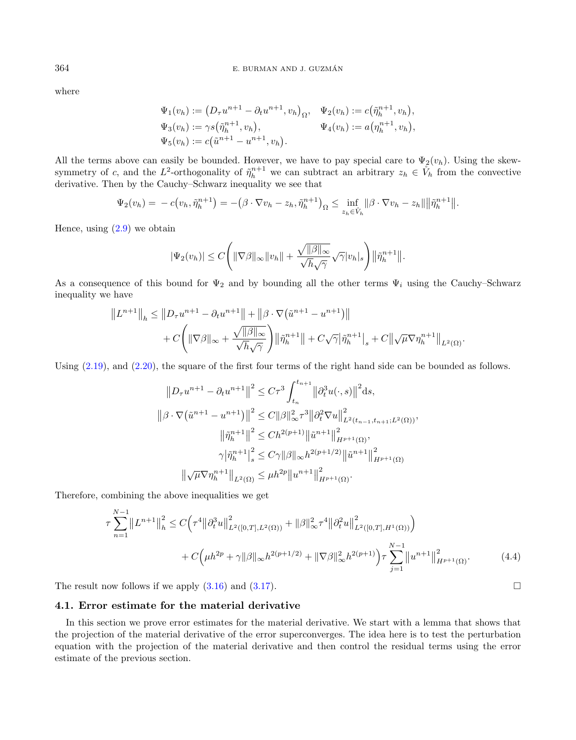where

$$
\begin{aligned}
&\Psi_1(v_h) := \left(D_\tau u^{n+1} - \partial_t u^{n+1}, v_h\right)_\Omega, \quad &&\Psi_2(v_h) := c\left(\tilde{\eta}_h^{n+1}, v_h\right),\\
&\Psi_3(v_h) := \gamma s\left(\tilde{\eta}_h^{n+1}, v_h\right), &&\Psi_4(v_h) := a\left(\eta_h^{n+1}, v_h\right),\\
&\Psi_5(v_h) := c\left(\tilde{u}^{n+1} - u^{n+1}, v_h\right).
\end{aligned}
$$

All the terms above can easily be bounded. However, we have to pay special care to $\Psi_2(v_h)$. Using the skew-symmetry of $c$, and the $L^2$-orthogonality of $\tilde{\eta}_h^{n+1}$ we can subtract an arbitrary $z_h \in \mathring{V}_h$ from the convective derivative. Then by the Cauchy–Schwarz inequality we see that

$$
\Psi_2(v_h) = -c\left(v_h, \tilde{\eta}_h^{n+1}\right) = -\left(\beta \cdot \nabla v_h - z_h, \tilde{\eta}_h^{n+1}\right)_\Omega \leq \inf_{z_h \in \mathring{V}_h} \|\beta \cdot \nabla v_h - z_h\| \left\|\tilde{\eta}_h^{n+1}\right\|.
$$

Hence, using (2.9) we obtain

$$
|\Psi_2(v_h)| \leq C\left(\|\nabla\beta\|_\infty \|v_h\| + \frac{\sqrt{\|\beta\|_\infty}}{\sqrt{h}\sqrt{\gamma}} \sqrt{\gamma}|v_h|_s\right)\left\|\tilde{\eta}_h^{n+1}\right\|.
$$

As a consequence of this bound for $\Psi_2$ and by bounding all the other terms $\Psi_i$ using the Cauchy–Schwarz inequality we have

$$
\begin{aligned}
\left\|L^{n+1}\right\|_h \leq{}& \left\|D_\tau u^{n+1} - \partial_t u^{n+1}\right\| + \left\|\beta \cdot \nabla\left(\tilde{u}^{n+1} - u^{n+1}\right)\right\|\\
&+ C\left(\|\nabla\beta\|_\infty + \frac{\sqrt{\|\beta\|_\infty}}{\sqrt{h}\sqrt{\gamma}}\right)\left\|\tilde{\eta}_h^{n+1}\right\| + C\sqrt{\gamma}\left|\tilde{\eta}_h^{n+1}\right|_s + C\left\|\sqrt{\mu}\nabla\eta_h^{n+1}\right\|_{L^2(\Omega)}.
\end{aligned}
$$

Using (2.19), and (2.20), the square of the first four terms of the right hand side can be bounded as follows.

$$
\begin{aligned}
\left\|D_\tau u^{n+1} - \partial_t u^{n+1}\right\|^2 &\leq C\tau^3 \int_{t_n}^{t_{n+1}} \left\|\partial_t^3 u(\cdot, s)\right\|^2 \mathrm{d}s,\\
\left\|\beta \cdot \nabla\left(\tilde{u}^{n+1} - u^{n+1}\right)\right\|^2 &\leq C\|\beta\|_\infty^2 \tau^3 \left\|\partial_t^2 \nabla u\right\|^2_{L^2(t_{n-1}, t_{n+1}; L^2(\Omega))},\\
\left\|\tilde{\eta}_h^{n+1}\right\|^2 &\leq Ch^{2(p+1)}\left\|\tilde{u}^{n+1}\right\|^2_{H^{p+1}(\Omega)},\\
\gamma\left|\tilde{\eta}_h^{n+1}\right|_s^2 &\leq C\gamma\|\beta\|_\infty h^{2(p+1/2)}\left\|\tilde{u}^{n+1}\right\|^2_{H^{p+1}(\Omega)}\\
\left\|\sqrt{\mu}\nabla\eta_h^{n+1}\right\|_{L^2(\Omega)} &\leq \mu h^{2p}\left\|u^{n+1}\right\|^2_{H^{p+1}(\Omega)}.
\end{aligned}
$$

Therefore, combining the above inequalities we get

$$
\begin{aligned}
\tau\sum_{n=1}^{N-1}\left\|L^{n+1}\right\|_h^2 \leq{}& C\left(\tau^4\left\|\partial_t^3 u\right\|^2_{L^2([0,T], L^2(\Omega))} + \|\beta\|_\infty^2 \tau^4 \left\|\partial_t^2 u\right\|^2_{L^2([0,T], H^1(\Omega))}\right)\\
&+ C\left(\mu h^{2p} + \gamma\|\beta\|_\infty h^{2(p+1/2)} + \|\nabla\beta\|_\infty^2 h^{2(p+1)}\right)\tau\sum_{j=1}^{N-1}\left\|u^{n+1}\right\|^2_{H^{p+1}(\Omega)}. \qquad (4.4)
\end{aligned}
$$

The result now follows if we apply (3.16) and (3.17). $\square$

### 4.1. Error estimate for the material derivative

In this section we prove error estimates for the material derivative. We start with a lemma that shows that the projection of the material derivative of the error superconverges. The idea here is to test the perturbation equation with the projection of the material derivative and then control the residual terms using the error estimate of the previous section.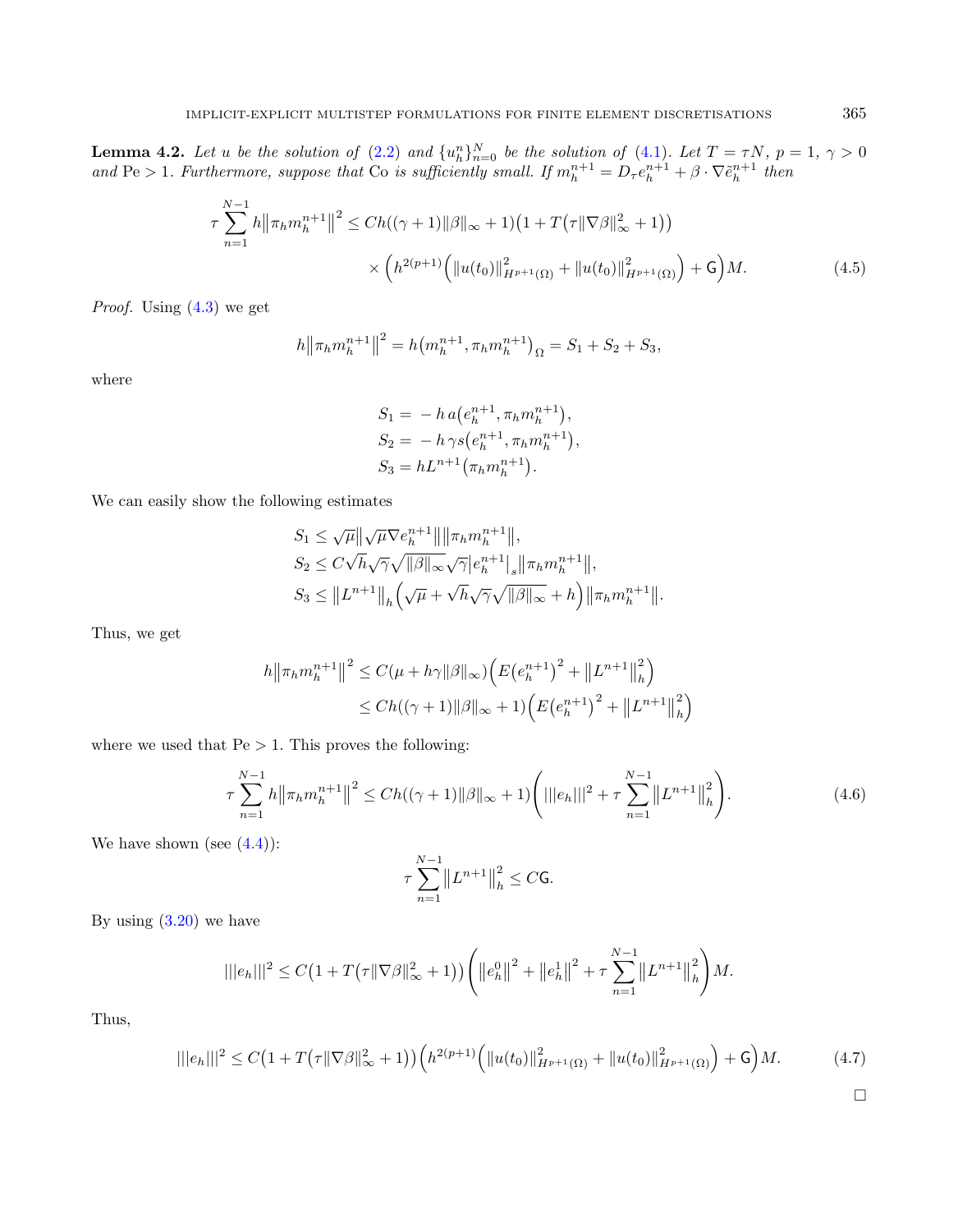**Lemma 4.2.** *Let $u$ be the solution of (2.2) and $\{u_h^n\}_{n=0}^N$ be the solution of (4.1). Let $T = \tau N$, $p = 1$, $\gamma > 0$ and $\mathrm{Pe} > 1$. Furthermore, suppose that $\mathrm{Co}$ is sufficiently small. If $m_h^{n+1} = D_\tau e_h^{n+1} + \beta \cdot \nabla \tilde{e}_h^{n+1}$ then*

$$\tau \sum_{n=1}^{N-1} h \big\| \pi_h m_h^{n+1} \big\|^2 \leq Ch((\gamma+1)\|\beta\|_\infty + 1)\big(1 + T\big(\tau \|\nabla \beta\|_\infty^2 + 1\big)\big) \times \Big( h^{2(p+1)} \Big( \|u(t_0)\|_{H^{p+1}(\Omega)}^2 + \|u(t_0)\|_{H^{p+1}(\Omega)}^2 \Big) + \mathsf{G} \Big) M. \tag{4.5}$$

*Proof.* Using (4.3) we get

$$h \big\| \pi_h m_h^{n+1} \big\|^2 = h \big( m_h^{n+1}, \pi_h m_h^{n+1} \big)_\Omega = S_1 + S_2 + S_3,$$

where

$$\begin{aligned} S_1 &= \, - h \, a\big(e_h^{n+1}, \pi_h m_h^{n+1}\big), \\ S_2 &= \, - h \, \gamma s\big(e_h^{n+1}, \pi_h m_h^{n+1}\big), \\ S_3 &= h L^{n+1}\big(\pi_h m_h^{n+1}\big). \end{aligned}$$

We can easily show the following estimates

$$\begin{aligned} S_1 &\leq \sqrt{\mu} \big\| \sqrt{\mu} \nabla e_h^{n+1} \big\| \big\| \pi_h m_h^{n+1} \big\|, \\ S_2 &\leq C \sqrt{h} \sqrt{\gamma} \sqrt{\|\beta\|_\infty} \sqrt{\gamma} \big| e_h^{n+1} \big|_s \big\| \pi_h m_h^{n+1} \big\|, \\ S_3 &\leq \big\| L^{n+1} \big\|_h \Big( \sqrt{\mu} + \sqrt{h} \sqrt{\gamma} \sqrt{\|\beta\|_\infty} + h \Big) \big\| \pi_h m_h^{n+1} \big\|. \end{aligned}$$

Thus, we get

$$\begin{aligned} h \big\| \pi_h m_h^{n+1} \big\|^2 &\leq C(\mu + h\gamma \|\beta\|_\infty) \Big( E\big(e_h^{n+1}\big)^2 + \big\| L^{n+1} \big\|_h^2 \Big) \\ &\leq Ch((\gamma+1)\|\beta\|_\infty + 1) \Big( E\big(e_h^{n+1}\big)^2 + \big\| L^{n+1} \big\|_h^2 \Big) \end{aligned}$$

where we used that $\mathrm{Pe} > 1$. This proves the following:

$$\tau \sum_{n=1}^{N-1} h \big\| \pi_h m_h^{n+1} \big\|^2 \leq Ch((\gamma+1)\|\beta\|_\infty + 1) \left( |||e_h|||^2 + \tau \sum_{n=1}^{N-1} \big\| L^{n+1} \big\|_h^2 \right). \tag{4.6}$$

We have shown (see (4.4)):

$$\tau \sum_{n=1}^{N-1} \big\| L^{n+1} \big\|_h^2 \leq C \mathsf{G}.$$

By using (3.20) we have

$$|||e_h|||^2 \leq C\big(1 + T\big(\tau \|\nabla \beta\|_\infty^2 + 1\big)\big) \left( \big\| e_h^0 \big\|^2 + \big\| e_h^1 \big\|^2 + \tau \sum_{n=1}^{N-1} \big\| L^{n+1} \big\|_h^2 \right) M.$$

Thus,

$$|||e_h|||^2 \leq C\big(1 + T\big(\tau \|\nabla \beta\|_\infty^2 + 1\big)\big) \Big( h^{2(p+1)} \Big( \|u(t_0)\|_{H^{p+1}(\Omega)}^2 + \|u(t_0)\|_{H^{p+1}(\Omega)}^2 \Big) + \mathsf{G} \Big) M. \tag{4.7}$$

$\square$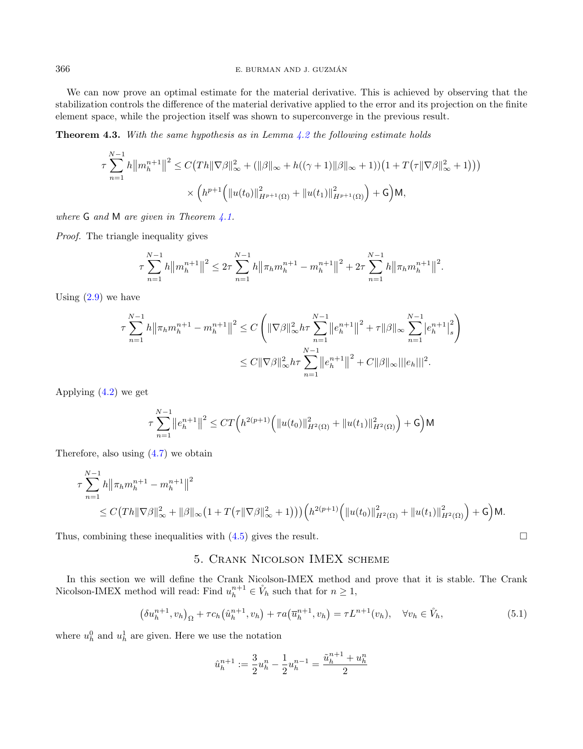We can now prove an optimal estimate for the material derivative. This is achieved by observing that the stabilization controls the difference of the material derivative applied to the error and its projection on the finite element space, while the projection itself was shown to superconverge in the previous result.

**Theorem 4.3.** *With the same hypothesis as in Lemma 4.2 the following estimate holds*

$$
\tau \sum_{n=1}^{N-1} h\big\|m_h^{n+1}\big\|^2 \leq C\big(Th\|\nabla\beta\|_\infty^2 + (\|\beta\|_\infty + h((\gamma+1)\|\beta\|_\infty + 1))\big(1 + T\big(\tau\|\nabla\beta\|_\infty^2 + 1\big)\big)\big)
$$
$$
\times \Big(h^{p+1}\Big(\|u(t_0)\|_{H^{p+1}(\Omega)}^2 + \|u(t_1)\|_{H^{p+1}(\Omega)}^2\Big) + \mathsf{G}\Big)\mathsf{M},
$$

*where* $\mathsf{G}$ *and* $\mathsf{M}$ *are given in Theorem 4.1.*

*Proof.* The triangle inequality gives

$$
\tau \sum_{n=1}^{N-1} h\big\|m_h^{n+1}\big\|^2 \leq 2\tau \sum_{n=1}^{N-1} h\big\|\pi_h m_h^{n+1} - m_h^{n+1}\big\|^2 + 2\tau \sum_{n=1}^{N-1} h\big\|\pi_h m_h^{n+1}\big\|^2.
$$

Using (2.9) we have

$$
\tau \sum_{n=1}^{N-1} h\big\|\pi_h m_h^{n+1} - m_h^{n+1}\big\|^2 \leq C\left(\|\nabla\beta\|_\infty^2 h\tau \sum_{n=1}^{N-1} \big\|e_h^{n+1}\big\|^2 + \tau\|\beta\|_\infty \sum_{n=1}^{N-1} \big|e_h^{n+1}\big|_s^2\right)
$$
$$
\leq C\|\nabla\beta\|_\infty^2 h\tau \sum_{n=1}^{N-1} \big\|e_h^{n+1}\big\|^2 + C\|\beta\|_\infty |||e_h|||^2.
$$

Applying (4.2) we get

$$
\tau \sum_{n=1}^{N-1} \big\|e_h^{n+1}\big\|^2 \leq CT\Big(h^{2(p+1)}\Big(\|u(t_0)\|_{H^2(\Omega)}^2 + \|u(t_1)\|_{H^2(\Omega)}^2\Big) + \mathsf{G}\Big)\mathsf{M}
$$

Therefore, also using (4.7) we obtain

$$
\tau \sum_{n=1}^{N-1} h\big\|\pi_h m_h^{n+1} - m_h^{n+1}\big\|^2
$$
$$
\leq C\big(Th\|\nabla\beta\|_\infty^2 + \|\beta\|_\infty\big(1 + T\big(\tau\|\nabla\beta\|_\infty^2 + 1\big)\big)\big)\Big(h^{2(p+1)}\Big(\|u(t_0)\|_{H^2(\Omega)}^2 + \|u(t_1)\|_{H^2(\Omega)}^2\Big) + \mathsf{G}\Big)\mathsf{M}.
$$

Thus, combining these inequalities with (4.5) gives the result. □

## 5. Crank Nicolson IMEX scheme

In this section we will define the Crank Nicolson-IMEX method and prove that it is stable. The Crank Nicolson-IMEX method will read: Find $u_h^{n+1} \in \mathring{V}_h$ such that for $n \geq 1$,

$$
\big(\delta u_h^{n+1}, v_h\big)_\Omega + \tau c_h\big(\hat{u}_h^{n+1}, v_h\big) + \tau a\big(\overline{u}_h^{n+1}, v_h\big) = \tau L^{n+1}(v_h), \quad \forall v_h \in \mathring{V}_h, \tag{5.1}
$$

where $u_h^0$ and $u_h^1$ are given. Here we use the notation

$$
\hat{u}_h^{n+1} := \frac{3}{2}u_h^n - \frac{1}{2}u_h^{n-1} = \frac{\tilde{u}_h^{n+1} + u_h^n}{2}
$$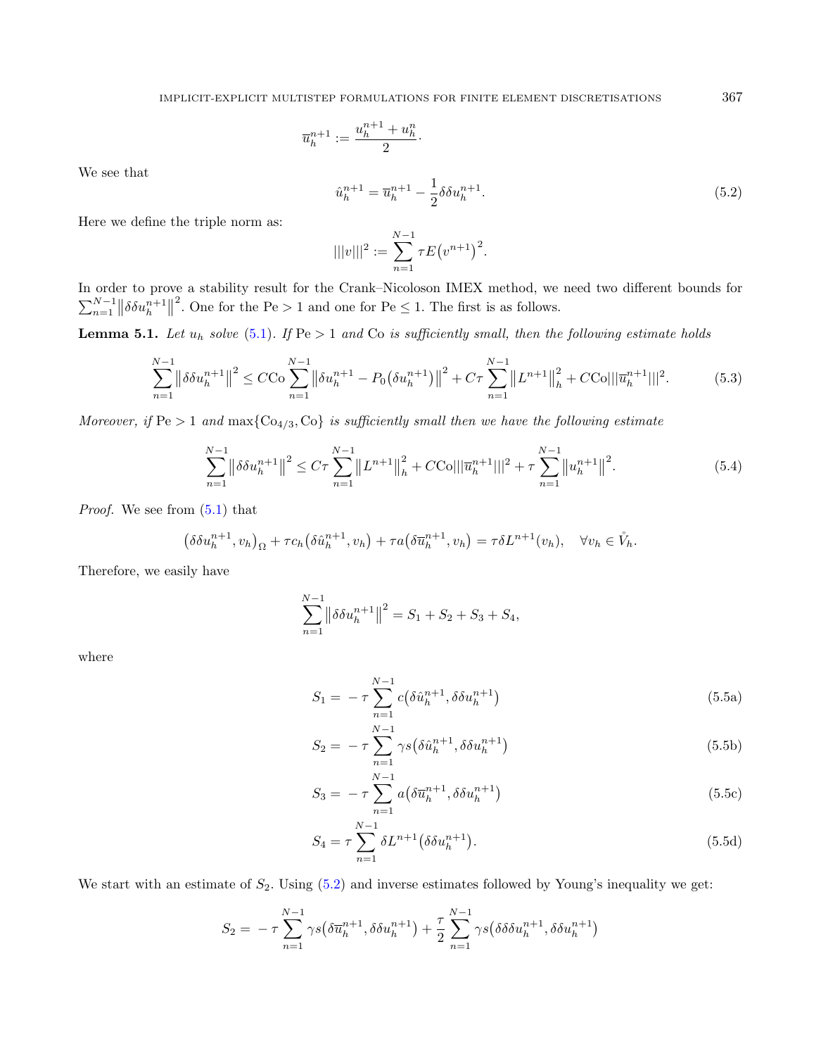$$\overline{u}_h^{n+1} := \frac{u_h^{n+1} + u_h^n}{2}.$$

We see that

$$\hat{u}_h^{n+1} = \overline{u}_h^{n+1} - \frac{1}{2}\delta\delta u_h^{n+1}. \tag{5.2}$$

Here we define the triple norm as:

$$|||v|||^2 := \sum_{n=1}^{N-1} \tau E\big(v^{n+1}\big)^2.$$

In order to prove a stability result for the Crank–Nicoloson IMEX method, we need two different bounds for $\sum_{n=1}^{N-1}\big\|\delta\delta u_h^{n+1}\big\|^2$. One for the $\mathrm{Pe} > 1$ and one for $\mathrm{Pe} \leq 1$. The first is as follows.

**Lemma 5.1.** *Let $u_h$ solve (5.1). If $\mathrm{Pe} > 1$ and $\mathrm{Co}$ is sufficiently small, then the following estimate holds*

$$\sum_{n=1}^{N-1}\big\|\delta\delta u_h^{n+1}\big\|^2 \leq C\mathrm{Co}\sum_{n=1}^{N-1}\big\|\delta u_h^{n+1} - P_0\big(\delta u_h^{n+1}\big)\big\|^2 + C\tau\sum_{n=1}^{N-1}\big\|L^{n+1}\big\|_h^2 + C\mathrm{Co}|||\overline{u}_h^{n+1}|||^2. \tag{5.3}$$

*Moreover, if $\mathrm{Pe} > 1$ and $\max\{\mathrm{Co}_{4/3}, \mathrm{Co}\}$ is sufficiently small then we have the following estimate*

$$\sum_{n=1}^{N-1}\big\|\delta\delta u_h^{n+1}\big\|^2 \leq C\tau\sum_{n=1}^{N-1}\big\|L^{n+1}\big\|_h^2 + C\mathrm{Co}|||\overline{u}_h^{n+1}|||^2 + \tau\sum_{n=1}^{N-1}\big\|u_h^{n+1}\big\|^2. \tag{5.4}$$

*Proof.* We see from (5.1) that

$$\big(\delta\delta u_h^{n+1}, v_h\big)_\Omega + \tau c_h\big(\delta\hat{u}_h^{n+1}, v_h\big) + \tau a\big(\delta\overline{u}_h^{n+1}, v_h\big) = \tau\delta L^{n+1}(v_h), \quad \forall v_h \in \mathring{V}_h.$$

Therefore, we easily have

$$\sum_{n=1}^{N-1}\big\|\delta\delta u_h^{n+1}\big\|^2 = S_1 + S_2 + S_3 + S_4,$$

where

$$S_1 = -\tau\sum_{n=1}^{N-1} c\big(\delta\hat{u}_h^{n+1}, \delta\delta u_h^{n+1}\big) \tag{5.5a}$$

$$S_2 = -\tau\sum_{n=1}^{N-1} \gamma s\big(\delta\hat{u}_h^{n+1}, \delta\delta u_h^{n+1}\big) \tag{5.5b}$$

$$S_3 = -\tau\sum_{n=1}^{N-1} a\big(\delta\overline{u}_h^{n+1}, \delta\delta u_h^{n+1}\big) \tag{5.5c}$$

$$S_4 = \tau\sum_{n=1}^{N-1} \delta L^{n+1}\big(\delta\delta u_h^{n+1}\big). \tag{5.5d}$$

We start with an estimate of $S_2$. Using (5.2) and inverse estimates followed by Young's inequality we get:

$$S_2 = -\tau\sum_{n=1}^{N-1}\gamma s\big(\delta\overline{u}_h^{n+1}, \delta\delta u_h^{n+1}\big) + \frac{\tau}{2}\sum_{n=1}^{N-1}\gamma s\big(\delta\delta\delta u_h^{n+1}, \delta\delta u_h^{n+1}\big)$$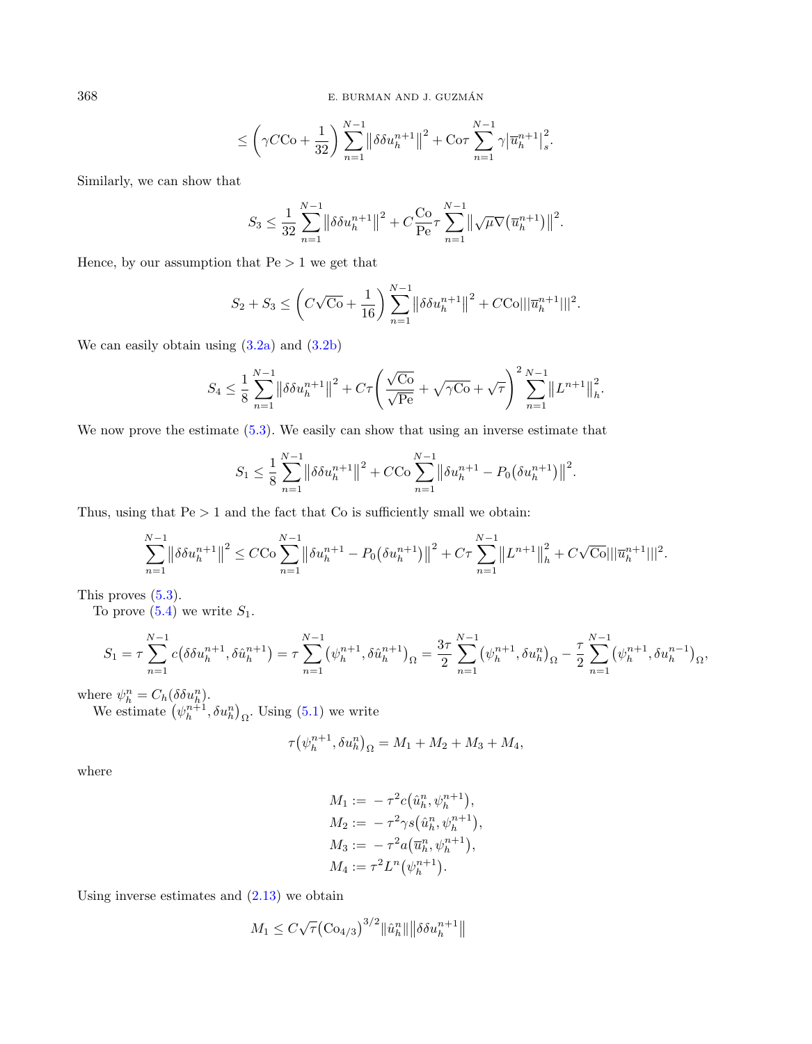$$\leq \left(\gamma C \mathrm{Co} + \frac{1}{32}\right) \sum_{n=1}^{N-1} \left\| \delta\delta u_h^{n+1} \right\|^2 + \mathrm{Co}\tau \sum_{n=1}^{N-1} \gamma \left| \overline{u}_h^{n+1} \right|_s^2.$$

Similarly, we can show that

$$S_3 \leq \frac{1}{32} \sum_{n=1}^{N-1} \left\| \delta\delta u_h^{n+1} \right\|^2 + C \frac{\mathrm{Co}}{\mathrm{Pe}} \tau \sum_{n=1}^{N-1} \left\| \sqrt{\mu} \nabla \left( \overline{u}_h^{n+1} \right) \right\|^2.$$

Hence, by our assumption that $\mathrm{Pe} > 1$ we get that

$$S_2 + S_3 \leq \left( C\sqrt{\mathrm{Co}} + \frac{1}{16} \right) \sum_{n=1}^{N-1} \left\| \delta\delta u_h^{n+1} \right\|^2 + C\mathrm{Co} |||\overline{u}_h^{n+1}|||^2.$$

We can easily obtain using (3.2a) and (3.2b)

$$S_4 \leq \frac{1}{8} \sum_{n=1}^{N-1} \left\| \delta\delta u_h^{n+1} \right\|^2 + C\tau \left( \frac{\sqrt{\mathrm{Co}}}{\sqrt{\mathrm{Pe}}} + \sqrt{\gamma \mathrm{Co}} + \sqrt{\tau} \right)^2 \sum_{n=1}^{N-1} \left\| L^{n+1} \right\|_h^2.$$

We now prove the estimate (5.3). We easily can show that using an inverse estimate that

$$S_1 \leq \frac{1}{8} \sum_{n=1}^{N-1} \left\| \delta\delta u_h^{n+1} \right\|^2 + C\mathrm{Co} \sum_{n=1}^{N-1} \left\| \delta u_h^{n+1} - P_0\left( \delta u_h^{n+1} \right) \right\|^2.$$

Thus, using that $\mathrm{Pe} > 1$ and the fact that Co is sufficiently small we obtain:

$$\sum_{n=1}^{N-1} \left\| \delta\delta u_h^{n+1} \right\|^2 \leq C\mathrm{Co} \sum_{n=1}^{N-1} \left\| \delta u_h^{n+1} - P_0\left( \delta u_h^{n+1} \right) \right\|^2 + C\tau \sum_{n=1}^{N-1} \left\| L^{n+1} \right\|_h^2 + C\sqrt{\mathrm{Co}} |||\overline{u}_h^{n+1}|||^2.$$

This proves (5.3).

To prove (5.4) we write $S_1$.

$$S_1 = \tau \sum_{n=1}^{N-1} c\left( \delta\delta u_h^{n+1}, \delta\hat{u}_h^{n+1} \right) = \tau \sum_{n=1}^{N-1} \left( \psi_h^{n+1}, \delta\hat{u}_h^{n+1} \right)_\Omega = \frac{3\tau}{2} \sum_{n=1}^{N-1} \left( \psi_h^{n+1}, \delta u_h^{n} \right)_\Omega - \frac{\tau}{2} \sum_{n=1}^{N-1} \left( \psi_h^{n+1}, \delta u_h^{n-1} \right)_\Omega,$$

where $\psi_h^n = C_h(\delta\delta u_h^n)$.

We estimate $\left( \psi_h^{n+1}, \delta u_h^n \right)_\Omega$. Using (5.1) we write

$$\tau \left( \psi_h^{n+1}, \delta u_h^n \right)_\Omega = M_1 + M_2 + M_3 + M_4,$$

where

$$\begin{aligned}
M_1 &:= -\tau^2 c\left( \hat{u}_h^n, \psi_h^{n+1} \right), \\
M_2 &:= -\tau^2 \gamma s\left( \hat{u}_h^n, \psi_h^{n+1} \right), \\
M_3 &:= -\tau^2 a\left( \overline{u}_h^n, \psi_h^{n+1} \right), \\
M_4 &:= \tau^2 L^n\left( \psi_h^{n+1} \right).
\end{aligned}$$

Using inverse estimates and (2.13) we obtain

$$M_1 \leq C\sqrt{\tau} \left( \mathrm{Co}_{4/3} \right)^{3/2} \|\hat{u}_h^n\| \left\| \delta\delta u_h^{n+1} \right\|$$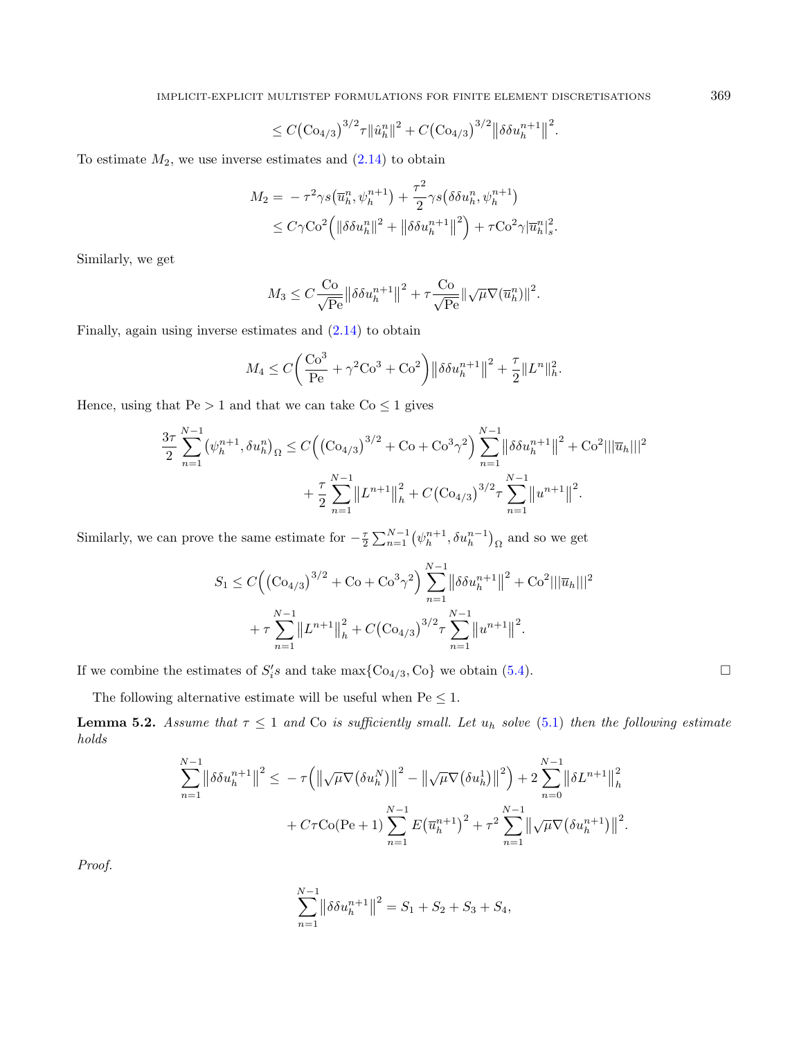$$\leq C\big(\mathrm{Co}_{4/3}\big)^{3/2}\tau\|\hat{u}_h^n\|^2 + C\big(\mathrm{Co}_{4/3}\big)^{3/2}\big\|\delta\delta u_h^{n+1}\big\|^2.$$

To estimate $M_2$, we use inverse estimates and (2.14) to obtain

$$\begin{aligned} M_2 = &-\tau^2\gamma s\big(\overline{u}_h^n, \psi_h^{n+1}\big) + \frac{\tau^2}{2}\gamma s\big(\delta\delta u_h^n, \psi_h^{n+1}\big) \\ &\leq C\gamma\mathrm{Co}^2\Big(\|\delta\delta u_h^n\|^2 + \big\|\delta\delta u_h^{n+1}\big\|^2\Big) + \tau\mathrm{Co}^2\gamma|\overline{u}_h^n|_s^2. \end{aligned}$$

Similarly, we get

$$M_3 \leq C\frac{\mathrm{Co}}{\sqrt{\mathrm{Pe}}}\big\|\delta\delta u_h^{n+1}\big\|^2 + \tau\frac{\mathrm{Co}}{\sqrt{\mathrm{Pe}}}\|\sqrt{\mu}\nabla(\overline{u}_h^n)\|^2.$$

Finally, again using inverse estimates and (2.14) to obtain

$$M_4 \leq C\bigg(\frac{\mathrm{Co}^3}{\mathrm{Pe}} + \gamma^2\mathrm{Co}^3 + \mathrm{Co}^2\bigg)\big\|\delta\delta u_h^{n+1}\big\|^2 + \frac{\tau}{2}\|L^n\|_h^2.$$

Hence, using that $\mathrm{Pe} > 1$ and that we can take $\mathrm{Co} \leq 1$ gives

$$\begin{aligned} \frac{3\tau}{2}\sum_{n=1}^{N-1}\big(\psi_h^{n+1}, \delta u_h^n\big)_\Omega \leq\ & C\Big(\big(\mathrm{Co}_{4/3}\big)^{3/2} + \mathrm{Co} + \mathrm{Co}^3\gamma^2\Big)\sum_{n=1}^{N-1}\big\|\delta\delta u_h^{n+1}\big\|^2 + \mathrm{Co}^2|||\overline{u}_h|||^2 \\ &+ \frac{\tau}{2}\sum_{n=1}^{N-1}\big\|L^{n+1}\big\|_h^2 + C\big(\mathrm{Co}_{4/3}\big)^{3/2}\tau\sum_{n=1}^{N-1}\big\|u^{n+1}\big\|^2. \end{aligned}$$

Similarly, we can prove the same estimate for $-\frac{\tau}{2}\sum_{n=1}^{N-1}\big(\psi_h^{n+1}, \delta u_h^{n-1}\big)_\Omega$ and so we get

$$\begin{aligned} S_1 \leq\ & C\Big(\big(\mathrm{Co}_{4/3}\big)^{3/2} + \mathrm{Co} + \mathrm{Co}^3\gamma^2\Big)\sum_{n=1}^{N-1}\big\|\delta\delta u_h^{n+1}\big\|^2 + \mathrm{Co}^2|||\overline{u}_h|||^2 \\ &+ \tau\sum_{n=1}^{N-1}\big\|L^{n+1}\big\|_h^2 + C\big(\mathrm{Co}_{4/3}\big)^{3/2}\tau\sum_{n=1}^{N-1}\big\|u^{n+1}\big\|^2. \end{aligned}$$

If we combine the estimates of $S_i'$s and take $\max\{\mathrm{Co}_{4/3}, \mathrm{Co}\}$ we obtain (5.4). □

The following alternative estimate will be useful when $\mathrm{Pe} \leq 1$.

**Lemma 5.2.** *Assume that $\tau \leq 1$ and $\mathrm{Co}$ is sufficiently small. Let $u_h$ solve (5.1) then the following estimate holds*

$$\begin{aligned} \sum_{n=1}^{N-1}\big\|\delta\delta u_h^{n+1}\big\|^2 \leq\ & -\tau\Big(\big\|\sqrt{\mu}\nabla\big(\delta u_h^N\big)\big\|^2 - \big\|\sqrt{\mu}\nabla\big(\delta u_h^1\big)\big\|^2\Big) + 2\sum_{n=0}^{N-1}\big\|\delta L^{n+1}\big\|_h^2 \\ &+ C\tau\mathrm{Co}(\mathrm{Pe}+1)\sum_{n=1}^{N-1}E\big(\overline{u}_h^{n+1}\big)^2 + \tau^2\sum_{n=1}^{N-1}\big\|\sqrt{\mu}\nabla\big(\delta u_h^{n+1}\big)\big\|^2. \end{aligned}$$

*Proof.*

$$\sum_{n=1}^{N-1}\big\|\delta\delta u_h^{n+1}\big\|^2 = S_1 + S_2 + S_3 + S_4,$$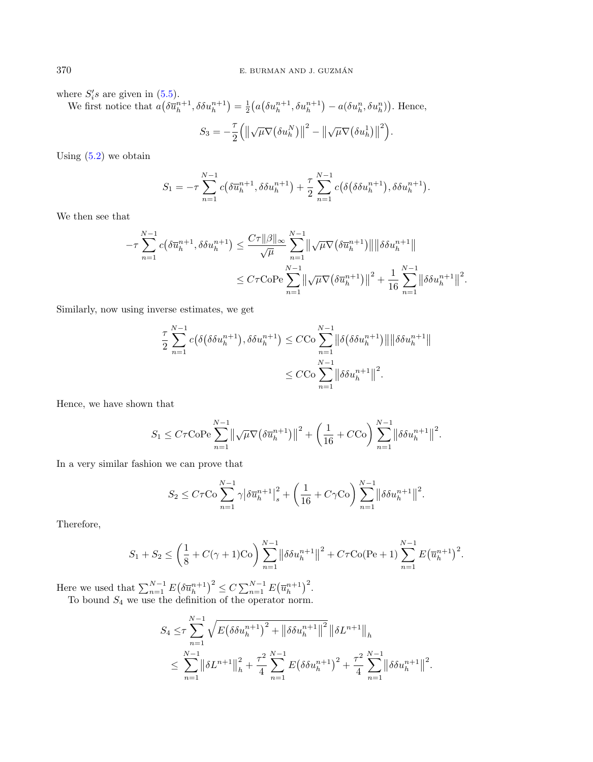where $S_i's$ are given in (5.5).

We first notice that $a\big(\delta\overline{u}_h^{n+1}, \delta\delta u_h^{n+1}\big) = \frac{1}{2}\big(a\big(\delta u_h^{n+1}, \delta u_h^{n+1}\big) - a(\delta u_h^n, \delta u_h^n)\big)$. Hence,

$$S_3 = -\frac{\tau}{2}\Big(\big\|\sqrt{\mu}\nabla\big(\delta u_h^N\big)\big\|^2 - \big\|\sqrt{\mu}\nabla\big(\delta u_h^1\big)\big\|^2\Big).$$

Using (5.2) we obtain

$$S_1 = -\tau\sum_{n=1}^{N-1} c\big(\delta\overline{u}_h^{n+1}, \delta\delta u_h^{n+1}\big) + \frac{\tau}{2}\sum_{n=1}^{N-1} c\big(\delta\big(\delta\delta u_h^{n+1}\big), \delta\delta u_h^{n+1}\big).$$

We then see that

$$\begin{aligned}
-\tau\sum_{n=1}^{N-1} c\big(\delta\overline{u}_h^{n+1}, \delta\delta u_h^{n+1}\big) &\leq \frac{C\tau\|\beta\|_\infty}{\sqrt{\mu}}\sum_{n=1}^{N-1}\big\|\sqrt{\mu}\nabla\big(\delta\overline{u}_h^{n+1}\big)\big\|\big\|\delta\delta u_h^{n+1}\big\| \\
&\leq C\tau\mathrm{CoPe}\sum_{n=1}^{N-1}\big\|\sqrt{\mu}\nabla\big(\delta\overline{u}_h^{n+1}\big)\big\|^2 + \frac{1}{16}\sum_{n=1}^{N-1}\big\|\delta\delta u_h^{n+1}\big\|^2.
\end{aligned}$$

Similarly, now using inverse estimates, we get

$$\begin{aligned}
\frac{\tau}{2}\sum_{n=1}^{N-1} c\big(\delta\big(\delta\delta u_h^{n+1}\big), \delta\delta u_h^{n+1}\big) &\leq C\mathrm{Co}\sum_{n=1}^{N-1}\big\|\delta\big(\delta\delta u_h^{n+1}\big)\big\|\big\|\delta\delta u_h^{n+1}\big\| \\
&\leq C\mathrm{Co}\sum_{n=1}^{N-1}\big\|\delta\delta u_h^{n+1}\big\|^2.
\end{aligned}$$

Hence, we have shown that

$$S_1 \leq C\tau\mathrm{CoPe}\sum_{n=1}^{N-1}\big\|\sqrt{\mu}\nabla\big(\delta\overline{u}_h^{n+1}\big)\big\|^2 + \left(\frac{1}{16} + C\mathrm{Co}\right)\sum_{n=1}^{N-1}\big\|\delta\delta u_h^{n+1}\big\|^2.$$

In a very similar fashion we can prove that

$$S_2 \leq C\tau\mathrm{Co}\sum_{n=1}^{N-1}\gamma\big|\delta\overline{u}_h^{n+1}\big|_s^2 + \left(\frac{1}{16} + C\gamma\mathrm{Co}\right)\sum_{n=1}^{N-1}\big\|\delta\delta u_h^{n+1}\big\|^2.$$

Therefore,

$$S_1 + S_2 \leq \left(\frac{1}{8} + C(\gamma+1)\mathrm{Co}\right)\sum_{n=1}^{N-1}\big\|\delta\delta u_h^{n+1}\big\|^2 + C\tau\mathrm{Co}(\mathrm{Pe}+1)\sum_{n=1}^{N-1}E\big(\overline{u}_h^{n+1}\big)^2.$$

Here we used that $\sum_{n=1}^{N-1}E\big(\delta\overline{u}_h^{n+1}\big)^2 \leq C\sum_{n=1}^{N-1}E\big(\overline{u}_h^{n+1}\big)^2$.

To bound $S_4$ we use the definition of the operator norm.

$$\begin{aligned}
S_4 \leq& \tau\sum_{n=1}^{N-1}\sqrt{E\big(\delta\delta u_h^{n+1}\big)^2 + \big\|\delta\delta u_h^{n+1}\big\|^2}\,\big\|\delta L^{n+1}\big\|_h \\
\leq& \sum_{n=1}^{N-1}\big\|\delta L^{n+1}\big\|_h^2 + \frac{\tau^2}{4}\sum_{n=1}^{N-1}E\big(\delta\delta u_h^{n+1}\big)^2 + \frac{\tau^2}{4}\sum_{n=1}^{N-1}\big\|\delta\delta u_h^{n+1}\big\|^2.
\end{aligned}$$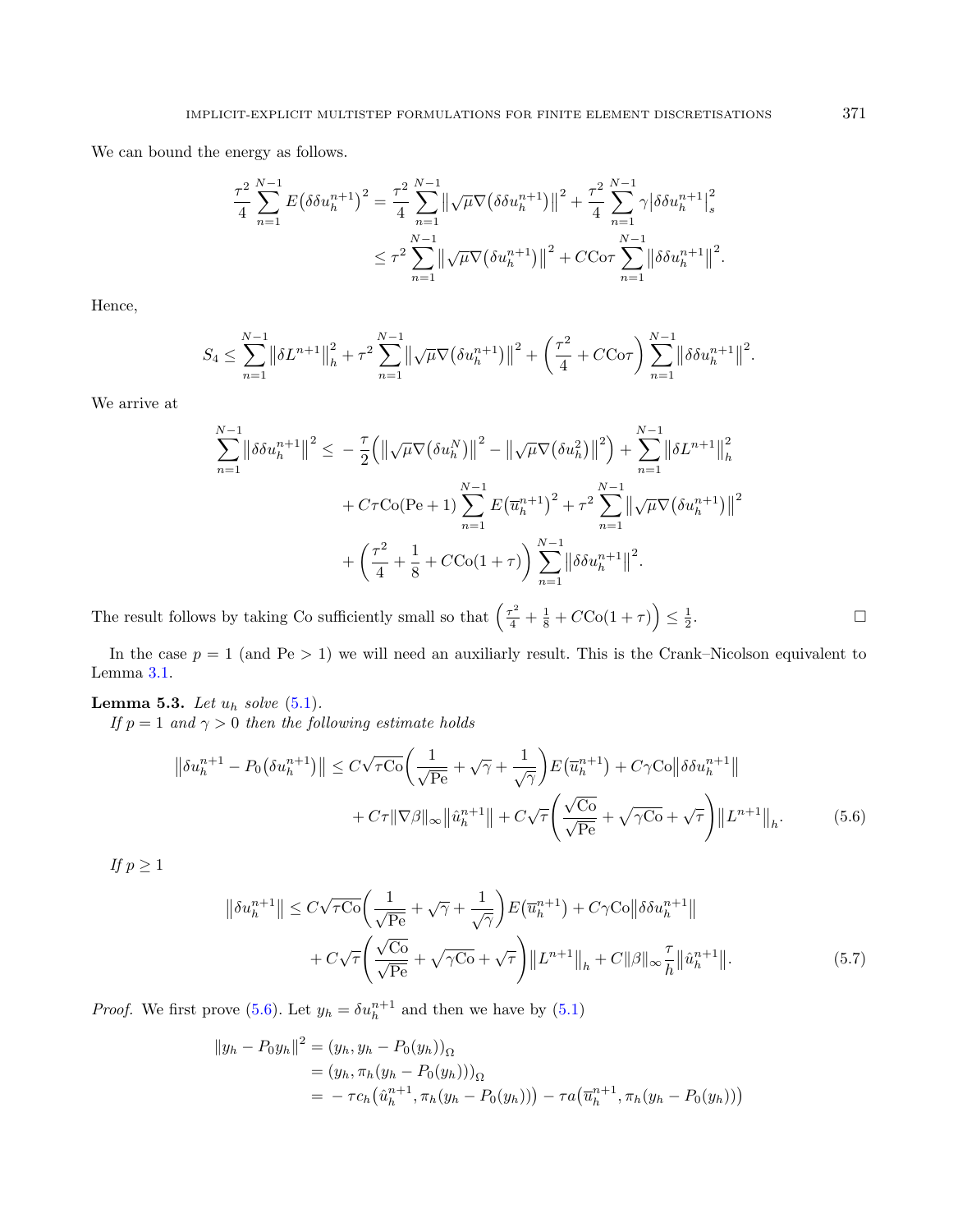We can bound the energy as follows.

$$
\begin{aligned}
\frac{\tau^2}{4}\sum_{n=1}^{N-1} E\big(\delta\delta u_h^{n+1}\big)^2 &= \frac{\tau^2}{4}\sum_{n=1}^{N-1}\big\|\sqrt{\mu}\nabla\big(\delta\delta u_h^{n+1}\big)\big\|^2 + \frac{\tau^2}{4}\sum_{n=1}^{N-1}\gamma\big|\delta\delta u_h^{n+1}\big|_s^2 \\
&\le \tau^2\sum_{n=1}^{N-1}\big\|\sqrt{\mu}\nabla\big(\delta u_h^{n+1}\big)\big\|^2 + C\mathrm{Co}\tau\sum_{n=1}^{N-1}\big\|\delta\delta u_h^{n+1}\big\|^2.
\end{aligned}
$$

Hence,

$$
S_4 \le \sum_{n=1}^{N-1}\big\|\delta L^{n+1}\big\|_h^2 + \tau^2\sum_{n=1}^{N-1}\big\|\sqrt{\mu}\nabla\big(\delta u_h^{n+1}\big)\big\|^2 + \left(\frac{\tau^2}{4} + C\mathrm{Co}\tau\right)\sum_{n=1}^{N-1}\big\|\delta\delta u_h^{n+1}\big\|^2.
$$

We arrive at

$$
\begin{aligned}
\sum_{n=1}^{N-1}\big\|\delta\delta u_h^{n+1}\big\|^2 \le &-\frac{\tau}{2}\Big(\big\|\sqrt{\mu}\nabla\big(\delta u_h^N\big)\big\|^2 - \big\|\sqrt{\mu}\nabla\big(\delta u_h^2\big)\big\|^2\Big) + \sum_{n=1}^{N-1}\big\|\delta L^{n+1}\big\|_h^2 \\
&+ C\tau\mathrm{Co}(\mathrm{Pe}+1)\sum_{n=1}^{N-1}E\big(\overline{u}_h^{n+1}\big)^2 + \tau^2\sum_{n=1}^{N-1}\big\|\sqrt{\mu}\nabla\big(\delta u_h^{n+1}\big)\big\|^2 \\
&+ \left(\frac{\tau^2}{4} + \frac{1}{8} + C\mathrm{Co}(1+\tau)\right)\sum_{n=1}^{N-1}\big\|\delta\delta u_h^{n+1}\big\|^2.
\end{aligned}
$$

The result follows by taking Co sufficiently small so that $\left(\frac{\tau^2}{4} + \frac{1}{8} + C\mathrm{Co}(1+\tau)\right) \le \frac{1}{2}$. □

In the case $p = 1$ (and $\mathrm{Pe} > 1$) we will need an auxiliary result. This is the Crank–Nicolson equivalent to Lemma 3.1.

**Lemma 5.3.** *Let $u_h$ solve (5.1).*
*If $p = 1$ and $\gamma > 0$ then the following estimate holds*

$$
\begin{aligned}
\big\|\delta u_h^{n+1} - P_0\big(\delta u_h^{n+1}\big)\big\| \le\ & C\sqrt{\tau\mathrm{Co}}\left(\frac{1}{\sqrt{\mathrm{Pe}}} + \sqrt{\gamma} + \frac{1}{\sqrt{\gamma}}\right)E\big(\overline{u}_h^{n+1}\big) + C\gamma\mathrm{Co}\big\|\delta\delta u_h^{n+1}\big\| \\
&+ C\tau\|\nabla\beta\|_\infty\big\|\hat{u}_h^{n+1}\big\| + C\sqrt{\tau}\left(\frac{\sqrt{\mathrm{Co}}}{\sqrt{\mathrm{Pe}}} + \sqrt{\gamma\mathrm{Co}} + \sqrt{\tau}\right)\big\|L^{n+1}\big\|_h. \qquad (5.6)
\end{aligned}
$$

*If $p \ge 1$*

$$
\begin{aligned}
\big\|\delta u_h^{n+1}\big\| \le\ & C\sqrt{\tau\mathrm{Co}}\left(\frac{1}{\sqrt{\mathrm{Pe}}} + \sqrt{\gamma} + \frac{1}{\sqrt{\gamma}}\right)E\big(\overline{u}_h^{n+1}\big) + C\gamma\mathrm{Co}\big\|\delta\delta u_h^{n+1}\big\| \\
&+ C\sqrt{\tau}\left(\frac{\sqrt{\mathrm{Co}}}{\sqrt{\mathrm{Pe}}} + \sqrt{\gamma\mathrm{Co}} + \sqrt{\tau}\right)\big\|L^{n+1}\big\|_h + C\|\beta\|_\infty\frac{\tau}{h}\big\|\hat{u}_h^{n+1}\big\|. \qquad (5.7)
\end{aligned}
$$

*Proof.* We first prove (5.6). Let $y_h = \delta u_h^{n+1}$ and then we have by (5.1)

$$
\begin{aligned}
\|y_h - P_0 y_h\|^2 &= (y_h, y_h - P_0(y_h))_\Omega \\
&= (y_h, \pi_h(y_h - P_0(y_h)))_\Omega \\
&= -\tau c_h\big(\hat{u}_h^{n+1}, \pi_h(y_h - P_0(y_h))\big) - \tau a\big(\overline{u}_h^{n+1}, \pi_h(y_h - P_0(y_h))\big)
\end{aligned}
$$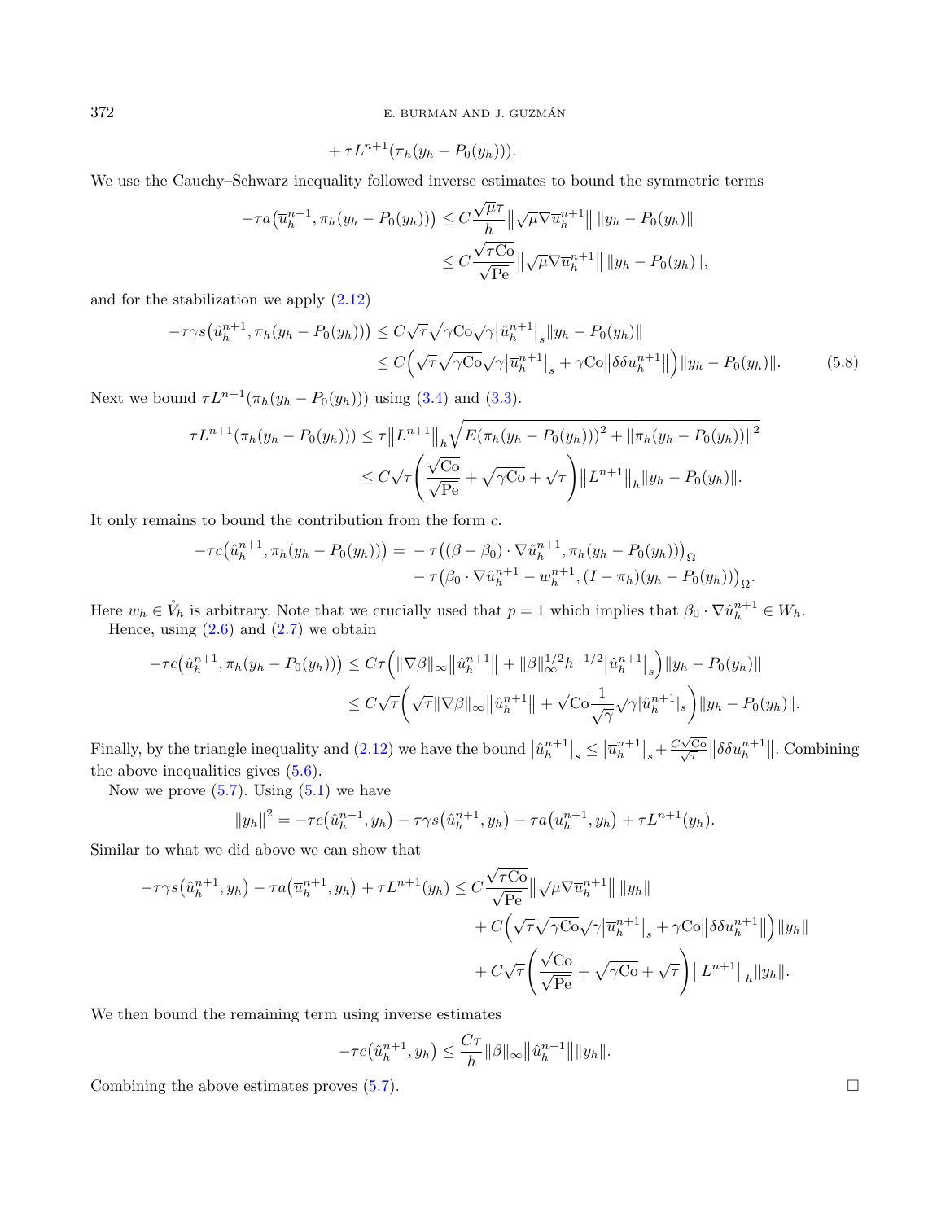$$+ \tau L^{n+1}(\pi_h(y_h - P_0(y_h))).$$

We use the Cauchy–Schwarz inequality followed inverse estimates to bound the symmetric terms

$$\begin{aligned}
-\tau a\big(\overline{u}_h^{n+1}, \pi_h(y_h - P_0(y_h))\big) &\leq C\frac{\sqrt{\mu}\tau}{h}\big\|\sqrt{\mu}\nabla \overline{u}_h^{n+1}\big\|\, \|y_h - P_0(y_h)\| \\
&\leq C\frac{\sqrt{\tau \mathrm{Co}}}{\sqrt{\mathrm{Pe}}}\big\|\sqrt{\mu}\nabla \overline{u}_h^{n+1}\big\|\, \|y_h - P_0(y_h)\|,
\end{aligned}$$

and for the stabilization we apply (2.12)

$$\begin{aligned}
-\tau\gamma s\big(\hat{u}_h^{n+1}, \pi_h(y_h - P_0(y_h))\big) &\leq C\sqrt{\tau}\sqrt{\gamma \mathrm{Co}}\sqrt{\gamma}\big|\hat{u}_h^{n+1}\big|_s \|y_h - P_0(y_h)\| \\
&\leq C\Big(\sqrt{\tau}\sqrt{\gamma \mathrm{Co}}\sqrt{\gamma}\big|\overline{u}_h^{n+1}\big|_s + \gamma \mathrm{Co}\big\|\delta\delta u_h^{n+1}\big\|\Big)\|y_h - P_0(y_h)\|. \qquad (5.8)
\end{aligned}$$

Next we bound $\tau L^{n+1}(\pi_h(y_h - P_0(y_h)))$ using (3.4) and (3.3).

$$\begin{aligned}
\tau L^{n+1}(\pi_h(y_h - P_0(y_h))) &\leq \tau\big\|L^{n+1}\big\|_h\sqrt{E(\pi_h(y_h - P_0(y_h)))^2 + \|\pi_h(y_h - P_0(y_h))\|^2} \\
&\leq C\sqrt{\tau}\left(\frac{\sqrt{\mathrm{Co}}}{\sqrt{\mathrm{Pe}}} + \sqrt{\gamma \mathrm{Co}} + \sqrt{\tau}\right)\big\|L^{n+1}\big\|_h \|y_h - P_0(y_h)\|.
\end{aligned}$$

It only remains to bound the contribution from the form $c$.

$$\begin{aligned}
-\tau c\big(\hat{u}_h^{n+1}, \pi_h(y_h - P_0(y_h))\big) = &-\tau\big((\beta - \beta_0)\cdot\nabla\hat{u}_h^{n+1}, \pi_h(y_h - P_0(y_h))\big)_\Omega \\
&-\tau\big(\beta_0\cdot\nabla\hat{u}_h^{n+1} - w_h^{n+1}, (I - \pi_h)(y_h - P_0(y_h))\big)_\Omega.
\end{aligned}$$

Here $w_h \in \mathring{V}_h$ is arbitrary. Note that we crucially used that $p = 1$ which implies that $\beta_0 \cdot \nabla \hat{u}_h^{n+1} \in W_h$.

Hence, using (2.6) and (2.7) we obtain

$$\begin{aligned}
-\tau c\big(\hat{u}_h^{n+1}, \pi_h(y_h - P_0(y_h))\big) &\leq C\tau\Big(\|\nabla\beta\|_\infty\big\|\hat{u}_h^{n+1}\big\| + \|\beta\|_\infty^{1/2}h^{-1/2}\big|\hat{u}_h^{n+1}\big|_s\Big)\|y_h - P_0(y_h)\| \\
&\leq C\sqrt{\tau}\left(\sqrt{\tau}\|\nabla\beta\|_\infty\big\|\hat{u}_h^{n+1}\big\| + \sqrt{\mathrm{Co}}\frac{1}{\sqrt{\gamma}}\sqrt{\gamma}|\hat{u}_h^{n+1}|_s\right)\|y_h - P_0(y_h)\|.
\end{aligned}$$

Finally, by the triangle inequality and (2.12) we have the bound $\big|\hat{u}_h^{n+1}\big|_s \leq \big|\overline{u}_h^{n+1}\big|_s + \frac{C\sqrt{\mathrm{Co}}}{\sqrt{\tau}}\big\|\delta\delta u_h^{n+1}\big\|$. Combining the above inequalities gives (5.6).

Now we prove (5.7). Using (5.1) we have

$$\|y_h\|^2 = -\tau c\big(\hat{u}_h^{n+1}, y_h\big) - \tau\gamma s\big(\hat{u}_h^{n+1}, y_h\big) - \tau a\big(\overline{u}_h^{n+1}, y_h\big) + \tau L^{n+1}(y_h).$$

Similar to what we did above we can show that

$$\begin{aligned}
-\tau\gamma s\big(\hat{u}_h^{n+1}, y_h\big) - \tau a\big(\overline{u}_h^{n+1}, y_h\big) + \tau L^{n+1}(y_h) &\leq C\frac{\sqrt{\tau \mathrm{Co}}}{\sqrt{\mathrm{Pe}}}\big\|\sqrt{\mu}\nabla\overline{u}_h^{n+1}\big\|\,\|y_h\| \\
&\quad + C\Big(\sqrt{\tau}\sqrt{\gamma \mathrm{Co}}\sqrt{\gamma}\big|\overline{u}_h^{n+1}\big|_s + \gamma \mathrm{Co}\big\|\delta\delta u_h^{n+1}\big\|\Big)\|y_h\| \\
&\quad + C\sqrt{\tau}\left(\frac{\sqrt{\mathrm{Co}}}{\sqrt{\mathrm{Pe}}} + \sqrt{\gamma \mathrm{Co}} + \sqrt{\tau}\right)\big\|L^{n+1}\big\|_h\|y_h\|.
\end{aligned}$$

We then bound the remaining term using inverse estimates

$$-\tau c\big(\hat{u}_h^{n+1}, y_h\big) \leq \frac{C\tau}{h}\|\beta\|_\infty\big\|\hat{u}_h^{n+1}\big\|\|y_h\|.$$

Combining the above estimates proves (5.7). $\square$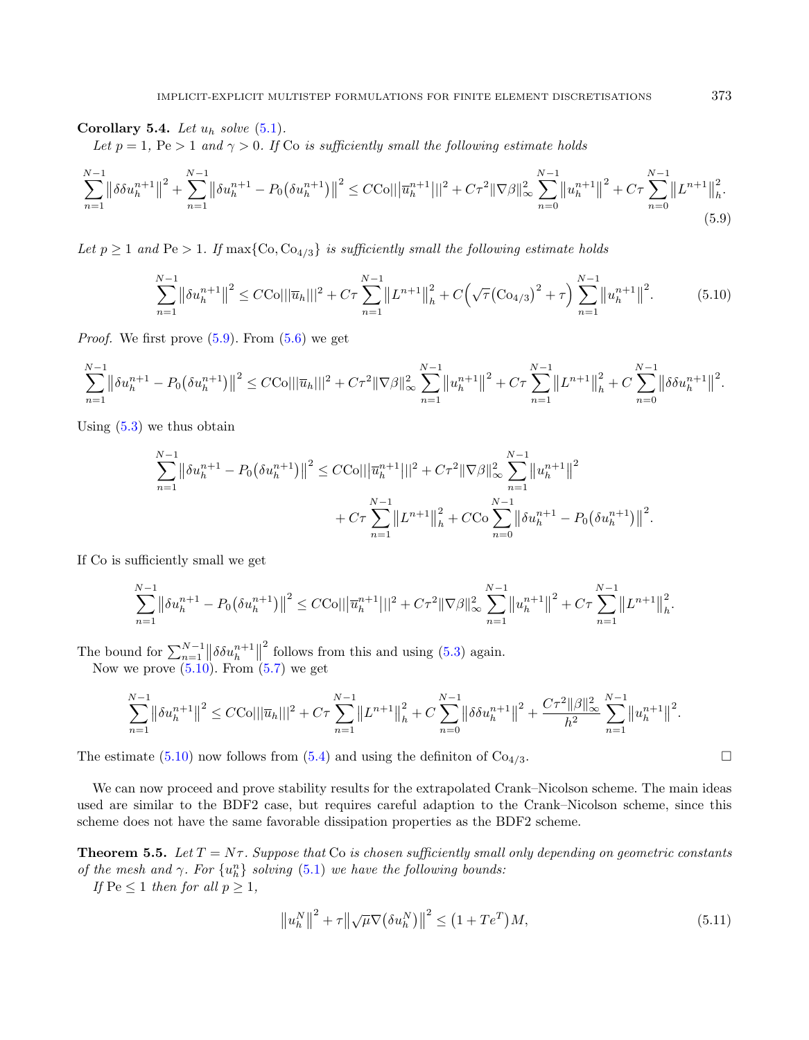**Corollary 5.4.** *Let $u_h$ solve* (5.1).

*Let $p = 1$, $\mathrm{Pe} > 1$ and $\gamma > 0$. If $\mathrm{Co}$ is sufficiently small the following estimate holds*

$$\sum_{n=1}^{N-1} \left\|\delta\delta u_h^{n+1}\right\|^2 + \sum_{n=1}^{N-1} \left\|\delta u_h^{n+1} - P_0\left(\delta u_h^{n+1}\right)\right\|^2 \leq C\mathrm{Co}|||\overline{u}_h^{n+1}|||^2 + C\tau^2 \|\nabla\beta\|_\infty^2 \sum_{n=0}^{N-1} \left\|u_h^{n+1}\right\|^2 + C\tau \sum_{n=0}^{N-1} \left\|L^{n+1}\right\|_h^2. \tag{5.9}$$

*Let $p \geq 1$ and $\mathrm{Pe} > 1$. If $\max\{\mathrm{Co}, \mathrm{Co}_{4/3}\}$ is sufficiently small the following estimate holds*

$$\sum_{n=1}^{N-1} \left\|\delta u_h^{n+1}\right\|^2 \leq C\mathrm{Co}|||\overline{u}_h|||^2 + C\tau \sum_{n=1}^{N-1} \left\|L^{n+1}\right\|_h^2 + C\Big(\sqrt{\tau}\left(\mathrm{Co}_{4/3}\right)^2 + \tau\Big) \sum_{n=1}^{N-1} \left\|u_h^{n+1}\right\|^2. \tag{5.10}$$

*Proof.* We first prove (5.9). From (5.6) we get

$$\sum_{n=1}^{N-1} \left\|\delta u_h^{n+1} - P_0\left(\delta u_h^{n+1}\right)\right\|^2 \leq C\mathrm{Co}|||\overline{u}_h|||^2 + C\tau^2 \|\nabla\beta\|_\infty^2 \sum_{n=1}^{N-1} \left\|u_h^{n+1}\right\|^2 + C\tau \sum_{n=1}^{N-1} \left\|L^{n+1}\right\|_h^2 + C \sum_{n=0}^{N-1} \left\|\delta\delta u_h^{n+1}\right\|^2.$$

Using (5.3) we thus obtain

$$\begin{aligned}\sum_{n=1}^{N-1} \left\|\delta u_h^{n+1} - P_0\left(\delta u_h^{n+1}\right)\right\|^2 \leq{}& C\mathrm{Co}|||\overline{u}_h^{n+1}|||^2 + C\tau^2 \|\nabla\beta\|_\infty^2 \sum_{n=1}^{N-1} \left\|u_h^{n+1}\right\|^2 \\ &+ C\tau \sum_{n=1}^{N-1} \left\|L^{n+1}\right\|_h^2 + C\mathrm{Co} \sum_{n=0}^{N-1} \left\|\delta u_h^{n+1} - P_0\left(\delta u_h^{n+1}\right)\right\|^2.\end{aligned}$$

If $\mathrm{Co}$ is sufficiently small we get

$$\sum_{n=1}^{N-1} \left\|\delta u_h^{n+1} - P_0\left(\delta u_h^{n+1}\right)\right\|^2 \leq C\mathrm{Co}|||\overline{u}_h^{n+1}|||^2 + C\tau^2 \|\nabla\beta\|_\infty^2 \sum_{n=1}^{N-1} \left\|u_h^{n+1}\right\|^2 + C\tau \sum_{n=1}^{N-1} \left\|L^{n+1}\right\|_h^2.$$

The bound for $\sum_{n=1}^{N-1} \left\|\delta\delta u_h^{n+1}\right\|^2$ follows from this and using (5.3) again.

Now we prove (5.10). From (5.7) we get

$$\sum_{n=1}^{N-1} \left\|\delta u_h^{n+1}\right\|^2 \leq C\mathrm{Co}|||\overline{u}_h|||^2 + C\tau \sum_{n=1}^{N-1} \left\|L^{n+1}\right\|_h^2 + C \sum_{n=0}^{N-1} \left\|\delta\delta u_h^{n+1}\right\|^2 + \frac{C\tau^2 \|\beta\|_\infty^2}{h^2} \sum_{n=1}^{N-1} \left\|u_h^{n+1}\right\|^2.$$

The estimate (5.10) now follows from (5.4) and using the definiton of $\mathrm{Co}_{4/3}$. $\square$

We can now proceed and prove stability results for the extrapolated Crank–Nicolson scheme. The main ideas used are similar to the BDF2 case, but requires careful adaption to the Crank–Nicolson scheme, since this scheme does not have the same favorable dissipation properties as the BDF2 scheme.

**Theorem 5.5.** *Let $T = N\tau$. Suppose that $\mathrm{Co}$ is chosen sufficiently small only depending on geometric constants of the mesh and $\gamma$. For $\{u_h^n\}$ solving* (5.1) *we have the following bounds:*

*If $\mathrm{Pe} \leq 1$ then for all $p \geq 1$,*

$$\left\|u_h^N\right\|^2 + \tau\left\|\sqrt{\mu}\nabla\left(\delta u_h^N\right)\right\|^2 \leq \left(1 + Te^T\right)M, \tag{5.11}$$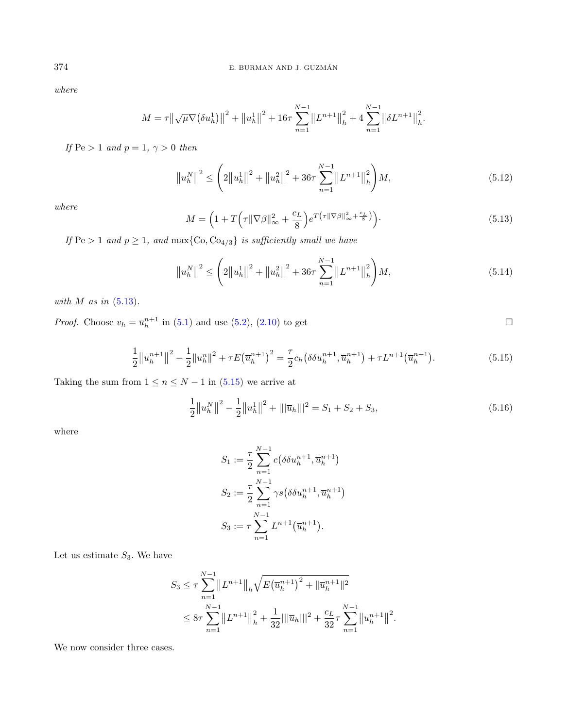*where*

$$M = \tau \big\| \sqrt{\mu} \nabla \big(\delta u_h^1\big) \big\|^2 + \big\| u_h^1 \big\|^2 + 16\tau \sum_{n=1}^{N-1} \big\| L^{n+1} \big\|_h^2 + 4 \sum_{n=1}^{N-1} \big\| \delta L^{n+1} \big\|_h^2 .$$

*If* $\mathrm{Pe} > 1$ *and* $p = 1$, $\gamma > 0$ *then*

$$\big\| u_h^N \big\|^2 \le \left( 2\big\| u_h^1 \big\|^2 + \big\| u_h^2 \big\|^2 + 36\tau \sum_{n=1}^{N-1} \big\| L^{n+1} \big\|_h^2 \right) M, \tag{5.12}$$

*where*

$$M = \Big( 1 + T\Big( \tau \|\nabla \beta\|_\infty^2 + \frac{c_L}{8} \Big) e^{T\left( \tau \|\nabla \beta\|_\infty^2 + \frac{c_L}{8} \right)} \Big). \tag{5.13}$$

*If* $\mathrm{Pe} > 1$ *and* $p \ge 1$, *and* $\max\{\mathrm{Co}, \mathrm{Co}_{4/3}\}$ *is sufficiently small we have*

$$\big\| u_h^N \big\|^2 \le \left( 2\big\| u_h^1 \big\|^2 + \big\| u_h^2 \big\|^2 + 36\tau \sum_{n=1}^{N-1} \big\| L^{n+1} \big\|_h^2 \right) M, \tag{5.14}$$

*with* $M$ *as in* (5.13).

*Proof.* Choose $v_h = \overline{u}_h^{n+1}$ in (5.1) and use (5.2), (2.10) to get □

$$\frac{1}{2}\big\| u_h^{n+1} \big\|^2 - \frac{1}{2}\big\| u_h^n \big\|^2 + \tau E\big(\overline{u}_h^{n+1}\big)^2 = \frac{\tau}{2} c_h\big(\delta\delta u_h^{n+1}, \overline{u}_h^{n+1}\big) + \tau L^{n+1}\big(\overline{u}_h^{n+1}\big). \tag{5.15}$$

Taking the sum from $1 \le n \le N-1$ in (5.15) we arrive at

$$\frac{1}{2}\big\| u_h^N \big\|^2 - \frac{1}{2}\big\| u_h^1 \big\|^2 + |||\overline{u}_h|||^2 = S_1 + S_2 + S_3, \tag{5.16}$$

where

$$S_1 := \frac{\tau}{2} \sum_{n=1}^{N-1} c\big(\delta\delta u_h^{n+1}, \overline{u}_h^{n+1}\big)$$

$$S_2 := \frac{\tau}{2} \sum_{n=1}^{N-1} \gamma s\big(\delta\delta u_h^{n+1}, \overline{u}_h^{n+1}\big)$$

$$S_3 := \tau \sum_{n=1}^{N-1} L^{n+1}\big(\overline{u}_h^{n+1}\big).$$

Let us estimate $S_3$. We have

$$\begin{aligned}
S_3 &\le \tau \sum_{n=1}^{N-1} \big\| L^{n+1} \big\|_h \sqrt{E\big(\overline{u}_h^{n+1}\big)^2 + \|\overline{u}_h^{n+1}\|^2} \\
&\le 8\tau \sum_{n=1}^{N-1} \big\| L^{n+1} \big\|_h^2 + \frac{1}{32} |||\overline{u}_h|||^2 + \frac{c_L}{32} \tau \sum_{n=1}^{N-1} \big\| u_h^{n+1} \big\|^2 .
\end{aligned}$$

We now consider three cases.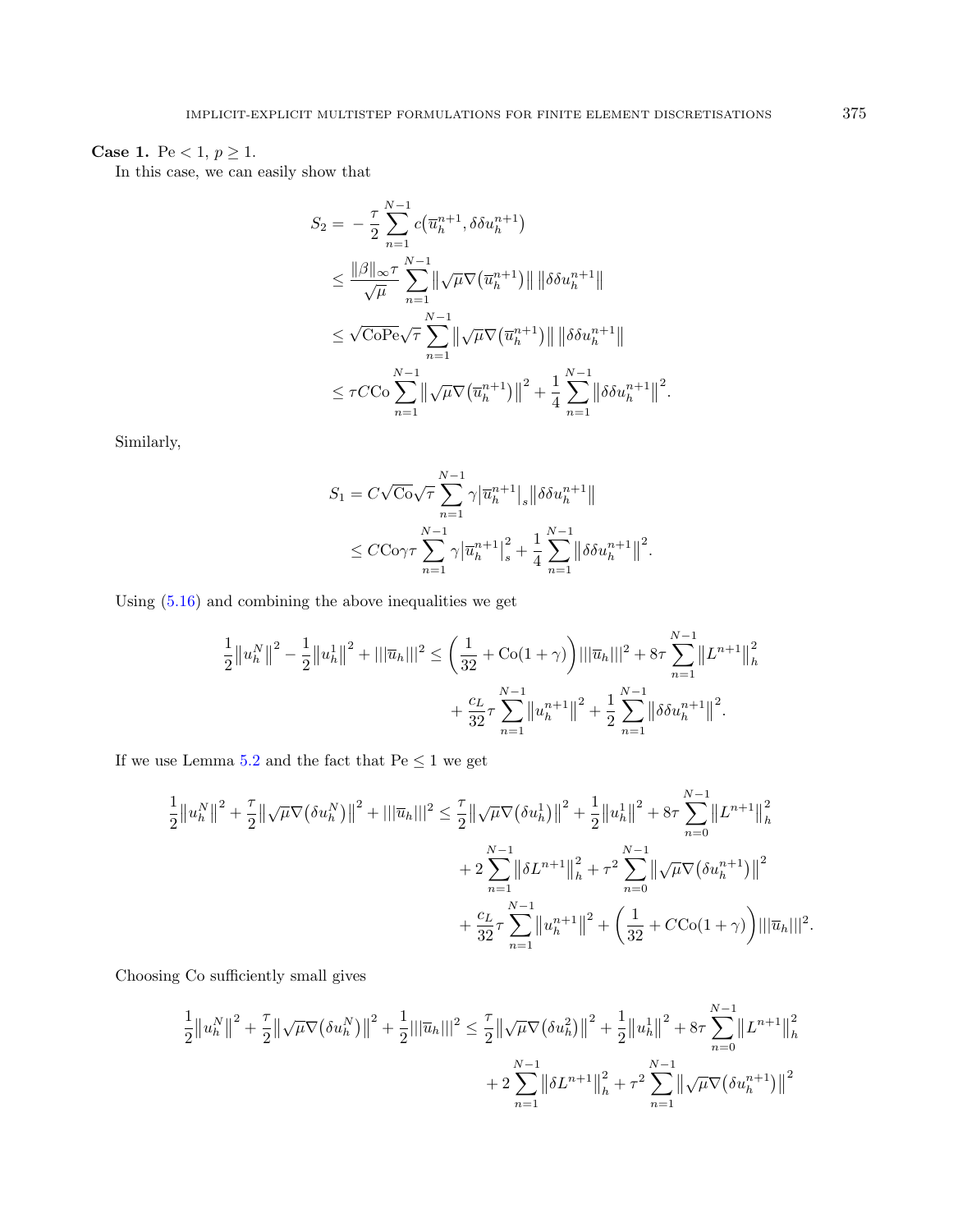**Case 1.** $\mathrm{Pe} < 1$, $p \geq 1$.

In this case, we can easily show that

$$
\begin{aligned}
S_2 = & -\frac{\tau}{2} \sum_{n=1}^{N-1} c\left(\overline{u}_h^{n+1}, \delta\delta u_h^{n+1}\right) \\
& \leq \frac{\|\beta\|_\infty \tau}{\sqrt{\mu}} \sum_{n=1}^{N-1} \left\| \sqrt{\mu} \nabla \left(\overline{u}_h^{n+1}\right) \right\| \left\| \delta\delta u_h^{n+1} \right\| \\
& \leq \sqrt{\mathrm{CoPe}} \sqrt{\tau} \sum_{n=1}^{N-1} \left\| \sqrt{\mu} \nabla \left(\overline{u}_h^{n+1}\right) \right\| \left\| \delta\delta u_h^{n+1} \right\| \\
& \leq \tau C \mathrm{Co} \sum_{n=1}^{N-1} \left\| \sqrt{\mu} \nabla \left(\overline{u}_h^{n+1}\right) \right\|^2 + \frac{1}{4} \sum_{n=1}^{N-1} \left\| \delta\delta u_h^{n+1} \right\|^2.
\end{aligned}
$$

Similarly,

$$
\begin{aligned}
S_1 &= C\sqrt{\mathrm{Co}} \sqrt{\tau} \sum_{n=1}^{N-1} \gamma \left| \overline{u}_h^{n+1} \right|_s \left\| \delta\delta u_h^{n+1} \right\| \\
&\leq C \mathrm{Co} \gamma \tau \sum_{n=1}^{N-1} \gamma \left| \overline{u}_h^{n+1} \right|_s^2 + \frac{1}{4} \sum_{n=1}^{N-1} \left\| \delta\delta u_h^{n+1} \right\|^2.
\end{aligned}
$$

Using (5.16) and combining the above inequalities we get

$$
\begin{aligned}
\frac{1}{2}\left\|u_h^N\right\|^2 - \frac{1}{2}\left\|u_h^1\right\|^2 + |||\overline{u}_h|||^2 \leq \left(\frac{1}{32} + \mathrm{Co}(1+\gamma)\right) |||\overline{u}_h|||^2 + 8\tau \sum_{n=1}^{N-1} \left\|L^{n+1}\right\|_h^2 \\
+ \frac{c_L}{32} \tau \sum_{n=1}^{N-1} \left\|u_h^{n+1}\right\|^2 + \frac{1}{2} \sum_{n=1}^{N-1} \left\|\delta\delta u_h^{n+1}\right\|^2.
\end{aligned}
$$

If we use Lemma 5.2 and the fact that $\mathrm{Pe} \leq 1$ we get

$$
\begin{aligned}
\frac{1}{2}\left\|u_h^N\right\|^2 + \frac{\tau}{2}\left\|\sqrt{\mu}\nabla\left(\delta u_h^N\right)\right\|^2 + |||\overline{u}_h|||^2 \leq \frac{\tau}{2}\left\|\sqrt{\mu}\nabla\left(\delta u_h^1\right)\right\|^2 + \frac{1}{2}\left\|u_h^1\right\|^2 + 8\tau \sum_{n=0}^{N-1} \left\|L^{n+1}\right\|_h^2 \\
+ 2\sum_{n=1}^{N-1} \left\|\delta L^{n+1}\right\|_h^2 + \tau^2 \sum_{n=0}^{N-1} \left\|\sqrt{\mu}\nabla\left(\delta u_h^{n+1}\right)\right\|^2 \\
+ \frac{c_L}{32} \tau \sum_{n=1}^{N-1} \left\|u_h^{n+1}\right\|^2 + \left(\frac{1}{32} + C\mathrm{Co}(1+\gamma)\right) |||\overline{u}_h|||^2.
\end{aligned}
$$

Choosing Co sufficiently small gives

$$
\begin{aligned}
\frac{1}{2}\left\|u_h^N\right\|^2 + \frac{\tau}{2}\left\|\sqrt{\mu}\nabla\left(\delta u_h^N\right)\right\|^2 + \frac{1}{2}|||\overline{u}_h|||^2 \leq \frac{\tau}{2}\left\|\sqrt{\mu}\nabla\left(\delta u_h^2\right)\right\|^2 + \frac{1}{2}\left\|u_h^1\right\|^2 + 8\tau \sum_{n=0}^{N-1} \left\|L^{n+1}\right\|_h^2 \\
+ 2\sum_{n=1}^{N-1} \left\|\delta L^{n+1}\right\|_h^2 + \tau^2 \sum_{n=1}^{N-1} \left\|\sqrt{\mu}\nabla\left(\delta u_h^{n+1}\right)\right\|^2
\end{aligned}
$$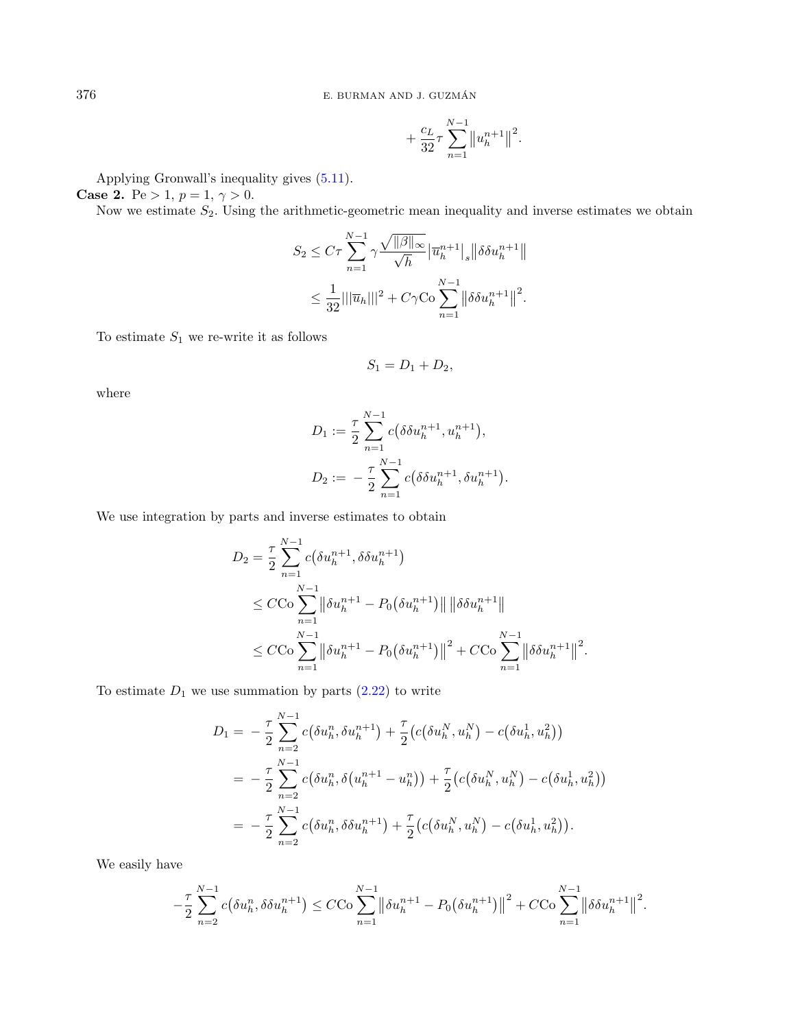$$
+ \frac{c_L}{32}\tau \sum_{n=1}^{N-1} \left\| u_h^{n+1} \right\|^2.
$$

Applying Gronwall's inequality gives (5.11).

**Case 2.** $\mathrm{Pe} > 1$, $p = 1$, $\gamma > 0$.

Now we estimate $S_2$. Using the arithmetic-geometric mean inequality and inverse estimates we obtain

$$
\begin{aligned}
S_2 &\le C\tau \sum_{n=1}^{N-1} \gamma \frac{\sqrt{\|\beta\|_\infty}}{\sqrt{h}} \left|\overline{u}_h^{n+1}\right|_s \left\|\delta\delta u_h^{n+1}\right\| \\
&\le \frac{1}{32} |||\overline{u}_h|||^2 + C\gamma \mathrm{Co} \sum_{n=1}^{N-1} \left\|\delta\delta u_h^{n+1}\right\|^2.
\end{aligned}
$$

To estimate $S_1$ we re-write it as follows

$$
S_1 = D_1 + D_2,
$$

where

$$
\begin{aligned}
D_1 &:= \frac{\tau}{2} \sum_{n=1}^{N-1} c\left(\delta\delta u_h^{n+1}, u_h^{n+1}\right), \\
D_2 &:= -\frac{\tau}{2} \sum_{n=1}^{N-1} c\left(\delta\delta u_h^{n+1}, \delta u_h^{n+1}\right).
\end{aligned}
$$

We use integration by parts and inverse estimates to obtain

$$
\begin{aligned}
D_2 &= \frac{\tau}{2} \sum_{n=1}^{N-1} c\left(\delta u_h^{n+1}, \delta\delta u_h^{n+1}\right) \\
&\le C\mathrm{Co} \sum_{n=1}^{N-1} \left\|\delta u_h^{n+1} - P_0\left(\delta u_h^{n+1}\right)\right\| \left\|\delta\delta u_h^{n+1}\right\| \\
&\le C\mathrm{Co} \sum_{n=1}^{N-1} \left\|\delta u_h^{n+1} - P_0\left(\delta u_h^{n+1}\right)\right\|^2 + C\mathrm{Co} \sum_{n=1}^{N-1} \left\|\delta\delta u_h^{n+1}\right\|^2.
\end{aligned}
$$

To estimate $D_1$ we use summation by parts (2.22) to write

$$
\begin{aligned}
D_1 &= -\frac{\tau}{2} \sum_{n=2}^{N-1} c\left(\delta u_h^n, \delta u_h^{n+1}\right) + \frac{\tau}{2}\left(c\left(\delta u_h^N, u_h^N\right) - c\left(\delta u_h^1, u_h^2\right)\right) \\
&= -\frac{\tau}{2} \sum_{n=2}^{N-1} c\left(\delta u_h^n, \delta\left(u_h^{n+1} - u_h^n\right)\right) + \frac{\tau}{2}\left(c\left(\delta u_h^N, u_h^N\right) - c\left(\delta u_h^1, u_h^2\right)\right) \\
&= -\frac{\tau}{2} \sum_{n=2}^{N-1} c\left(\delta u_h^n, \delta\delta u_h^{n+1}\right) + \frac{\tau}{2}\left(c\left(\delta u_h^N, u_h^N\right) - c\left(\delta u_h^1, u_h^2\right)\right).
\end{aligned}
$$

We easily have

$$
-\frac{\tau}{2} \sum_{n=2}^{N-1} c\left(\delta u_h^n, \delta\delta u_h^{n+1}\right) \le C\mathrm{Co} \sum_{n=1}^{N-1} \left\|\delta u_h^{n+1} - P_0\left(\delta u_h^{n+1}\right)\right\|^2 + C\mathrm{Co} \sum_{n=1}^{N-1} \left\|\delta\delta u_h^{n+1}\right\|^2.
$$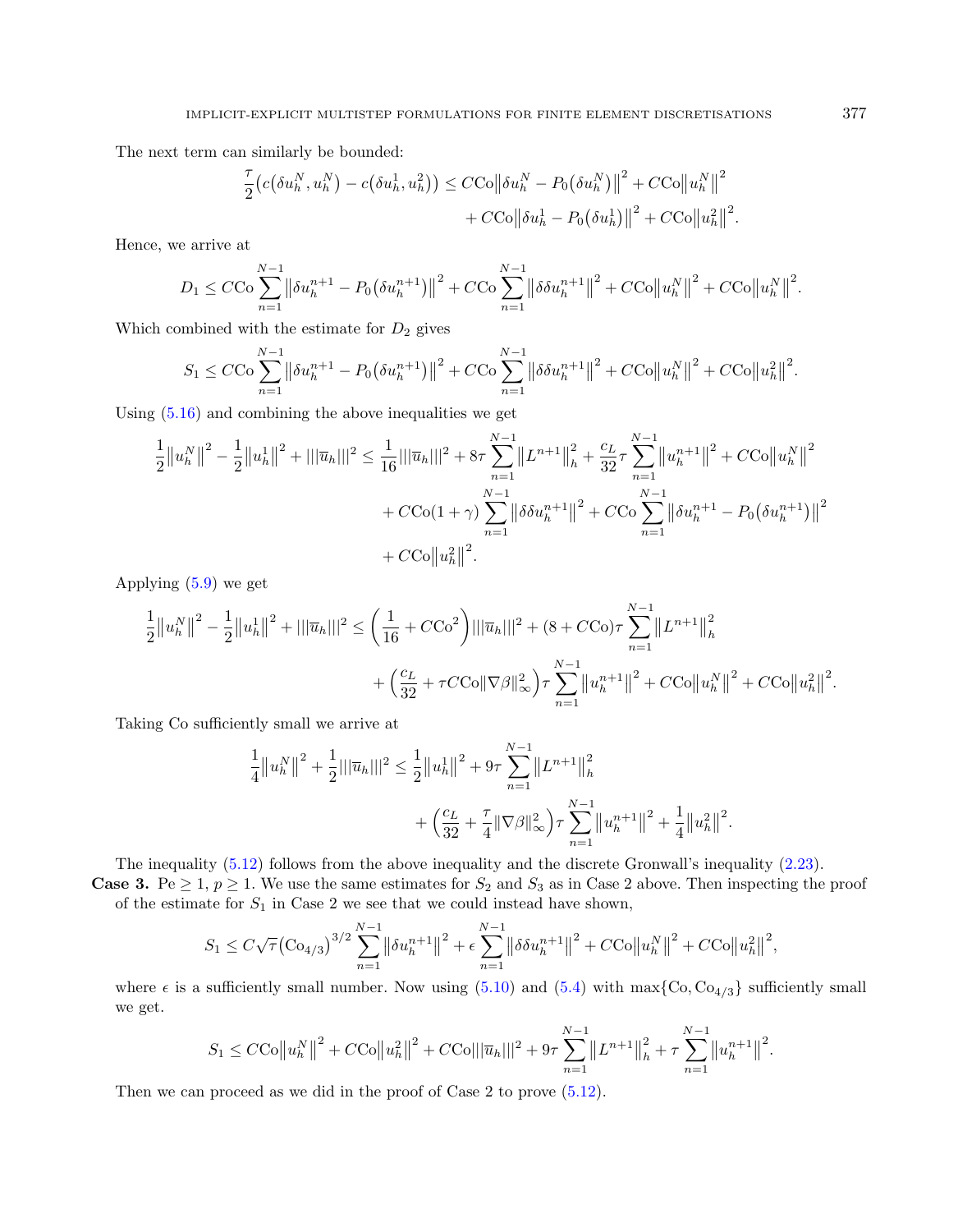The next term can similarly be bounded:

$$\frac{\tau}{2}\big(c(\delta u_h^N, u_h^N) - c(\delta u_h^1, u_h^2)\big) \leq C\text{Co}\big\|\delta u_h^N - P_0(\delta u_h^N)\big\|^2 + C\text{Co}\big\|u_h^N\big\|^2 + C\text{Co}\big\|\delta u_h^1 - P_0(\delta u_h^1)\big\|^2 + C\text{Co}\big\|u_h^2\big\|^2.$$

Hence, we arrive at

$$D_1 \leq C\text{Co}\sum_{n=1}^{N-1}\big\|\delta u_h^{n+1} - P_0(\delta u_h^{n+1})\big\|^2 + C\text{Co}\sum_{n=1}^{N-1}\big\|\delta\delta u_h^{n+1}\big\|^2 + C\text{Co}\big\|u_h^N\big\|^2 + C\text{Co}\big\|u_h^N\big\|^2.$$

Which combined with the estimate for $D_2$ gives

$$S_1 \leq C\text{Co}\sum_{n=1}^{N-1}\big\|\delta u_h^{n+1} - P_0(\delta u_h^{n+1})\big\|^2 + C\text{Co}\sum_{n=1}^{N-1}\big\|\delta\delta u_h^{n+1}\big\|^2 + C\text{Co}\big\|u_h^N\big\|^2 + C\text{Co}\big\|u_h^2\big\|^2.$$

Using (5.16) and combining the above inequalities we get

$$\begin{aligned}
\frac{1}{2}\big\|u_h^N\big\|^2 - \frac{1}{2}\big\|u_h^1\big\|^2 + |||\overline{u}_h|||^2 \leq{}& \frac{1}{16}|||\overline{u}_h|||^2 + 8\tau\sum_{n=1}^{N-1}\big\|L^{n+1}\big\|_h^2 + \frac{c_L}{32}\tau\sum_{n=1}^{N-1}\big\|u_h^{n+1}\big\|^2 + C\text{Co}\big\|u_h^N\big\|^2 \\
&+ C\text{Co}(1+\gamma)\sum_{n=1}^{N-1}\big\|\delta\delta u_h^{n+1}\big\|^2 + C\text{Co}\sum_{n=1}^{N-1}\big\|\delta u_h^{n+1} - P_0(\delta u_h^{n+1})\big\|^2 \\
&+ C\text{Co}\big\|u_h^2\big\|^2.
\end{aligned}$$

Applying (5.9) we get

$$\begin{aligned}
\frac{1}{2}\big\|u_h^N\big\|^2 - \frac{1}{2}\big\|u_h^1\big\|^2 + |||\overline{u}_h|||^2 \leq{}& \left(\frac{1}{16} + C\text{Co}^2\right)|||\overline{u}_h|||^2 + (8 + C\text{Co})\tau\sum_{n=1}^{N-1}\big\|L^{n+1}\big\|_h^2 \\
&+ \left(\frac{c_L}{32} + \tau C\text{Co}\|\nabla\beta\|_\infty^2\right)\tau\sum_{n=1}^{N-1}\big\|u_h^{n+1}\big\|^2 + C\text{Co}\big\|u_h^N\big\|^2 + C\text{Co}\big\|u_h^2\big\|^2.
\end{aligned}$$

Taking Co sufficiently small we arrive at

$$\begin{aligned}
\frac{1}{4}\big\|u_h^N\big\|^2 + \frac{1}{2}|||\overline{u}_h|||^2 \leq{}& \frac{1}{2}\big\|u_h^1\big\|^2 + 9\tau\sum_{n=1}^{N-1}\big\|L^{n+1}\big\|_h^2 \\
&+ \left(\frac{c_L}{32} + \frac{\tau}{4}\|\nabla\beta\|_\infty^2\right)\tau\sum_{n=1}^{N-1}\big\|u_h^{n+1}\big\|^2 + \frac{1}{4}\big\|u_h^2\big\|^2.
\end{aligned}$$

The inequality (5.12) follows from the above inequality and the discrete Gronwall's inequality (2.23).

**Case 3.** $\text{Pe} \geq 1$, $p \geq 1$. We use the same estimates for $S_2$ and $S_3$ as in Case 2 above. Then inspecting the proof of the estimate for $S_1$ in Case 2 we see that we could instead have shown,

$$S_1 \leq C\sqrt{\tau}\big(\text{Co}_{4/3}\big)^{3/2}\sum_{n=1}^{N-1}\big\|\delta u_h^{n+1}\big\|^2 + \epsilon\sum_{n=1}^{N-1}\big\|\delta\delta u_h^{n+1}\big\|^2 + C\text{Co}\big\|u_h^N\big\|^2 + C\text{Co}\big\|u_h^2\big\|^2,$$

where $\epsilon$ is a sufficiently small number. Now using (5.10) and (5.4) with $\max\{\text{Co}, \text{Co}_{4/3}\}$ sufficiently small we get.

$$S_1 \leq C\text{Co}\big\|u_h^N\big\|^2 + C\text{Co}\big\|u_h^2\big\|^2 + C\text{Co}|||\overline{u}_h|||^2 + 9\tau\sum_{n=1}^{N-1}\big\|L^{n+1}\big\|_h^2 + \tau\sum_{n=1}^{N-1}\big\|u_h^{n+1}\big\|^2.$$

Then we can proceed as we did in the proof of Case 2 to prove (5.12).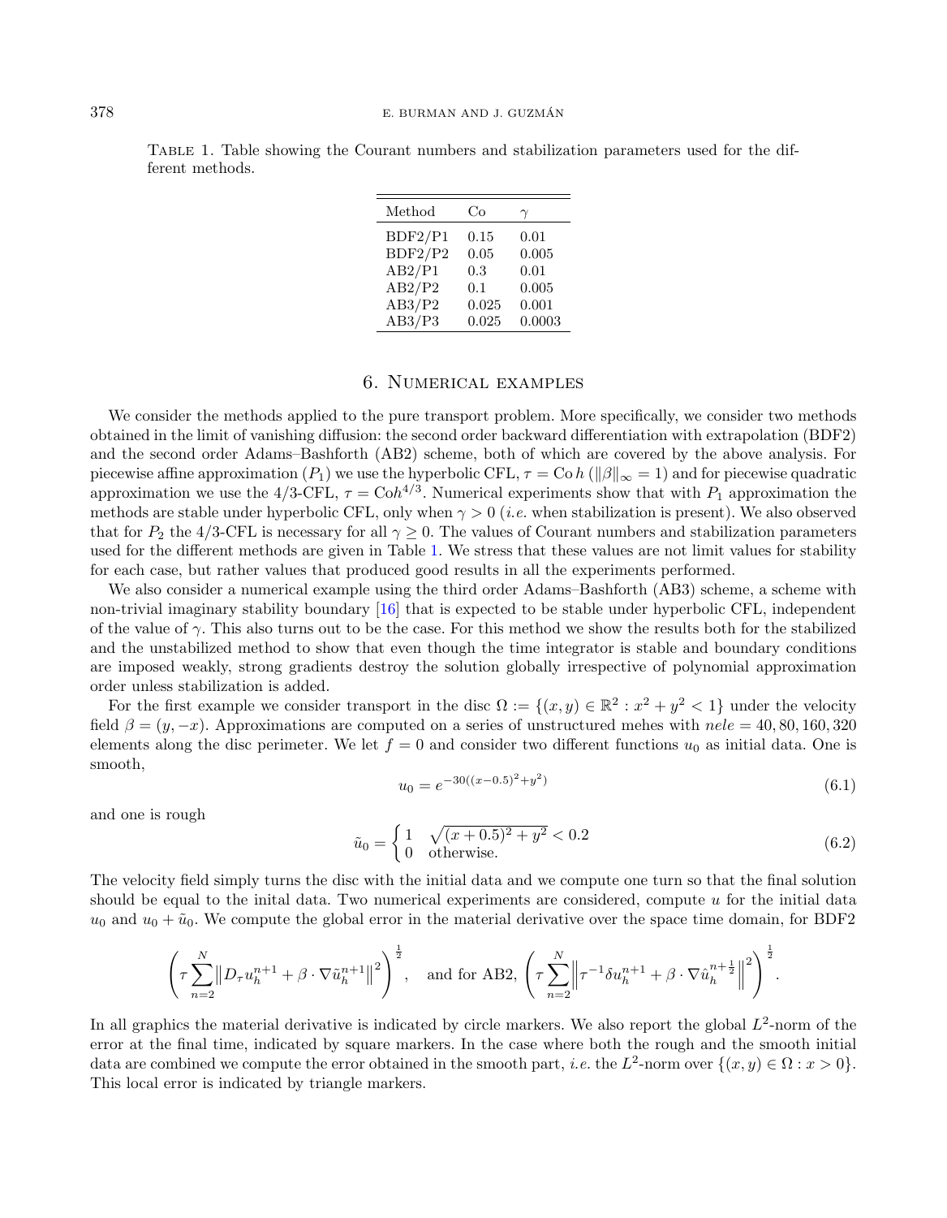Table 1. Table showing the Courant numbers and stabilization parameters used for the different methods.

| Method | Co | $\gamma$ |
|---|---|---|
| BDF2/P1 | 0.15 | 0.01 |
| BDF2/P2 | 0.05 | 0.005 |
| AB2/P1 | 0.3 | 0.01 |
| AB2/P2 | 0.1 | 0.005 |
| AB3/P2 | 0.025 | 0.001 |
| AB3/P3 | 0.025 | 0.0003 |

## 6. Numerical examples

We consider the methods applied to the pure transport problem. More specifically, we consider two methods obtained in the limit of vanishing diffusion: the second order backward differentiation with extrapolation (BDF2) and the second order Adams–Bashforth (AB2) scheme, both of which are covered by the above analysis. For piecewise affine approximation ($P_1$) we use the hyperbolic CFL, $\tau = \mathrm{Co}\, h$ ($\|\beta\|_\infty = 1$) and for piecewise quadratic approximation we use the 4/3-CFL, $\tau = \mathrm{Co} h^{4/3}$. Numerical experiments show that with $P_1$ approximation the methods are stable under hyperbolic CFL, only when $\gamma > 0$ (*i.e.* when stabilization is present). We also observed that for $P_2$ the 4/3-CFL is necessary for all $\gamma \geq 0$. The values of Courant numbers and stabilization parameters used for the different methods are given in Table 1. We stress that these values are not limit values for stability for each case, but rather values that produced good results in all the experiments performed.

We also consider a numerical example using the third order Adams–Bashforth (AB3) scheme, a scheme with non-trivial imaginary stability boundary [16] that is expected to be stable under hyperbolic CFL, independent of the value of $\gamma$. This also turns out to be the case. For this method we show the results both for the stabilized and the unstabilized method to show that even though the time integrator is stable and boundary conditions are imposed weakly, strong gradients destroy the solution globally irrespective of polynomial approximation order unless stabilization is added.

For the first example we consider transport in the disc $\Omega := \{(x, y) \in \mathbb{R}^2 : x^2 + y^2 < 1\}$ under the velocity field $\beta = (y, -x)$. Approximations are computed on a series of unstructured mehes with $nele = 40, 80, 160, 320$ elements along the disc perimeter. We let $f = 0$ and consider two different functions $u_0$ as initial data. One is smooth,

$$u_0 = e^{-30((x-0.5)^2+y^2)} \tag{6.1}$$

and one is rough

$$\tilde{u}_0 = \begin{cases} 1 & \sqrt{(x+0.5)^2 + y^2} < 0.2 \\ 0 & \text{otherwise.} \end{cases} \tag{6.2}$$

The velocity field simply turns the disc with the initial data and we compute one turn so that the final solution should be equal to the inital data. Two numerical experiments are considered, compute $u$ for the initial data $u_0$ and $u_0 + \tilde{u}_0$. We compute the global error in the material derivative over the space time domain, for BDF2

$$\left(\tau \sum_{n=2}^{N} \left\| D_\tau u_h^{n+1} + \beta \cdot \nabla \tilde{u}_h^{n+1} \right\|^2 \right)^{\frac{1}{2}}, \quad \text{and for AB2,} \left(\tau \sum_{n=2}^{N} \left\| \tau^{-1} \delta u_h^{n+1} + \beta \cdot \nabla \hat{u}_h^{n+\frac{1}{2}} \right\|^2 \right)^{\frac{1}{2}}.$$

In all graphics the material derivative is indicated by circle markers. We also report the global $L^2$-norm of the error at the final time, indicated by square markers. In the case where both the rough and the smooth initial data are combined we compute the error obtained in the smooth part, *i.e.* the $L^2$-norm over $\{(x, y) \in \Omega : x > 0\}$. This local error is indicated by triangle markers.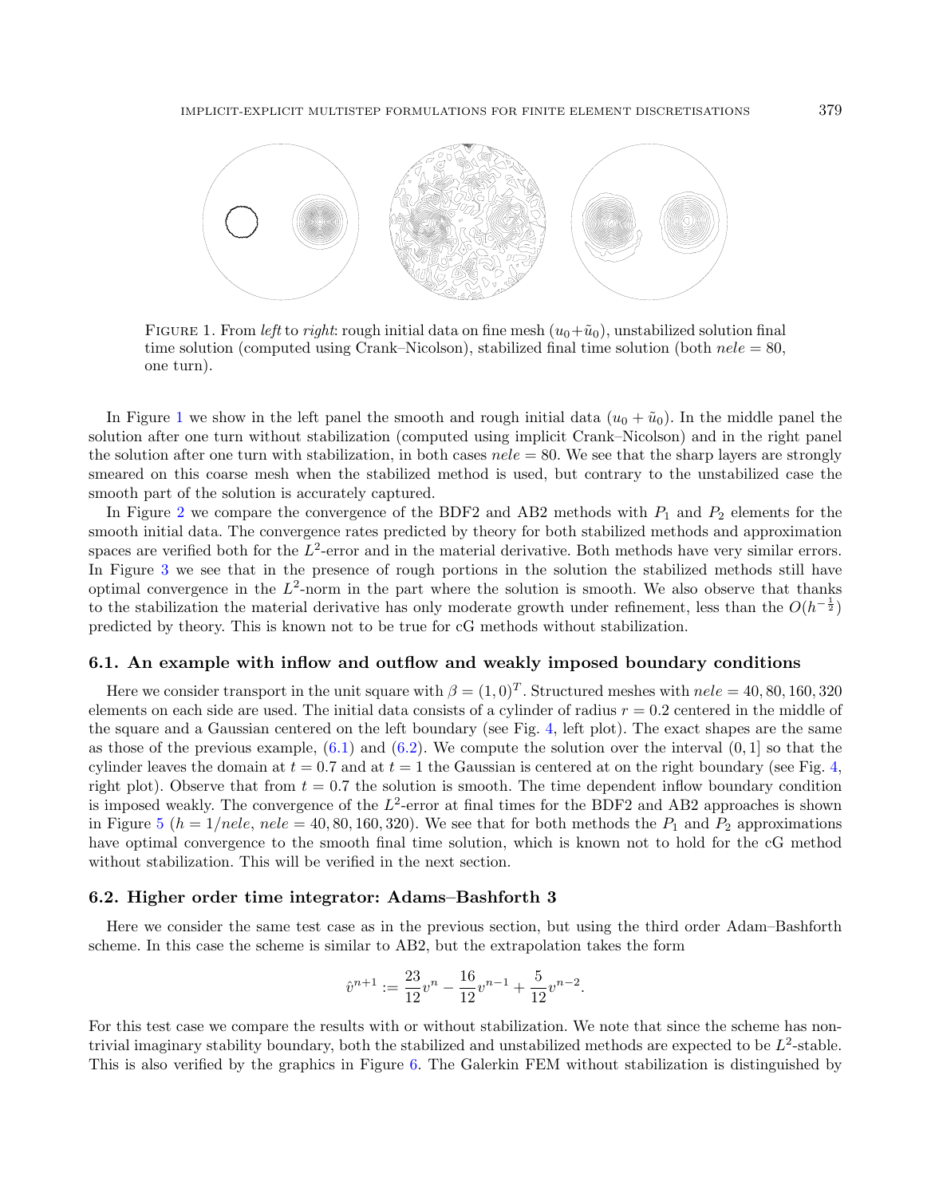FIGURE 1. From *left* to *right*: rough initial data on fine mesh ($u_0+\tilde{u}_0$), unstabilized solution final time solution (computed using Crank–Nicolson), stabilized final time solution (both $nele = 80$, one turn).

In Figure 1 we show in the left panel the smooth and rough initial data ($u_0 + \tilde{u}_0$). In the middle panel the solution after one turn without stabilization (computed using implicit Crank–Nicolson) and in the right panel the solution after one turn with stabilization, in both cases $nele = 80$. We see that the sharp layers are strongly smeared on this coarse mesh when the stabilized method is used, but contrary to the unstabilized case the smooth part of the solution is accurately captured.

In Figure 2 we compare the convergence of the BDF2 and AB2 methods with $P_1$ and $P_2$ elements for the smooth initial data. The convergence rates predicted by theory for both stabilized methods and approximation spaces are verified both for the $L^2$-error and in the material derivative. Both methods have very similar errors. In Figure 3 we see that in the presence of rough portions in the solution the stabilized methods still have optimal convergence in the $L^2$-norm in the part where the solution is smooth. We also observe that thanks to the stabilization the material derivative has only moderate growth under refinement, less than the $O(h^{-\frac{1}{2}})$ predicted by theory. This is known not to be true for cG methods without stabilization.

### 6.1. An example with inflow and outflow and weakly imposed boundary conditions

Here we consider transport in the unit square with $\beta = (1, 0)^T$. Structured meshes with $nele = 40, 80, 160, 320$ elements on each side are used. The initial data consists of a cylinder of radius $r = 0.2$ centered in the middle of the square and a Gaussian centered on the left boundary (see Fig. 4, left plot). The exact shapes are the same as those of the previous example, (6.1) and (6.2). We compute the solution over the interval $(0, 1]$ so that the cylinder leaves the domain at $t = 0.7$ and at $t = 1$ the Gaussian is centered at on the right boundary (see Fig. 4, right plot). Observe that from $t = 0.7$ the solution is smooth. The time dependent inflow boundary condition is imposed weakly. The convergence of the $L^2$-error at final times for the BDF2 and AB2 approaches is shown in Figure 5 ($h = 1/nele$, $nele = 40, 80, 160, 320$). We see that for both methods the $P_1$ and $P_2$ approximations have optimal convergence to the smooth final time solution, which is known not to hold for the cG method without stabilization. This will be verified in the next section.

### 6.2. Higher order time integrator: Adams–Bashforth 3

Here we consider the same test case as in the previous section, but using the third order Adam–Bashforth scheme. In this case the scheme is similar to AB2, but the extrapolation takes the form

$$\hat{v}^{n+1} := \frac{23}{12}v^n - \frac{16}{12}v^{n-1} + \frac{5}{12}v^{n-2}.$$

For this test case we compare the results with or without stabilization. We note that since the scheme has non-trivial imaginary stability boundary, both the stabilized and unstabilized methods are expected to be $L^2$-stable. This is also verified by the graphics in Figure 6. The Galerkin FEM without stabilization is distinguished by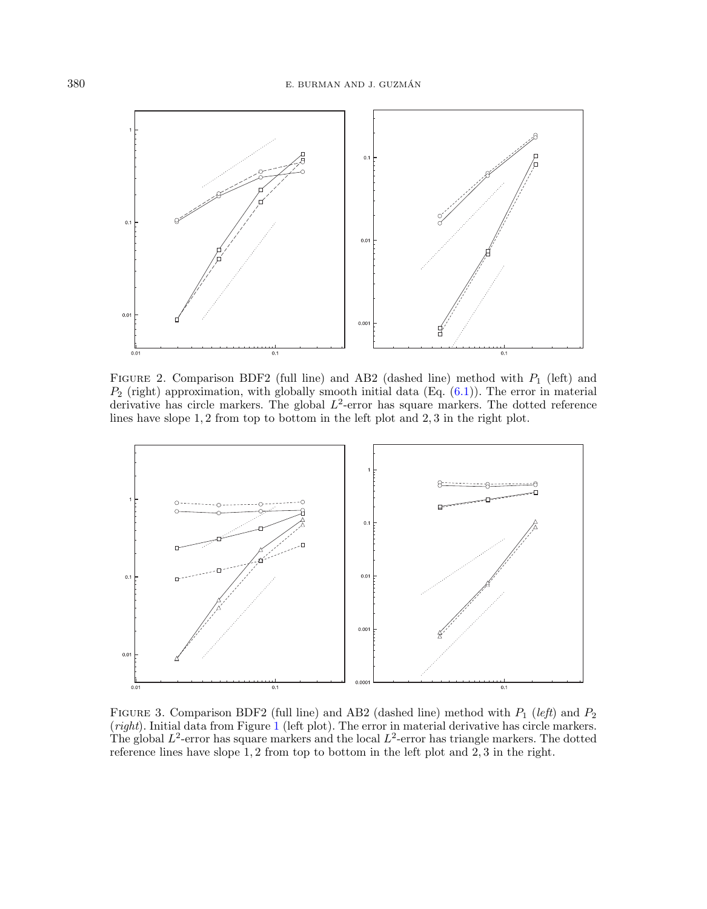Figure 2. Comparison BDF2 (full line) and AB2 (dashed line) method with $P_1$ (left) and $P_2$ (right) approximation, with globally smooth initial data (Eq. (6.1)). The error in material derivative has circle markers. The global $L^2$-error has square markers. The dotted reference lines have slope $1, 2$ from top to bottom in the left plot and $2, 3$ in the right plot.

Figure 3. Comparison BDF2 (full line) and AB2 (dashed line) method with $P_1$ (*left*) and $P_2$ (*right*). Initial data from Figure 1 (left plot). The error in material derivative has circle markers. The global $L^2$-error has square markers and the local $L^2$-error has triangle markers. The dotted reference lines have slope $1, 2$ from top to bottom in the left plot and $2, 3$ in the right.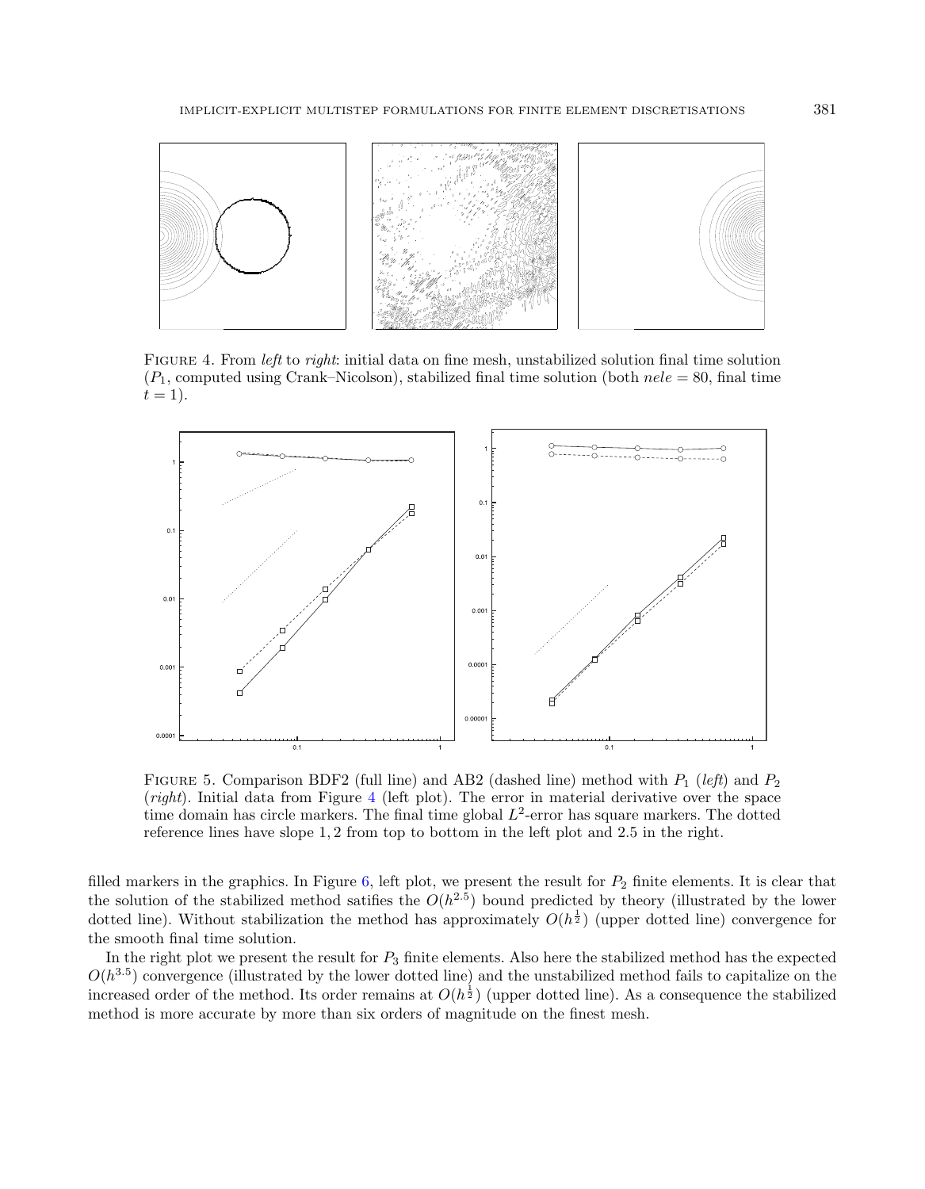FIGURE 4. From *left* to *right*: initial data on fine mesh, unstabilized solution final time solution ($P_1$, computed using Crank–Nicolson), stabilized final time solution (both $nele = 80$, final time $t = 1$).

FIGURE 5. Comparison BDF2 (full line) and AB2 (dashed line) method with $P_1$ (*left*) and $P_2$ (*right*). Initial data from Figure 4 (left plot). The error in material derivative over the space time domain has circle markers. The final time global $L^2$-error has square markers. The dotted reference lines have slope 1, 2 from top to bottom in the left plot and 2.5 in the right.

filled markers in the graphics. In Figure 6, left plot, we present the result for $P_2$ finite elements. It is clear that the solution of the stabilized method satifies the $O(h^{2.5})$ bound predicted by theory (illustrated by the lower dotted line). Without stabilization the method has approximately $O(h^{\frac{1}{2}})$ (upper dotted line) convergence for the smooth final time solution.

In the right plot we present the result for $P_3$ finite elements. Also here the stabilized method has the expected $O(h^{3.5})$ convergence (illustrated by the lower dotted line) and the unstabilized method fails to capitalize on the increased order of the method. Its order remains at $O(h^{\frac{1}{2}})$ (upper dotted line). As a consequence the stabilized method is more accurate by more than six orders of magnitude on the finest mesh.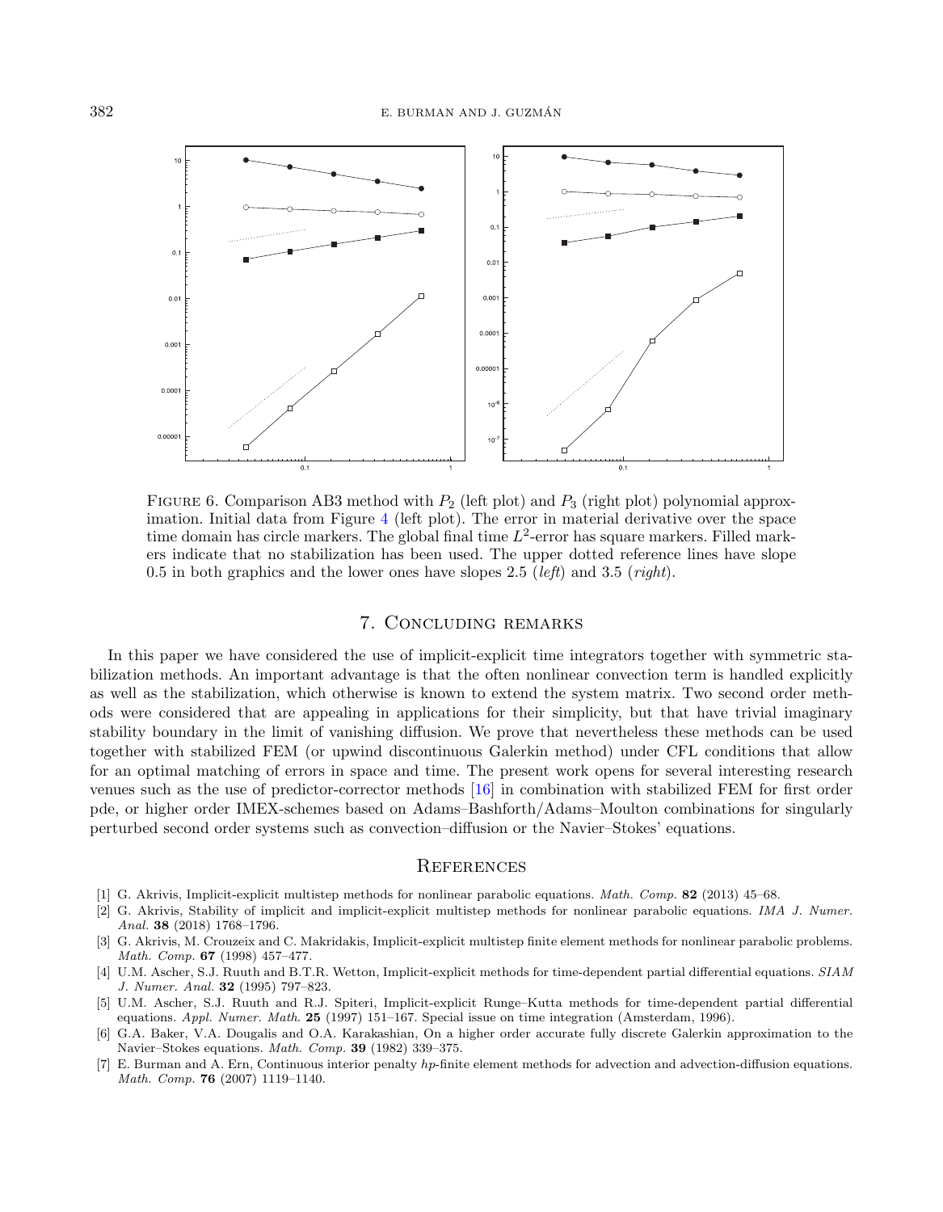FIGURE 6. Comparison AB3 method with $P_2$ (left plot) and $P_3$ (right plot) polynomial approximation. Initial data from Figure 4 (left plot). The error in material derivative over the space time domain has circle markers. The global final time $L^2$-error has square markers. Filled markers indicate that no stabilization has been used. The upper dotted reference lines have slope 0.5 in both graphics and the lower ones have slopes 2.5 (*left*) and 3.5 (*right*).

## 7. Concluding remarks

In this paper we have considered the use of implicit-explicit time integrators together with symmetric stabilization methods. An important advantage is that the often nonlinear convection term is handled explicitly as well as the stabilization, which otherwise is known to extend the system matrix. Two second order methods were considered that are appealing in applications for their simplicity, but that have trivial imaginary stability boundary in the limit of vanishing diffusion. We prove that nevertheless these methods can be used together with stabilized FEM (or upwind discontinuous Galerkin method) under CFL conditions that allow for an optimal matching of errors in space and time. The present work opens for several interesting research venues such as the use of predictor-corrector methods [16] in combination with stabilized FEM for first order pde, or higher order IMEX-schemes based on Adams–Bashforth/Adams–Moulton combinations for singularly perturbed second order systems such as convection–diffusion or the Navier–Stokes' equations.

## References

[1] G. Akrivis, Implicit-explicit multistep methods for nonlinear parabolic equations. *Math. Comp.* **82** (2013) 45–68.

[2] G. Akrivis, Stability of implicit and implicit-explicit multistep methods for nonlinear parabolic equations. *IMA J. Numer. Anal.* **38** (2018) 1768–1796.

[3] G. Akrivis, M. Crouzeix and C. Makridakis, Implicit-explicit multistep finite element methods for nonlinear parabolic problems. *Math. Comp.* **67** (1998) 457–477.

[4] U.M. Ascher, S.J. Ruuth and B.T.R. Wetton, Implicit-explicit methods for time-dependent partial differential equations. *SIAM J. Numer. Anal.* **32** (1995) 797–823.

[5] U.M. Ascher, S.J. Ruuth and R.J. Spiteri, Implicit-explicit Runge–Kutta methods for time-dependent partial differential equations. *Appl. Numer. Math*. **25** (1997) 151–167. Special issue on time integration (Amsterdam, 1996).

[6] G.A. Baker, V.A. Dougalis and O.A. Karakashian, On a higher order accurate fully discrete Galerkin approximation to the Navier–Stokes equations. *Math. Comp.* **39** (1982) 339–375.

[7] E. Burman and A. Ern, Continuous interior penalty *hp*-finite element methods for advection and advection-diffusion equations. *Math. Comp.* **76** (2007) 1119–1140.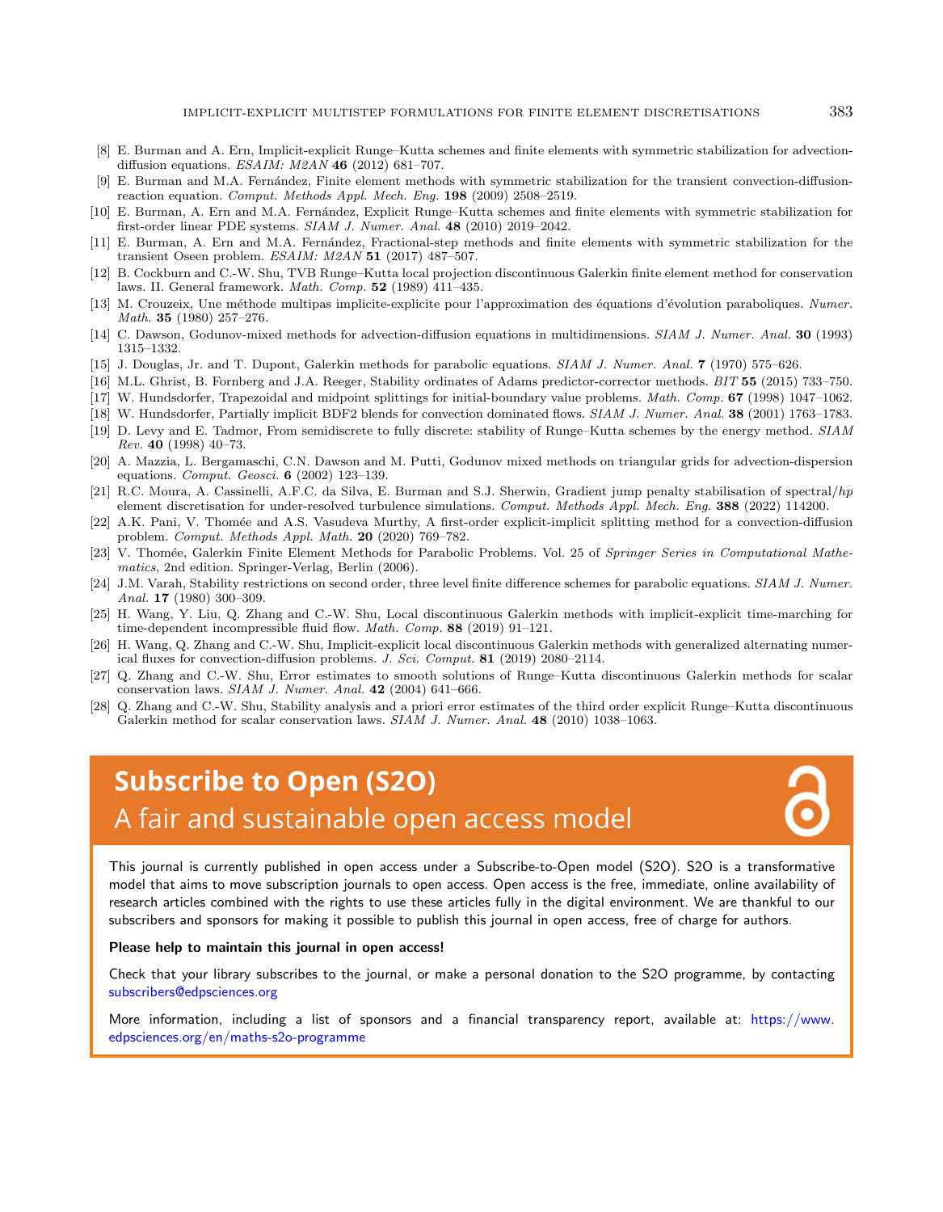[8] E. Burman and A. Ern, Implicit-explicit Runge–Kutta schemes and finite elements with symmetric stabilization for advection-diffusion equations. *ESAIM: M2AN* **46** (2012) 681–707.

[9] E. Burman and M.A. Fernández, Finite element methods with symmetric stabilization for the transient convection-diffusion-reaction equation. *Comput. Methods Appl. Mech. Eng.* **198** (2009) 2508–2519.

[10] E. Burman, A. Ern and M.A. Fernández, Explicit Runge–Kutta schemes and finite elements with symmetric stabilization for first-order linear PDE systems. *SIAM J. Numer. Anal.* **48** (2010) 2019–2042.

[11] E. Burman, A. Ern and M.A. Fernández, Fractional-step methods and finite elements with symmetric stabilization for the transient Oseen problem. *ESAIM: M2AN* **51** (2017) 487–507.

[12] B. Cockburn and C.-W. Shu, TVB Runge–Kutta local projection discontinuous Galerkin finite element method for conservation laws. II. General framework. *Math. Comp.* **52** (1989) 411–435.

[13] M. Crouzeix, Une méthode multipas implicite-explicite pour l'approximation des équations d'évolution paraboliques. *Numer. Math.* **35** (1980) 257–276.

[14] C. Dawson, Godunov-mixed methods for advection-diffusion equations in multidimensions. *SIAM J. Numer. Anal.* **30** (1993) 1315–1332.

[15] J. Douglas, Jr. and T. Dupont, Galerkin methods for parabolic equations. *SIAM J. Numer. Anal.* **7** (1970) 575–626.

[16] M.L. Ghrist, B. Fornberg and J.A. Reeger, Stability ordinates of Adams predictor-corrector methods. *BIT* **55** (2015) 733–750.

[17] W. Hundsdorfer, Trapezoidal and midpoint splittings for initial-boundary value problems. *Math. Comp.* **67** (1998) 1047–1062.

[18] W. Hundsdorfer, Partially implicit BDF2 blends for convection dominated flows. *SIAM J. Numer. Anal.* **38** (2001) 1763–1783.

[19] D. Levy and E. Tadmor, From semidiscrete to fully discrete: stability of Runge–Kutta schemes by the energy method. *SIAM Rev.* **40** (1998) 40–73.

[20] A. Mazzia, L. Bergamaschi, C.N. Dawson and M. Putti, Godunov mixed methods on triangular grids for advection-dispersion equations. *Comput. Geosci.* **6** (2002) 123–139.

[21] R.C. Moura, A. Cassinelli, A.F.C. da Silva, E. Burman and S.J. Sherwin, Gradient jump penalty stabilisation of spectral/*hp* element discretisation for under-resolved turbulence simulations. *Comput. Methods Appl. Mech. Eng.* **388** (2022) 114200.

[22] A.K. Pani, V. Thomée and A.S. Vasudeva Murthy, A first-order explicit-implicit splitting method for a convection-diffusion problem. *Comput. Methods Appl. Math.* **20** (2020) 769–782.

[23] V. Thomée, Galerkin Finite Element Methods for Parabolic Problems. Vol. 25 of *Springer Series in Computational Mathematics*, 2nd edition. Springer-Verlag, Berlin (2006).

[24] J.M. Varah, Stability restrictions on second order, three level finite difference schemes for parabolic equations. *SIAM J. Numer. Anal.* **17** (1980) 300–309.

[25] H. Wang, Y. Liu, Q. Zhang and C.-W. Shu, Local discontinuous Galerkin methods with implicit-explicit time-marching for time-dependent incompressible fluid flow. *Math. Comp.* **88** (2019) 91–121.

[26] H. Wang, Q. Zhang and C.-W. Shu, Implicit-explicit local discontinuous Galerkin methods with generalized alternating numerical fluxes for convection-diffusion problems. *J. Sci. Comput.* **81** (2019) 2080–2114.

[27] Q. Zhang and C.-W. Shu, Error estimates to smooth solutions of Runge–Kutta discontinuous Galerkin methods for scalar conservation laws. *SIAM J. Numer. Anal.* **42** (2004) 641–666.

[28] Q. Zhang and C.-W. Shu, Stability analysis and a priori error estimates of the third order explicit Runge–Kutta discontinuous Galerkin method for scalar conservation laws. *SIAM J. Numer. Anal.* **48** (2010) 1038–1063.

## Subscribe to Open (S2O)

### A fair and sustainable open access model

This journal is currently published in open access under a Subscribe-to-Open model (S2O). S2O is a transformative model that aims to move subscription journals to open access. Open access is the free, immediate, online availability of research articles combined with the rights to use these articles fully in the digital environment. We are thankful to our subscribers and sponsors for making it possible to publish this journal in open access, free of charge for authors.

**Please help to maintain this journal in open access!**

Check that your library subscribes to the journal, or make a personal donation to the S2O programme, by contacting subscribers@edpsciences.org

More information, including a list of sponsors and a financial transparency report, available at: https://www.edpsciences.org/en/maths-s2o-programme